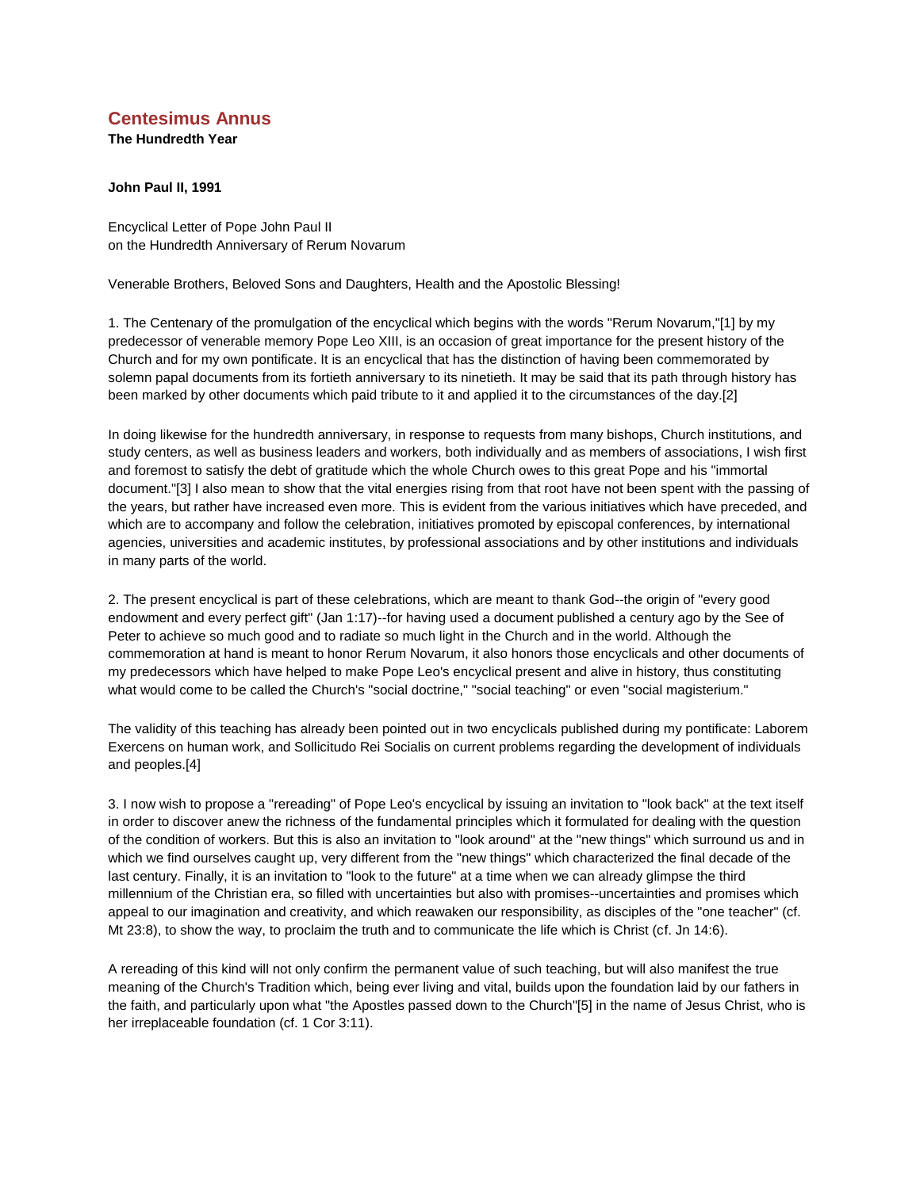# Centesimus Annus

**The Hundredth Year**

**John Paul II, 1991**

Encyclical Letter of Pope John Paul II
on the Hundredth Anniversary of Rerum Novarum

Venerable Brothers, Beloved Sons and Daughters, Health and the Apostolic Blessing!

1. The Centenary of the promulgation of the encyclical which begins with the words "Rerum Novarum,"[1] by my predecessor of venerable memory Pope Leo XIII, is an occasion of great importance for the present history of the Church and for my own pontificate. It is an encyclical that has the distinction of having been commemorated by solemn papal documents from its fortieth anniversary to its ninetieth. It may be said that its path through history has been marked by other documents which paid tribute to it and applied it to the circumstances of the day.[2]

In doing likewise for the hundredth anniversary, in response to requests from many bishops, Church institutions, and study centers, as well as business leaders and workers, both individually and as members of associations, I wish first and foremost to satisfy the debt of gratitude which the whole Church owes to this great Pope and his "immortal document."[3] I also mean to show that the vital energies rising from that root have not been spent with the passing of the years, but rather have increased even more. This is evident from the various initiatives which have preceded, and which are to accompany and follow the celebration, initiatives promoted by episcopal conferences, by international agencies, universities and academic institutes, by professional associations and by other institutions and individuals in many parts of the world.

2. The present encyclical is part of these celebrations, which are meant to thank God--the origin of "every good endowment and every perfect gift" (Jan 1:17)--for having used a document published a century ago by the See of Peter to achieve so much good and to radiate so much light in the Church and in the world. Although the commemoration at hand is meant to honor Rerum Novarum, it also honors those encyclicals and other documents of my predecessors which have helped to make Pope Leo's encyclical present and alive in history, thus constituting what would come to be called the Church's "social doctrine," "social teaching" or even "social magisterium."

The validity of this teaching has already been pointed out in two encyclicals published during my pontificate: Laborem Exercens on human work, and Sollicitudo Rei Socialis on current problems regarding the development of individuals and peoples.[4]

3. I now wish to propose a "rereading" of Pope Leo's encyclical by issuing an invitation to "look back" at the text itself in order to discover anew the richness of the fundamental principles which it formulated for dealing with the question of the condition of workers. But this is also an invitation to "look around" at the "new things" which surround us and in which we find ourselves caught up, very different from the "new things" which characterized the final decade of the last century. Finally, it is an invitation to "look to the future" at a time when we can already glimpse the third millennium of the Christian era, so filled with uncertainties but also with promises--uncertainties and promises which appeal to our imagination and creativity, and which reawaken our responsibility, as disciples of the "one teacher" (cf. Mt 23:8), to show the way, to proclaim the truth and to communicate the life which is Christ (cf. Jn 14:6).

A rereading of this kind will not only confirm the permanent value of such teaching, but will also manifest the true meaning of the Church's Tradition which, being ever living and vital, builds upon the foundation laid by our fathers in the faith, and particularly upon what "the Apostles passed down to the Church"[5] in the name of Jesus Christ, who is her irreplaceable foundation (cf. 1 Cor 3:11).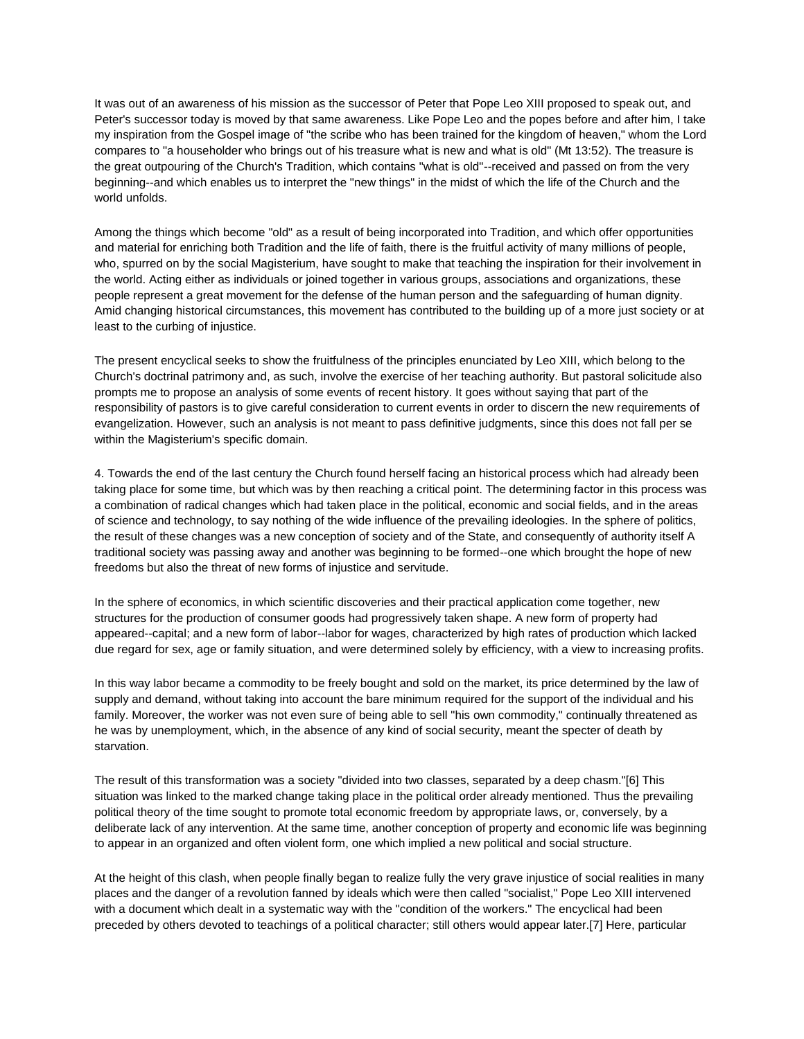It was out of an awareness of his mission as the successor of Peter that Pope Leo XIII proposed to speak out, and Peter's successor today is moved by that same awareness. Like Pope Leo and the popes before and after him, I take my inspiration from the Gospel image of "the scribe who has been trained for the kingdom of heaven," whom the Lord compares to "a householder who brings out of his treasure what is new and what is old" (Mt 13:52). The treasure is the great outpouring of the Church's Tradition, which contains "what is old"--received and passed on from the very beginning--and which enables us to interpret the "new things" in the midst of which the life of the Church and the world unfolds.

Among the things which become "old" as a result of being incorporated into Tradition, and which offer opportunities and material for enriching both Tradition and the life of faith, there is the fruitful activity of many millions of people, who, spurred on by the social Magisterium, have sought to make that teaching the inspiration for their involvement in the world. Acting either as individuals or joined together in various groups, associations and organizations, these people represent a great movement for the defense of the human person and the safeguarding of human dignity. Amid changing historical circumstances, this movement has contributed to the building up of a more just society or at least to the curbing of injustice.

The present encyclical seeks to show the fruitfulness of the principles enunciated by Leo XIII, which belong to the Church's doctrinal patrimony and, as such, involve the exercise of her teaching authority. But pastoral solicitude also prompts me to propose an analysis of some events of recent history. It goes without saying that part of the responsibility of pastors is to give careful consideration to current events in order to discern the new requirements of evangelization. However, such an analysis is not meant to pass definitive judgments, since this does not fall per se within the Magisterium's specific domain.

4. Towards the end of the last century the Church found herself facing an historical process which had already been taking place for some time, but which was by then reaching a critical point. The determining factor in this process was a combination of radical changes which had taken place in the political, economic and social fields, and in the areas of science and technology, to say nothing of the wide influence of the prevailing ideologies. In the sphere of politics, the result of these changes was a new conception of society and of the State, and consequently of authority itself A traditional society was passing away and another was beginning to be formed--one which brought the hope of new freedoms but also the threat of new forms of injustice and servitude.

In the sphere of economics, in which scientific discoveries and their practical application come together, new structures for the production of consumer goods had progressively taken shape. A new form of property had appeared--capital; and a new form of labor--labor for wages, characterized by high rates of production which lacked due regard for sex, age or family situation, and were determined solely by efficiency, with a view to increasing profits.

In this way labor became a commodity to be freely bought and sold on the market, its price determined by the law of supply and demand, without taking into account the bare minimum required for the support of the individual and his family. Moreover, the worker was not even sure of being able to sell "his own commodity," continually threatened as he was by unemployment, which, in the absence of any kind of social security, meant the specter of death by starvation.

The result of this transformation was a society "divided into two classes, separated by a deep chasm."[6] This situation was linked to the marked change taking place in the political order already mentioned. Thus the prevailing political theory of the time sought to promote total economic freedom by appropriate laws, or, conversely, by a deliberate lack of any intervention. At the same time, another conception of property and economic life was beginning to appear in an organized and often violent form, one which implied a new political and social structure.

At the height of this clash, when people finally began to realize fully the very grave injustice of social realities in many places and the danger of a revolution fanned by ideals which were then called "socialist," Pope Leo XIII intervened with a document which dealt in a systematic way with the "condition of the workers." The encyclical had been preceded by others devoted to teachings of a political character; still others would appear later.[7] Here, particular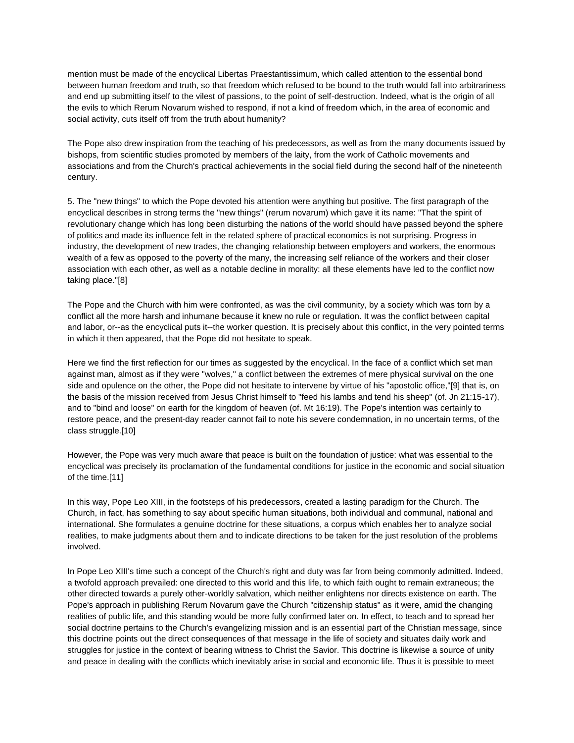mention must be made of the encyclical Libertas Praestantissimum, which called attention to the essential bond between human freedom and truth, so that freedom which refused to be bound to the truth would fall into arbitrariness and end up submitting itself to the vilest of passions, to the point of self-destruction. Indeed, what is the origin of all the evils to which Rerum Novarum wished to respond, if not a kind of freedom which, in the area of economic and social activity, cuts itself off from the truth about humanity?

The Pope also drew inspiration from the teaching of his predecessors, as well as from the many documents issued by bishops, from scientific studies promoted by members of the laity, from the work of Catholic movements and associations and from the Church's practical achievements in the social field during the second half of the nineteenth century.

5. The "new things" to which the Pope devoted his attention were anything but positive. The first paragraph of the encyclical describes in strong terms the "new things" (rerum novarum) which gave it its name: "That the spirit of revolutionary change which has long been disturbing the nations of the world should have passed beyond the sphere of politics and made its influence felt in the related sphere of practical economics is not surprising. Progress in industry, the development of new trades, the changing relationship between employers and workers, the enormous wealth of a few as opposed to the poverty of the many, the increasing self reliance of the workers and their closer association with each other, as well as a notable decline in morality: all these elements have led to the conflict now taking place."[8]

The Pope and the Church with him were confronted, as was the civil community, by a society which was torn by a conflict all the more harsh and inhumane because it knew no rule or regulation. It was the conflict between capital and labor, or--as the encyclical puts it--the worker question. It is precisely about this conflict, in the very pointed terms in which it then appeared, that the Pope did not hesitate to speak.

Here we find the first reflection for our times as suggested by the encyclical. In the face of a conflict which set man against man, almost as if they were "wolves," a conflict between the extremes of mere physical survival on the one side and opulence on the other, the Pope did not hesitate to intervene by virtue of his "apostolic office,"[9] that is, on the basis of the mission received from Jesus Christ himself to "feed his lambs and tend his sheep" (of. Jn 21:15-17), and to "bind and loose" on earth for the kingdom of heaven (of. Mt 16:19). The Pope's intention was certainly to restore peace, and the present-day reader cannot fail to note his severe condemnation, in no uncertain terms, of the class struggle.[10]

However, the Pope was very much aware that peace is built on the foundation of justice: what was essential to the encyclical was precisely its proclamation of the fundamental conditions for justice in the economic and social situation of the time.[11]

In this way, Pope Leo XIII, in the footsteps of his predecessors, created a lasting paradigm for the Church. The Church, in fact, has something to say about specific human situations, both individual and communal, national and international. She formulates a genuine doctrine for these situations, a corpus which enables her to analyze social realities, to make judgments about them and to indicate directions to be taken for the just resolution of the problems involved.

In Pope Leo XIII's time such a concept of the Church's right and duty was far from being commonly admitted. Indeed, a twofold approach prevailed: one directed to this world and this life, to which faith ought to remain extraneous; the other directed towards a purely other-worldly salvation, which neither enlightens nor directs existence on earth. The Pope's approach in publishing Rerum Novarum gave the Church "citizenship status" as it were, amid the changing realities of public life, and this standing would be more fully confirmed later on. In effect, to teach and to spread her social doctrine pertains to the Church's evangelizing mission and is an essential part of the Christian message, since this doctrine points out the direct consequences of that message in the life of society and situates daily work and struggles for justice in the context of bearing witness to Christ the Savior. This doctrine is likewise a source of unity and peace in dealing with the conflicts which inevitably arise in social and economic life. Thus it is possible to meet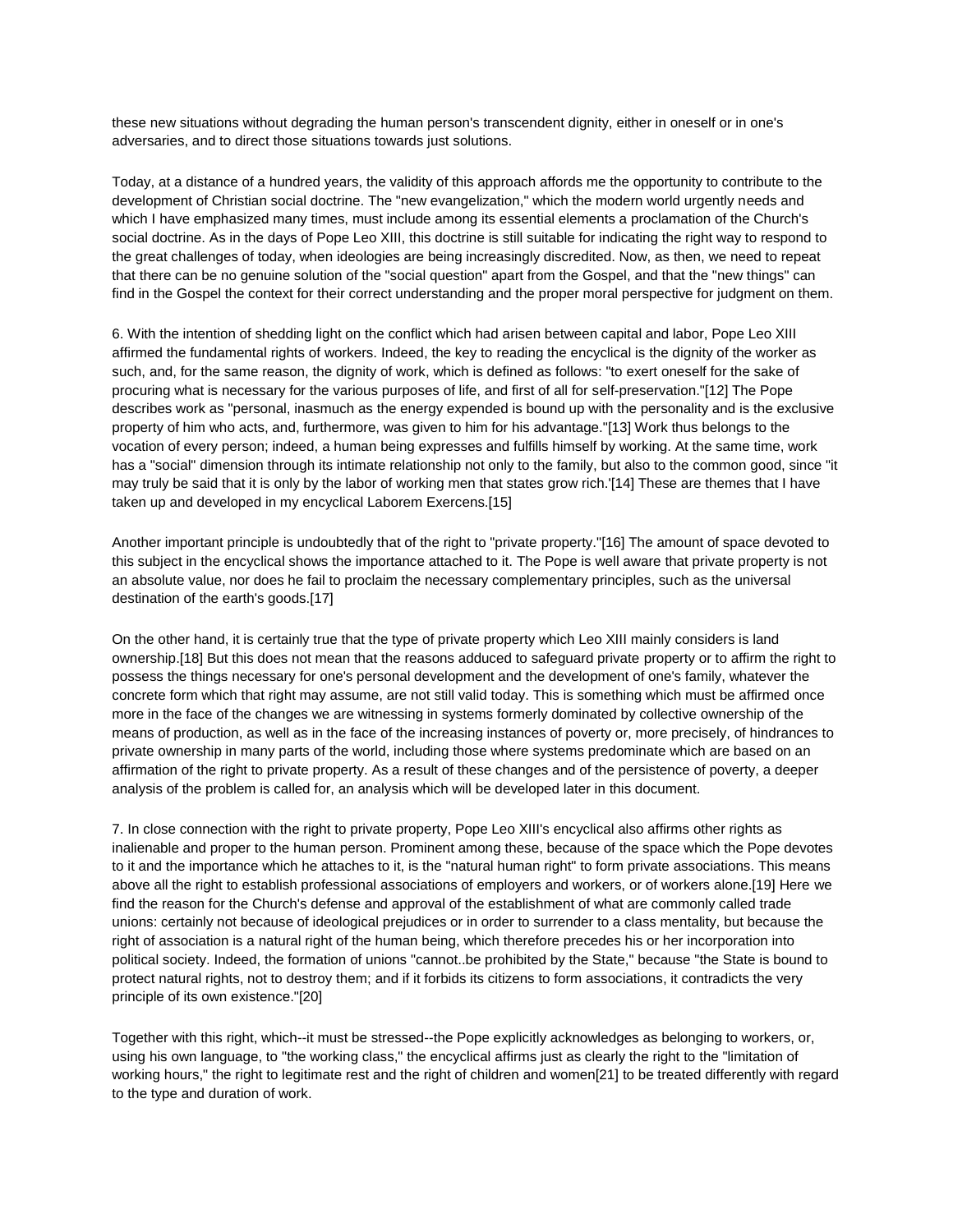these new situations without degrading the human person's transcendent dignity, either in oneself or in one's adversaries, and to direct those situations towards just solutions.

Today, at a distance of a hundred years, the validity of this approach affords me the opportunity to contribute to the development of Christian social doctrine. The "new evangelization," which the modern world urgently needs and which I have emphasized many times, must include among its essential elements a proclamation of the Church's social doctrine. As in the days of Pope Leo XIII, this doctrine is still suitable for indicating the right way to respond to the great challenges of today, when ideologies are being increasingly discredited. Now, as then, we need to repeat that there can be no genuine solution of the "social question" apart from the Gospel, and that the "new things" can find in the Gospel the context for their correct understanding and the proper moral perspective for judgment on them.

6. With the intention of shedding light on the conflict which had arisen between capital and labor, Pope Leo XIII affirmed the fundamental rights of workers. Indeed, the key to reading the encyclical is the dignity of the worker as such, and, for the same reason, the dignity of work, which is defined as follows: "to exert oneself for the sake of procuring what is necessary for the various purposes of life, and first of all for self-preservation."[12] The Pope describes work as "personal, inasmuch as the energy expended is bound up with the personality and is the exclusive property of him who acts, and, furthermore, was given to him for his advantage."[13] Work thus belongs to the vocation of every person; indeed, a human being expresses and fulfills himself by working. At the same time, work has a "social" dimension through its intimate relationship not only to the family, but also to the common good, since "it may truly be said that it is only by the labor of working men that states grow rich.'[14] These are themes that I have taken up and developed in my encyclical Laborem Exercens.[15]

Another important principle is undoubtedly that of the right to "private property."[16] The amount of space devoted to this subject in the encyclical shows the importance attached to it. The Pope is well aware that private property is not an absolute value, nor does he fail to proclaim the necessary complementary principles, such as the universal destination of the earth's goods.[17]

On the other hand, it is certainly true that the type of private property which Leo XIII mainly considers is land ownership.[18] But this does not mean that the reasons adduced to safeguard private property or to affirm the right to possess the things necessary for one's personal development and the development of one's family, whatever the concrete form which that right may assume, are not still valid today. This is something which must be affirmed once more in the face of the changes we are witnessing in systems formerly dominated by collective ownership of the means of production, as well as in the face of the increasing instances of poverty or, more precisely, of hindrances to private ownership in many parts of the world, including those where systems predominate which are based on an affirmation of the right to private property. As a result of these changes and of the persistence of poverty, a deeper analysis of the problem is called for, an analysis which will be developed later in this document.

7. In close connection with the right to private property, Pope Leo XIII's encyclical also affirms other rights as inalienable and proper to the human person. Prominent among these, because of the space which the Pope devotes to it and the importance which he attaches to it, is the "natural human right" to form private associations. This means above all the right to establish professional associations of employers and workers, or of workers alone.[19] Here we find the reason for the Church's defense and approval of the establishment of what are commonly called trade unions: certainly not because of ideological prejudices or in order to surrender to a class mentality, but because the right of association is a natural right of the human being, which therefore precedes his or her incorporation into political society. Indeed, the formation of unions "cannot..be prohibited by the State," because "the State is bound to protect natural rights, not to destroy them; and if it forbids its citizens to form associations, it contradicts the very principle of its own existence."[20]

Together with this right, which--it must be stressed--the Pope explicitly acknowledges as belonging to workers, or, using his own language, to "the working class," the encyclical affirms just as clearly the right to the "limitation of working hours," the right to legitimate rest and the right of children and women[21] to be treated differently with regard to the type and duration of work.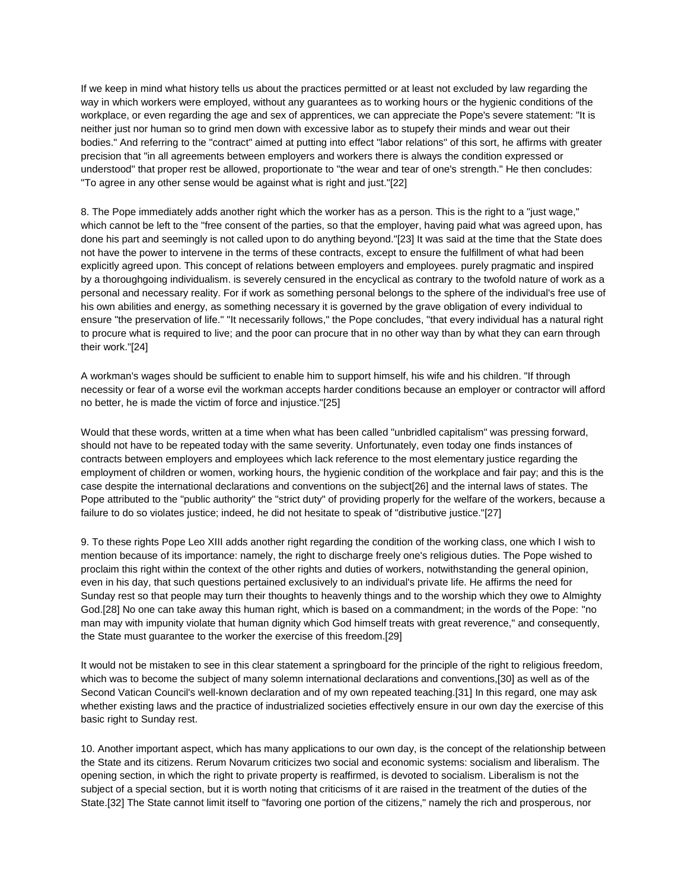If we keep in mind what history tells us about the practices permitted or at least not excluded by law regarding the way in which workers were employed, without any guarantees as to working hours or the hygienic conditions of the workplace, or even regarding the age and sex of apprentices, we can appreciate the Pope's severe statement: "It is neither just nor human so to grind men down with excessive labor as to stupefy their minds and wear out their bodies." And referring to the "contract" aimed at putting into effect "labor relations" of this sort, he affirms with greater precision that "in all agreements between employers and workers there is always the condition expressed or understood" that proper rest be allowed, proportionate to "the wear and tear of one's strength." He then concludes: "To agree in any other sense would be against what is right and just."[22]

8. The Pope immediately adds another right which the worker has as a person. This is the right to a "just wage," which cannot be left to the "free consent of the parties, so that the employer, having paid what was agreed upon, has done his part and seemingly is not called upon to do anything beyond."[23] It was said at the time that the State does not have the power to intervene in the terms of these contracts, except to ensure the fulfillment of what had been explicitly agreed upon. This concept of relations between employers and employees. purely pragmatic and inspired by a thoroughgoing individualism. is severely censured in the encyclical as contrary to the twofold nature of work as a personal and necessary reality. For if work as something personal belongs to the sphere of the individual's free use of his own abilities and energy, as something necessary it is governed by the grave obligation of every individual to ensure "the preservation of life." "It necessarily follows," the Pope concludes, "that every individual has a natural right to procure what is required to live; and the poor can procure that in no other way than by what they can earn through their work."[24]

A workman's wages should be sufficient to enable him to support himself, his wife and his children. "If through necessity or fear of a worse evil the workman accepts harder conditions because an employer or contractor will afford no better, he is made the victim of force and injustice."[25]

Would that these words, written at a time when what has been called "unbridled capitalism" was pressing forward, should not have to be repeated today with the same severity. Unfortunately, even today one finds instances of contracts between employers and employees which lack reference to the most elementary justice regarding the employment of children or women, working hours, the hygienic condition of the workplace and fair pay; and this is the case despite the international declarations and conventions on the subject[26] and the internal laws of states. The Pope attributed to the "public authority" the "strict duty" of providing properly for the welfare of the workers, because a failure to do so violates justice; indeed, he did not hesitate to speak of "distributive justice."[27]

9. To these rights Pope Leo XIII adds another right regarding the condition of the working class, one which I wish to mention because of its importance: namely, the right to discharge freely one's religious duties. The Pope wished to proclaim this right within the context of the other rights and duties of workers, notwithstanding the general opinion, even in his day, that such questions pertained exclusively to an individual's private life. He affirms the need for Sunday rest so that people may turn their thoughts to heavenly things and to the worship which they owe to Almighty God.[28] No one can take away this human right, which is based on a commandment; in the words of the Pope: "no man may with impunity violate that human dignity which God himself treats with great reverence," and consequently, the State must guarantee to the worker the exercise of this freedom.[29]

It would not be mistaken to see in this clear statement a springboard for the principle of the right to religious freedom, which was to become the subject of many solemn international declarations and conventions,[30] as well as of the Second Vatican Council's well-known declaration and of my own repeated teaching.[31] In this regard, one may ask whether existing laws and the practice of industrialized societies effectively ensure in our own day the exercise of this basic right to Sunday rest.

10. Another important aspect, which has many applications to our own day, is the concept of the relationship between the State and its citizens. Rerum Novarum criticizes two social and economic systems: socialism and liberalism. The opening section, in which the right to private property is reaffirmed, is devoted to socialism. Liberalism is not the subject of a special section, but it is worth noting that criticisms of it are raised in the treatment of the duties of the State.[32] The State cannot limit itself to "favoring one portion of the citizens," namely the rich and prosperous, nor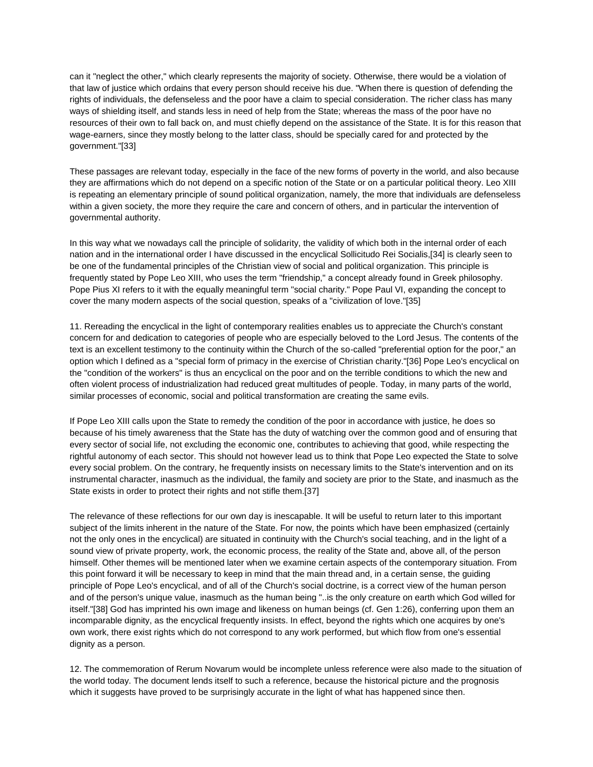can it "neglect the other," which clearly represents the majority of society. Otherwise, there would be a violation of that law of justice which ordains that every person should receive his due. "When there is question of defending the rights of individuals, the defenseless and the poor have a claim to special consideration. The richer class has many ways of shielding itself, and stands less in need of help from the State; whereas the mass of the poor have no resources of their own to fall back on, and must chiefly depend on the assistance of the State. It is for this reason that wage-earners, since they mostly belong to the latter class, should be specially cared for and protected by the government."[33]

These passages are relevant today, especially in the face of the new forms of poverty in the world, and also because they are affirmations which do not depend on a specific notion of the State or on a particular political theory. Leo XIII is repeating an elementary principle of sound political organization, namely, the more that individuals are defenseless within a given society, the more they require the care and concern of others, and in particular the intervention of governmental authority.

In this way what we nowadays call the principle of solidarity, the validity of which both in the internal order of each nation and in the international order I have discussed in the encyclical Sollicitudo Rei Socialis,[34] is clearly seen to be one of the fundamental principles of the Christian view of social and political organization. This principle is frequently stated by Pope Leo XIII, who uses the term "friendship," a concept already found in Greek philosophy. Pope Pius XI refers to it with the equally meaningful term "social charity." Pope Paul VI, expanding the concept to cover the many modern aspects of the social question, speaks of a "civilization of love."[35]

11. Rereading the encyclical in the light of contemporary realities enables us to appreciate the Church's constant concern for and dedication to categories of people who are especially beloved to the Lord Jesus. The contents of the text is an excellent testimony to the continuity within the Church of the so-called "preferential option for the poor," an option which I defined as a "special form of primacy in the exercise of Christian charity."[36] Pope Leo's encyclical on the "condition of the workers" is thus an encyclical on the poor and on the terrible conditions to which the new and often violent process of industrialization had reduced great multitudes of people. Today, in many parts of the world, similar processes of economic, social and political transformation are creating the same evils.

If Pope Leo XIII calls upon the State to remedy the condition of the poor in accordance with justice, he does so because of his timely awareness that the State has the duty of watching over the common good and of ensuring that every sector of social life, not excluding the economic one, contributes to achieving that good, while respecting the rightful autonomy of each sector. This should not however lead us to think that Pope Leo expected the State to solve every social problem. On the contrary, he frequently insists on necessary limits to the State's intervention and on its instrumental character, inasmuch as the individual, the family and society are prior to the State, and inasmuch as the State exists in order to protect their rights and not stifle them.[37]

The relevance of these reflections for our own day is inescapable. It will be useful to return later to this important subject of the limits inherent in the nature of the State. For now, the points which have been emphasized (certainly not the only ones in the encyclical) are situated in continuity with the Church's social teaching, and in the light of a sound view of private property, work, the economic process, the reality of the State and, above all, of the person himself. Other themes will be mentioned later when we examine certain aspects of the contemporary situation. From this point forward it will be necessary to keep in mind that the main thread and, in a certain sense, the guiding principle of Pope Leo's encyclical, and of all of the Church's social doctrine, is a correct view of the human person and of the person's unique value, inasmuch as the human being "..is the only creature on earth which God willed for itself."[38] God has imprinted his own image and likeness on human beings (cf. Gen 1:26), conferring upon them an incomparable dignity, as the encyclical frequently insists. In effect, beyond the rights which one acquires by one's own work, there exist rights which do not correspond to any work performed, but which flow from one's essential dignity as a person.

12. The commemoration of Rerum Novarum would be incomplete unless reference were also made to the situation of the world today. The document lends itself to such a reference, because the historical picture and the prognosis which it suggests have proved to be surprisingly accurate in the light of what has happened since then.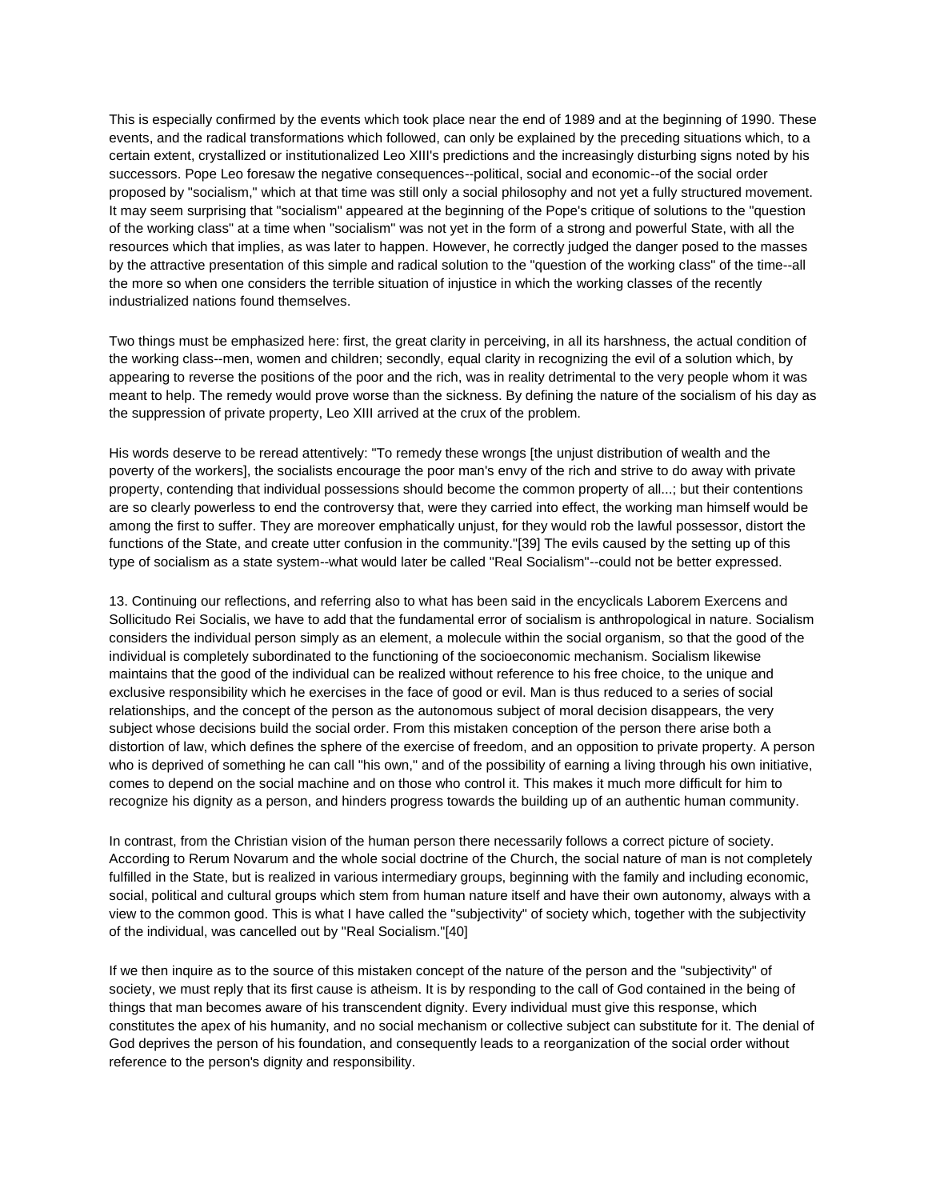This is especially confirmed by the events which took place near the end of 1989 and at the beginning of 1990. These events, and the radical transformations which followed, can only be explained by the preceding situations which, to a certain extent, crystallized or institutionalized Leo XIII's predictions and the increasingly disturbing signs noted by his successors. Pope Leo foresaw the negative consequences--political, social and economic--of the social order proposed by "socialism," which at that time was still only a social philosophy and not yet a fully structured movement. It may seem surprising that "socialism" appeared at the beginning of the Pope's critique of solutions to the "question of the working class" at a time when "socialism" was not yet in the form of a strong and powerful State, with all the resources which that implies, as was later to happen. However, he correctly judged the danger posed to the masses by the attractive presentation of this simple and radical solution to the "question of the working class" of the time--all the more so when one considers the terrible situation of injustice in which the working classes of the recently industrialized nations found themselves.

Two things must be emphasized here: first, the great clarity in perceiving, in all its harshness, the actual condition of the working class--men, women and children; secondly, equal clarity in recognizing the evil of a solution which, by appearing to reverse the positions of the poor and the rich, was in reality detrimental to the very people whom it was meant to help. The remedy would prove worse than the sickness. By defining the nature of the socialism of his day as the suppression of private property, Leo XIII arrived at the crux of the problem.

His words deserve to be reread attentively: "To remedy these wrongs [the unjust distribution of wealth and the poverty of the workers], the socialists encourage the poor man's envy of the rich and strive to do away with private property, contending that individual possessions should become the common property of all...; but their contentions are so clearly powerless to end the controversy that, were they carried into effect, the working man himself would be among the first to suffer. They are moreover emphatically unjust, for they would rob the lawful possessor, distort the functions of the State, and create utter confusion in the community."[39] The evils caused by the setting up of this type of socialism as a state system--what would later be called "Real Socialism"--could not be better expressed.

13. Continuing our reflections, and referring also to what has been said in the encyclicals Laborem Exercens and Sollicitudo Rei Socialis, we have to add that the fundamental error of socialism is anthropological in nature. Socialism considers the individual person simply as an element, a molecule within the social organism, so that the good of the individual is completely subordinated to the functioning of the socioeconomic mechanism. Socialism likewise maintains that the good of the individual can be realized without reference to his free choice, to the unique and exclusive responsibility which he exercises in the face of good or evil. Man is thus reduced to a series of social relationships, and the concept of the person as the autonomous subject of moral decision disappears, the very subject whose decisions build the social order. From this mistaken conception of the person there arise both a distortion of law, which defines the sphere of the exercise of freedom, and an opposition to private property. A person who is deprived of something he can call "his own," and of the possibility of earning a living through his own initiative, comes to depend on the social machine and on those who control it. This makes it much more difficult for him to recognize his dignity as a person, and hinders progress towards the building up of an authentic human community.

In contrast, from the Christian vision of the human person there necessarily follows a correct picture of society. According to Rerum Novarum and the whole social doctrine of the Church, the social nature of man is not completely fulfilled in the State, but is realized in various intermediary groups, beginning with the family and including economic, social, political and cultural groups which stem from human nature itself and have their own autonomy, always with a view to the common good. This is what I have called the "subjectivity" of society which, together with the subjectivity of the individual, was cancelled out by "Real Socialism."[40]

If we then inquire as to the source of this mistaken concept of the nature of the person and the "subjectivity" of society, we must reply that its first cause is atheism. It is by responding to the call of God contained in the being of things that man becomes aware of his transcendent dignity. Every individual must give this response, which constitutes the apex of his humanity, and no social mechanism or collective subject can substitute for it. The denial of God deprives the person of his foundation, and consequently leads to a reorganization of the social order without reference to the person's dignity and responsibility.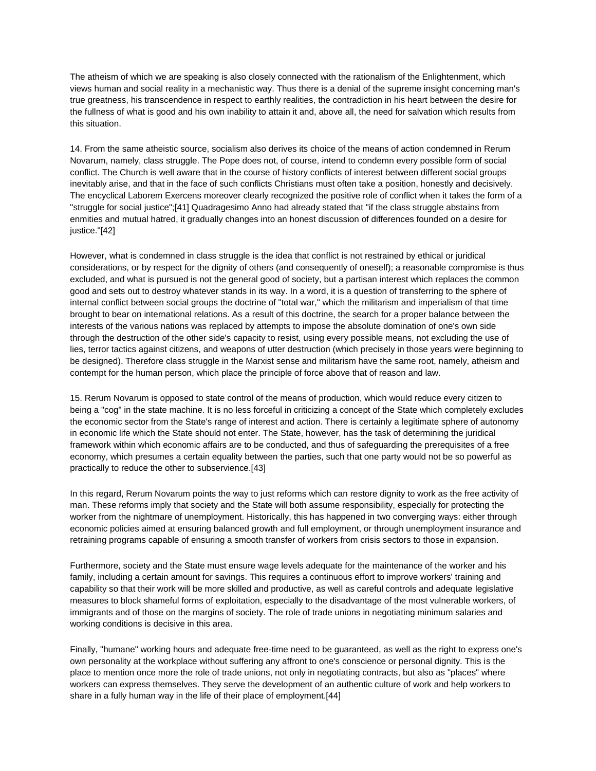The atheism of which we are speaking is also closely connected with the rationalism of the Enlightenment, which views human and social reality in a mechanistic way. Thus there is a denial of the supreme insight concerning man's true greatness, his transcendence in respect to earthly realities, the contradiction in his heart between the desire for the fullness of what is good and his own inability to attain it and, above all, the need for salvation which results from this situation.

14. From the same atheistic source, socialism also derives its choice of the means of action condemned in Rerum Novarum, namely, class struggle. The Pope does not, of course, intend to condemn every possible form of social conflict. The Church is well aware that in the course of history conflicts of interest between different social groups inevitably arise, and that in the face of such conflicts Christians must often take a position, honestly and decisively. The encyclical Laborem Exercens moreover clearly recognized the positive role of conflict when it takes the form of a "struggle for social justice";[41] Quadragesimo Anno had already stated that "if the class struggle abstains from enmities and mutual hatred, it gradually changes into an honest discussion of differences founded on a desire for justice."[42]

However, what is condemned in class struggle is the idea that conflict is not restrained by ethical or juridical considerations, or by respect for the dignity of others (and consequently of oneself); a reasonable compromise is thus excluded, and what is pursued is not the general good of society, but a partisan interest which replaces the common good and sets out to destroy whatever stands in its way. In a word, it is a question of transferring to the sphere of internal conflict between social groups the doctrine of "total war," which the militarism and imperialism of that time brought to bear on international relations. As a result of this doctrine, the search for a proper balance between the interests of the various nations was replaced by attempts to impose the absolute domination of one's own side through the destruction of the other side's capacity to resist, using every possible means, not excluding the use of lies, terror tactics against citizens, and weapons of utter destruction (which precisely in those years were beginning to be designed). Therefore class struggle in the Marxist sense and militarism have the same root, namely, atheism and contempt for the human person, which place the principle of force above that of reason and law.

15. Rerum Novarum is opposed to state control of the means of production, which would reduce every citizen to being a "cog" in the state machine. It is no less forceful in criticizing a concept of the State which completely excludes the economic sector from the State's range of interest and action. There is certainly a legitimate sphere of autonomy in economic life which the State should not enter. The State, however, has the task of determining the juridical framework within which economic affairs are to be conducted, and thus of safeguarding the prerequisites of a free economy, which presumes a certain equality between the parties, such that one party would not be so powerful as practically to reduce the other to subservience.[43]

In this regard, Rerum Novarum points the way to just reforms which can restore dignity to work as the free activity of man. These reforms imply that society and the State will both assume responsibility, especially for protecting the worker from the nightmare of unemployment. Historically, this has happened in two converging ways: either through economic policies aimed at ensuring balanced growth and full employment, or through unemployment insurance and retraining programs capable of ensuring a smooth transfer of workers from crisis sectors to those in expansion.

Furthermore, society and the State must ensure wage levels adequate for the maintenance of the worker and his family, including a certain amount for savings. This requires a continuous effort to improve workers' training and capability so that their work will be more skilled and productive, as well as careful controls and adequate legislative measures to block shameful forms of exploitation, especially to the disadvantage of the most vulnerable workers, of immigrants and of those on the margins of society. The role of trade unions in negotiating minimum salaries and working conditions is decisive in this area.

Finally, "humane" working hours and adequate free-time need to be guaranteed, as well as the right to express one's own personality at the workplace without suffering any affront to one's conscience or personal dignity. This is the place to mention once more the role of trade unions, not only in negotiating contracts, but also as "places" where workers can express themselves. They serve the development of an authentic culture of work and help workers to share in a fully human way in the life of their place of employment.[44]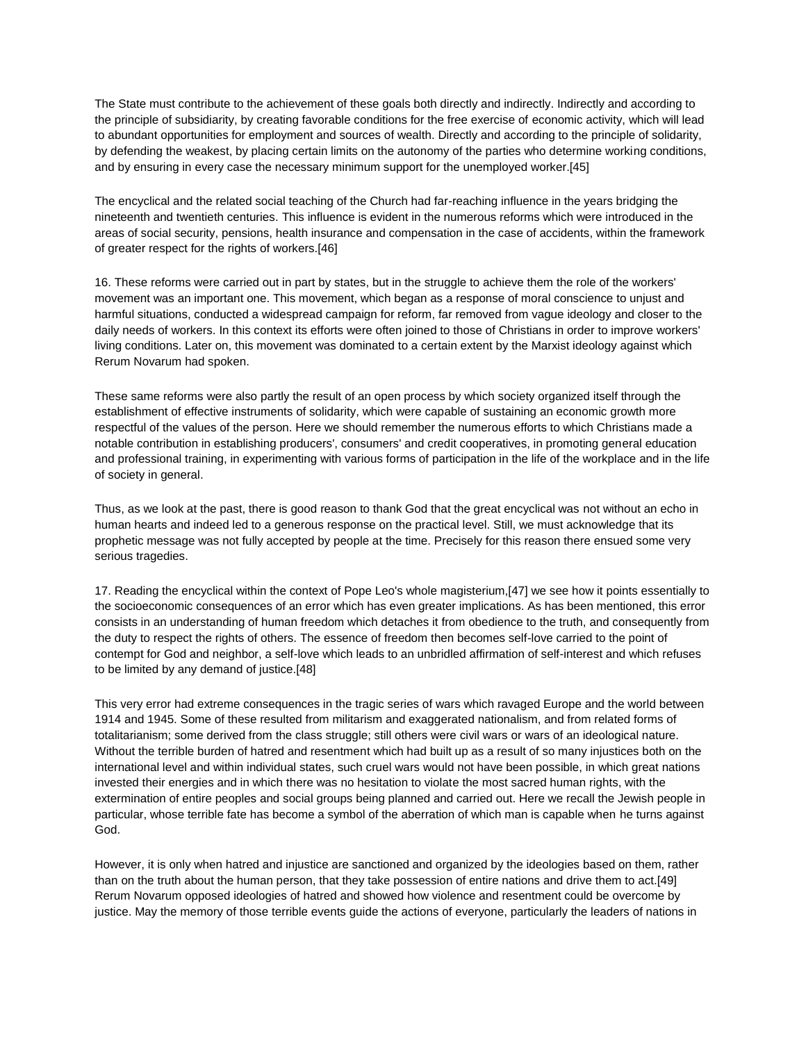The State must contribute to the achievement of these goals both directly and indirectly. Indirectly and according to the principle of subsidiarity, by creating favorable conditions for the free exercise of economic activity, which will lead to abundant opportunities for employment and sources of wealth. Directly and according to the principle of solidarity, by defending the weakest, by placing certain limits on the autonomy of the parties who determine working conditions, and by ensuring in every case the necessary minimum support for the unemployed worker.[45]

The encyclical and the related social teaching of the Church had far-reaching influence in the years bridging the nineteenth and twentieth centuries. This influence is evident in the numerous reforms which were introduced in the areas of social security, pensions, health insurance and compensation in the case of accidents, within the framework of greater respect for the rights of workers.[46]

16. These reforms were carried out in part by states, but in the struggle to achieve them the role of the workers' movement was an important one. This movement, which began as a response of moral conscience to unjust and harmful situations, conducted a widespread campaign for reform, far removed from vague ideology and closer to the daily needs of workers. In this context its efforts were often joined to those of Christians in order to improve workers' living conditions. Later on, this movement was dominated to a certain extent by the Marxist ideology against which Rerum Novarum had spoken.

These same reforms were also partly the result of an open process by which society organized itself through the establishment of effective instruments of solidarity, which were capable of sustaining an economic growth more respectful of the values of the person. Here we should remember the numerous efforts to which Christians made a notable contribution in establishing producers', consumers' and credit cooperatives, in promoting general education and professional training, in experimenting with various forms of participation in the life of the workplace and in the life of society in general.

Thus, as we look at the past, there is good reason to thank God that the great encyclical was not without an echo in human hearts and indeed led to a generous response on the practical level. Still, we must acknowledge that its prophetic message was not fully accepted by people at the time. Precisely for this reason there ensued some very serious tragedies.

17. Reading the encyclical within the context of Pope Leo's whole magisterium,[47] we see how it points essentially to the socioeconomic consequences of an error which has even greater implications. As has been mentioned, this error consists in an understanding of human freedom which detaches it from obedience to the truth, and consequently from the duty to respect the rights of others. The essence of freedom then becomes self-love carried to the point of contempt for God and neighbor, a self-love which leads to an unbridled affirmation of self-interest and which refuses to be limited by any demand of justice.[48]

This very error had extreme consequences in the tragic series of wars which ravaged Europe and the world between 1914 and 1945. Some of these resulted from militarism and exaggerated nationalism, and from related forms of totalitarianism; some derived from the class struggle; still others were civil wars or wars of an ideological nature. Without the terrible burden of hatred and resentment which had built up as a result of so many injustices both on the international level and within individual states, such cruel wars would not have been possible, in which great nations invested their energies and in which there was no hesitation to violate the most sacred human rights, with the extermination of entire peoples and social groups being planned and carried out. Here we recall the Jewish people in particular, whose terrible fate has become a symbol of the aberration of which man is capable when he turns against God.

However, it is only when hatred and injustice are sanctioned and organized by the ideologies based on them, rather than on the truth about the human person, that they take possession of entire nations and drive them to act.[49] Rerum Novarum opposed ideologies of hatred and showed how violence and resentment could be overcome by justice. May the memory of those terrible events guide the actions of everyone, particularly the leaders of nations in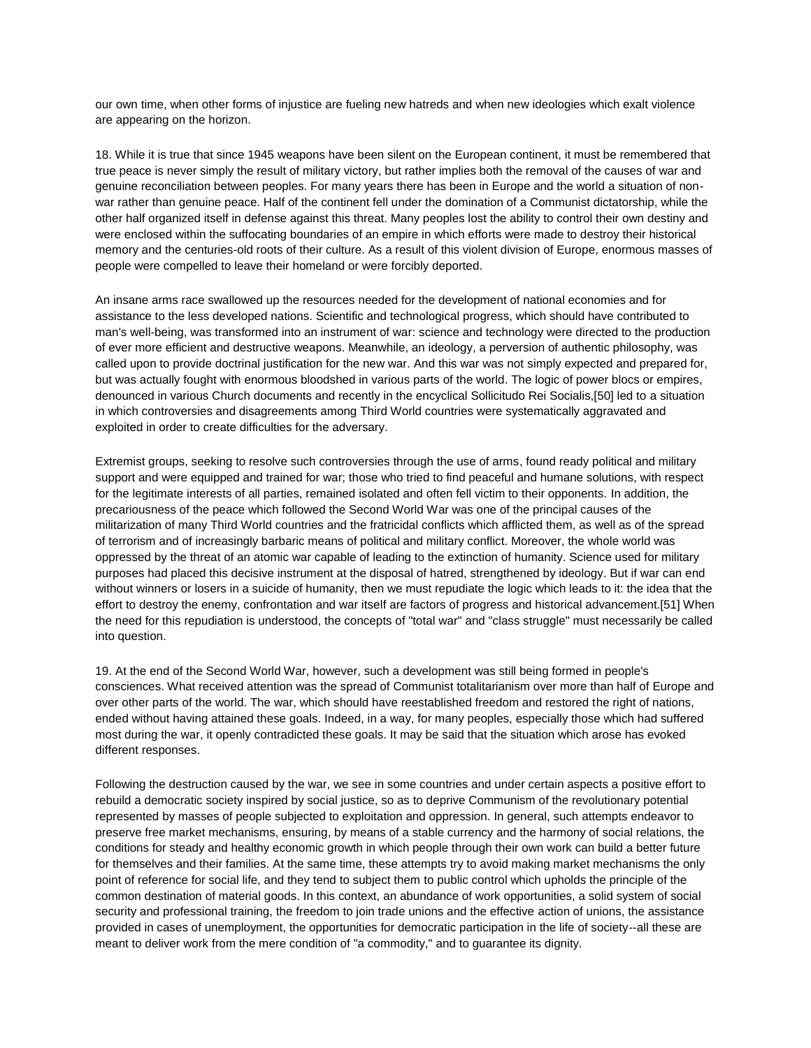our own time, when other forms of injustice are fueling new hatreds and when new ideologies which exalt violence are appearing on the horizon.

18. While it is true that since 1945 weapons have been silent on the European continent, it must be remembered that true peace is never simply the result of military victory, but rather implies both the removal of the causes of war and genuine reconciliation between peoples. For many years there has been in Europe and the world a situation of non-war rather than genuine peace. Half of the continent fell under the domination of a Communist dictatorship, while the other half organized itself in defense against this threat. Many peoples lost the ability to control their own destiny and were enclosed within the suffocating boundaries of an empire in which efforts were made to destroy their historical memory and the centuries-old roots of their culture. As a result of this violent division of Europe, enormous masses of people were compelled to leave their homeland or were forcibly deported.

An insane arms race swallowed up the resources needed for the development of national economies and for assistance to the less developed nations. Scientific and technological progress, which should have contributed to man's well-being, was transformed into an instrument of war: science and technology were directed to the production of ever more efficient and destructive weapons. Meanwhile, an ideology, a perversion of authentic philosophy, was called upon to provide doctrinal justification for the new war. And this war was not simply expected and prepared for, but was actually fought with enormous bloodshed in various parts of the world. The logic of power blocs or empires, denounced in various Church documents and recently in the encyclical Sollicitudo Rei Socialis,[50] led to a situation in which controversies and disagreements among Third World countries were systematically aggravated and exploited in order to create difficulties for the adversary.

Extremist groups, seeking to resolve such controversies through the use of arms, found ready political and military support and were equipped and trained for war; those who tried to find peaceful and humane solutions, with respect for the legitimate interests of all parties, remained isolated and often fell victim to their opponents. In addition, the precariousness of the peace which followed the Second World War was one of the principal causes of the militarization of many Third World countries and the fratricidal conflicts which afflicted them, as well as of the spread of terrorism and of increasingly barbaric means of political and military conflict. Moreover, the whole world was oppressed by the threat of an atomic war capable of leading to the extinction of humanity. Science used for military purposes had placed this decisive instrument at the disposal of hatred, strengthened by ideology. But if war can end without winners or losers in a suicide of humanity, then we must repudiate the logic which leads to it: the idea that the effort to destroy the enemy, confrontation and war itself are factors of progress and historical advancement.[51] When the need for this repudiation is understood, the concepts of "total war" and "class struggle" must necessarily be called into question.

19. At the end of the Second World War, however, such a development was still being formed in people's consciences. What received attention was the spread of Communist totalitarianism over more than half of Europe and over other parts of the world. The war, which should have reestablished freedom and restored the right of nations, ended without having attained these goals. Indeed, in a way, for many peoples, especially those which had suffered most during the war, it openly contradicted these goals. It may be said that the situation which arose has evoked different responses.

Following the destruction caused by the war, we see in some countries and under certain aspects a positive effort to rebuild a democratic society inspired by social justice, so as to deprive Communism of the revolutionary potential represented by masses of people subjected to exploitation and oppression. In general, such attempts endeavor to preserve free market mechanisms, ensuring, by means of a stable currency and the harmony of social relations, the conditions for steady and healthy economic growth in which people through their own work can build a better future for themselves and their families. At the same time, these attempts try to avoid making market mechanisms the only point of reference for social life, and they tend to subject them to public control which upholds the principle of the common destination of material goods. In this context, an abundance of work opportunities, a solid system of social security and professional training, the freedom to join trade unions and the effective action of unions, the assistance provided in cases of unemployment, the opportunities for democratic participation in the life of society--all these are meant to deliver work from the mere condition of "a commodity," and to guarantee its dignity.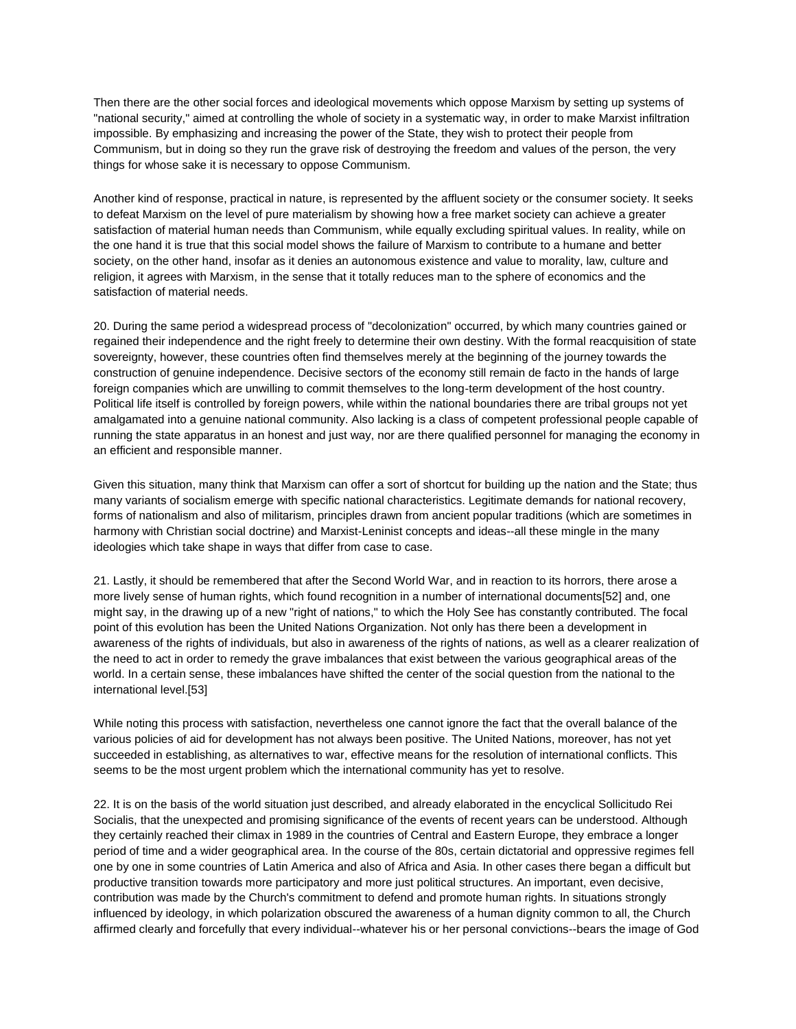Then there are the other social forces and ideological movements which oppose Marxism by setting up systems of "national security," aimed at controlling the whole of society in a systematic way, in order to make Marxist infiltration impossible. By emphasizing and increasing the power of the State, they wish to protect their people from Communism, but in doing so they run the grave risk of destroying the freedom and values of the person, the very things for whose sake it is necessary to oppose Communism.

Another kind of response, practical in nature, is represented by the affluent society or the consumer society. It seeks to defeat Marxism on the level of pure materialism by showing how a free market society can achieve a greater satisfaction of material human needs than Communism, while equally excluding spiritual values. In reality, while on the one hand it is true that this social model shows the failure of Marxism to contribute to a humane and better society, on the other hand, insofar as it denies an autonomous existence and value to morality, law, culture and religion, it agrees with Marxism, in the sense that it totally reduces man to the sphere of economics and the satisfaction of material needs.

20. During the same period a widespread process of "decolonization" occurred, by which many countries gained or regained their independence and the right freely to determine their own destiny. With the formal reacquisition of state sovereignty, however, these countries often find themselves merely at the beginning of the journey towards the construction of genuine independence. Decisive sectors of the economy still remain de facto in the hands of large foreign companies which are unwilling to commit themselves to the long-term development of the host country. Political life itself is controlled by foreign powers, while within the national boundaries there are tribal groups not yet amalgamated into a genuine national community. Also lacking is a class of competent professional people capable of running the state apparatus in an honest and just way, nor are there qualified personnel for managing the economy in an efficient and responsible manner.

Given this situation, many think that Marxism can offer a sort of shortcut for building up the nation and the State; thus many variants of socialism emerge with specific national characteristics. Legitimate demands for national recovery, forms of nationalism and also of militarism, principles drawn from ancient popular traditions (which are sometimes in harmony with Christian social doctrine) and Marxist-Leninist concepts and ideas--all these mingle in the many ideologies which take shape in ways that differ from case to case.

21. Lastly, it should be remembered that after the Second World War, and in reaction to its horrors, there arose a more lively sense of human rights, which found recognition in a number of international documents[52] and, one might say, in the drawing up of a new "right of nations," to which the Holy See has constantly contributed. The focal point of this evolution has been the United Nations Organization. Not only has there been a development in awareness of the rights of individuals, but also in awareness of the rights of nations, as well as a clearer realization of the need to act in order to remedy the grave imbalances that exist between the various geographical areas of the world. In a certain sense, these imbalances have shifted the center of the social question from the national to the international level.[53]

While noting this process with satisfaction, nevertheless one cannot ignore the fact that the overall balance of the various policies of aid for development has not always been positive. The United Nations, moreover, has not yet succeeded in establishing, as alternatives to war, effective means for the resolution of international conflicts. This seems to be the most urgent problem which the international community has yet to resolve.

22. It is on the basis of the world situation just described, and already elaborated in the encyclical Sollicitudo Rei Socialis, that the unexpected and promising significance of the events of recent years can be understood. Although they certainly reached their climax in 1989 in the countries of Central and Eastern Europe, they embrace a longer period of time and a wider geographical area. In the course of the 80s, certain dictatorial and oppressive regimes fell one by one in some countries of Latin America and also of Africa and Asia. In other cases there began a difficult but productive transition towards more participatory and more just political structures. An important, even decisive, contribution was made by the Church's commitment to defend and promote human rights. In situations strongly influenced by ideology, in which polarization obscured the awareness of a human dignity common to all, the Church affirmed clearly and forcefully that every individual--whatever his or her personal convictions--bears the image of God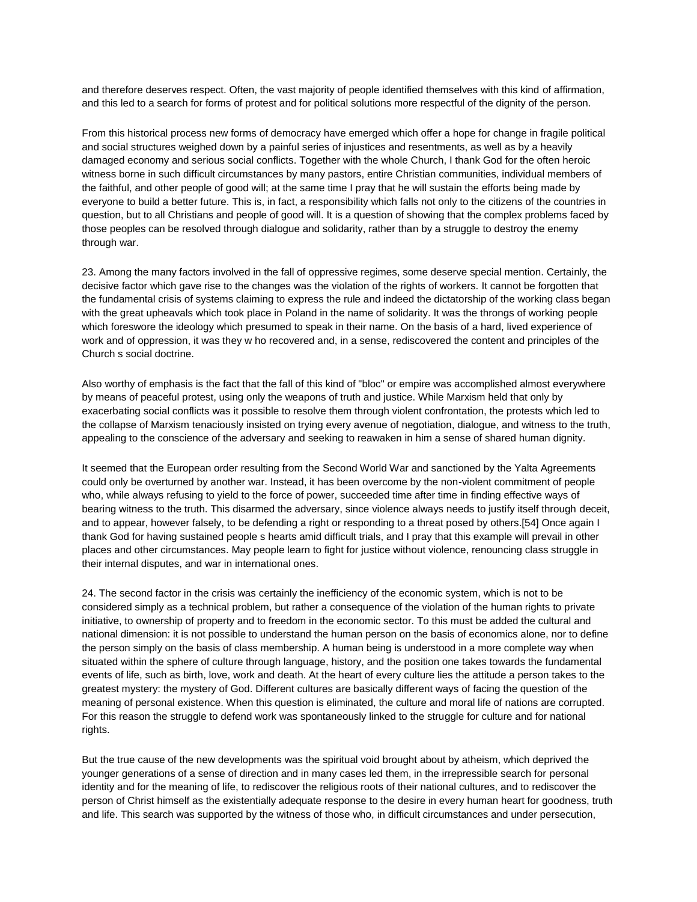and therefore deserves respect. Often, the vast majority of people identified themselves with this kind of affirmation, and this led to a search for forms of protest and for political solutions more respectful of the dignity of the person.

From this historical process new forms of democracy have emerged which offer a hope for change in fragile political and social structures weighed down by a painful series of injustices and resentments, as well as by a heavily damaged economy and serious social conflicts. Together with the whole Church, I thank God for the often heroic witness borne in such difficult circumstances by many pastors, entire Christian communities, individual members of the faithful, and other people of good will; at the same time I pray that he will sustain the efforts being made by everyone to build a better future. This is, in fact, a responsibility which falls not only to the citizens of the countries in question, but to all Christians and people of good will. It is a question of showing that the complex problems faced by those peoples can be resolved through dialogue and solidarity, rather than by a struggle to destroy the enemy through war.

23. Among the many factors involved in the fall of oppressive regimes, some deserve special mention. Certainly, the decisive factor which gave rise to the changes was the violation of the rights of workers. It cannot be forgotten that the fundamental crisis of systems claiming to express the rule and indeed the dictatorship of the working class began with the great upheavals which took place in Poland in the name of solidarity. It was the throngs of working people which foreswore the ideology which presumed to speak in their name. On the basis of a hard, lived experience of work and of oppression, it was they w ho recovered and, in a sense, rediscovered the content and principles of the Church s social doctrine.

Also worthy of emphasis is the fact that the fall of this kind of "bloc" or empire was accomplished almost everywhere by means of peaceful protest, using only the weapons of truth and justice. While Marxism held that only by exacerbating social conflicts was it possible to resolve them through violent confrontation, the protests which led to the collapse of Marxism tenaciously insisted on trying every avenue of negotiation, dialogue, and witness to the truth, appealing to the conscience of the adversary and seeking to reawaken in him a sense of shared human dignity.

It seemed that the European order resulting from the Second World War and sanctioned by the Yalta Agreements could only be overturned by another war. Instead, it has been overcome by the non-violent commitment of people who, while always refusing to yield to the force of power, succeeded time after time in finding effective ways of bearing witness to the truth. This disarmed the adversary, since violence always needs to justify itself through deceit, and to appear, however falsely, to be defending a right or responding to a threat posed by others.[54] Once again I thank God for having sustained people s hearts amid difficult trials, and I pray that this example will prevail in other places and other circumstances. May people learn to fight for justice without violence, renouncing class struggle in their internal disputes, and war in international ones.

24. The second factor in the crisis was certainly the inefficiency of the economic system, which is not to be considered simply as a technical problem, but rather a consequence of the violation of the human rights to private initiative, to ownership of property and to freedom in the economic sector. To this must be added the cultural and national dimension: it is not possible to understand the human person on the basis of economics alone, nor to define the person simply on the basis of class membership. A human being is understood in a more complete way when situated within the sphere of culture through language, history, and the position one takes towards the fundamental events of life, such as birth, love, work and death. At the heart of every culture lies the attitude a person takes to the greatest mystery: the mystery of God. Different cultures are basically different ways of facing the question of the meaning of personal existence. When this question is eliminated, the culture and moral life of nations are corrupted. For this reason the struggle to defend work was spontaneously linked to the struggle for culture and for national rights.

But the true cause of the new developments was the spiritual void brought about by atheism, which deprived the younger generations of a sense of direction and in many cases led them, in the irrepressible search for personal identity and for the meaning of life, to rediscover the religious roots of their national cultures, and to rediscover the person of Christ himself as the existentially adequate response to the desire in every human heart for goodness, truth and life. This search was supported by the witness of those who, in difficult circumstances and under persecution,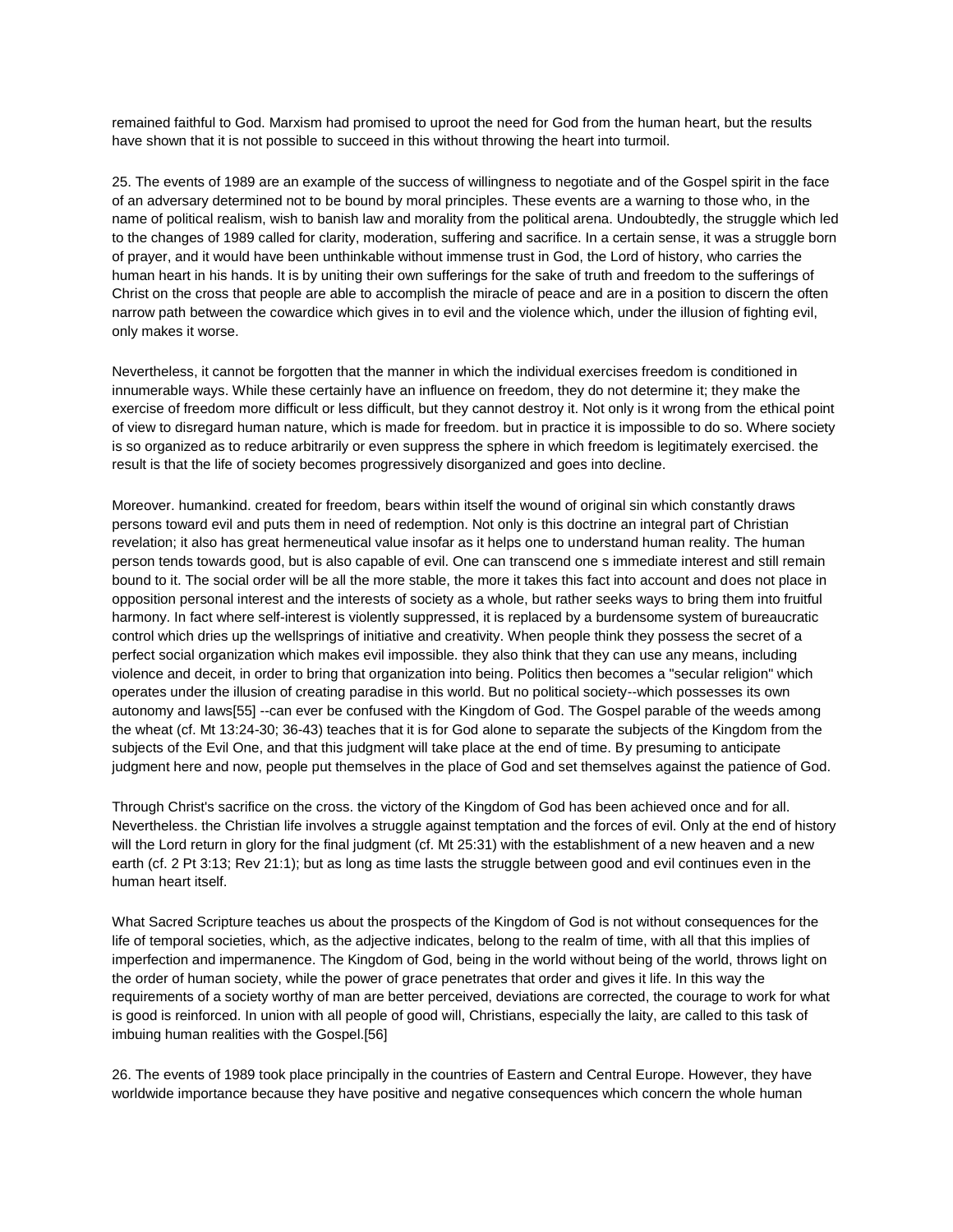remained faithful to God. Marxism had promised to uproot the need for God from the human heart, but the results have shown that it is not possible to succeed in this without throwing the heart into turmoil.

25. The events of 1989 are an example of the success of willingness to negotiate and of the Gospel spirit in the face of an adversary determined not to be bound by moral principles. These events are a warning to those who, in the name of political realism, wish to banish law and morality from the political arena. Undoubtedly, the struggle which led to the changes of 1989 called for clarity, moderation, suffering and sacrifice. In a certain sense, it was a struggle born of prayer, and it would have been unthinkable without immense trust in God, the Lord of history, who carries the human heart in his hands. It is by uniting their own sufferings for the sake of truth and freedom to the sufferings of Christ on the cross that people are able to accomplish the miracle of peace and are in a position to discern the often narrow path between the cowardice which gives in to evil and the violence which, under the illusion of fighting evil, only makes it worse.

Nevertheless, it cannot be forgotten that the manner in which the individual exercises freedom is conditioned in innumerable ways. While these certainly have an influence on freedom, they do not determine it; they make the exercise of freedom more difficult or less difficult, but they cannot destroy it. Not only is it wrong from the ethical point of view to disregard human nature, which is made for freedom. but in practice it is impossible to do so. Where society is so organized as to reduce arbitrarily or even suppress the sphere in which freedom is legitimately exercised. the result is that the life of society becomes progressively disorganized and goes into decline.

Moreover. humankind. created for freedom, bears within itself the wound of original sin which constantly draws persons toward evil and puts them in need of redemption. Not only is this doctrine an integral part of Christian revelation; it also has great hermeneutical value insofar as it helps one to understand human reality. The human person tends towards good, but is also capable of evil. One can transcend one s immediate interest and still remain bound to it. The social order will be all the more stable, the more it takes this fact into account and does not place in opposition personal interest and the interests of society as a whole, but rather seeks ways to bring them into fruitful harmony. In fact where self-interest is violently suppressed, it is replaced by a burdensome system of bureaucratic control which dries up the wellsprings of initiative and creativity. When people think they possess the secret of a perfect social organization which makes evil impossible. they also think that they can use any means, including violence and deceit, in order to bring that organization into being. Politics then becomes a "secular religion" which operates under the illusion of creating paradise in this world. But no political society--which possesses its own autonomy and laws[55] --can ever be confused with the Kingdom of God. The Gospel parable of the weeds among the wheat (cf. Mt 13:24-30; 36-43) teaches that it is for God alone to separate the subjects of the Kingdom from the subjects of the Evil One, and that this judgment will take place at the end of time. By presuming to anticipate judgment here and now, people put themselves in the place of God and set themselves against the patience of God.

Through Christ's sacrifice on the cross. the victory of the Kingdom of God has been achieved once and for all. Nevertheless. the Christian life involves a struggle against temptation and the forces of evil. Only at the end of history will the Lord return in glory for the final judgment (cf. Mt 25:31) with the establishment of a new heaven and a new earth (cf. 2 Pt 3:13; Rev 21:1); but as long as time lasts the struggle between good and evil continues even in the human heart itself.

What Sacred Scripture teaches us about the prospects of the Kingdom of God is not without consequences for the life of temporal societies, which, as the adjective indicates, belong to the realm of time, with all that this implies of imperfection and impermanence. The Kingdom of God, being in the world without being of the world, throws light on the order of human society, while the power of grace penetrates that order and gives it life. In this way the requirements of a society worthy of man are better perceived, deviations are corrected, the courage to work for what is good is reinforced. In union with all people of good will, Christians, especially the laity, are called to this task of imbuing human realities with the Gospel.[56]

26. The events of 1989 took place principally in the countries of Eastern and Central Europe. However, they have worldwide importance because they have positive and negative consequences which concern the whole human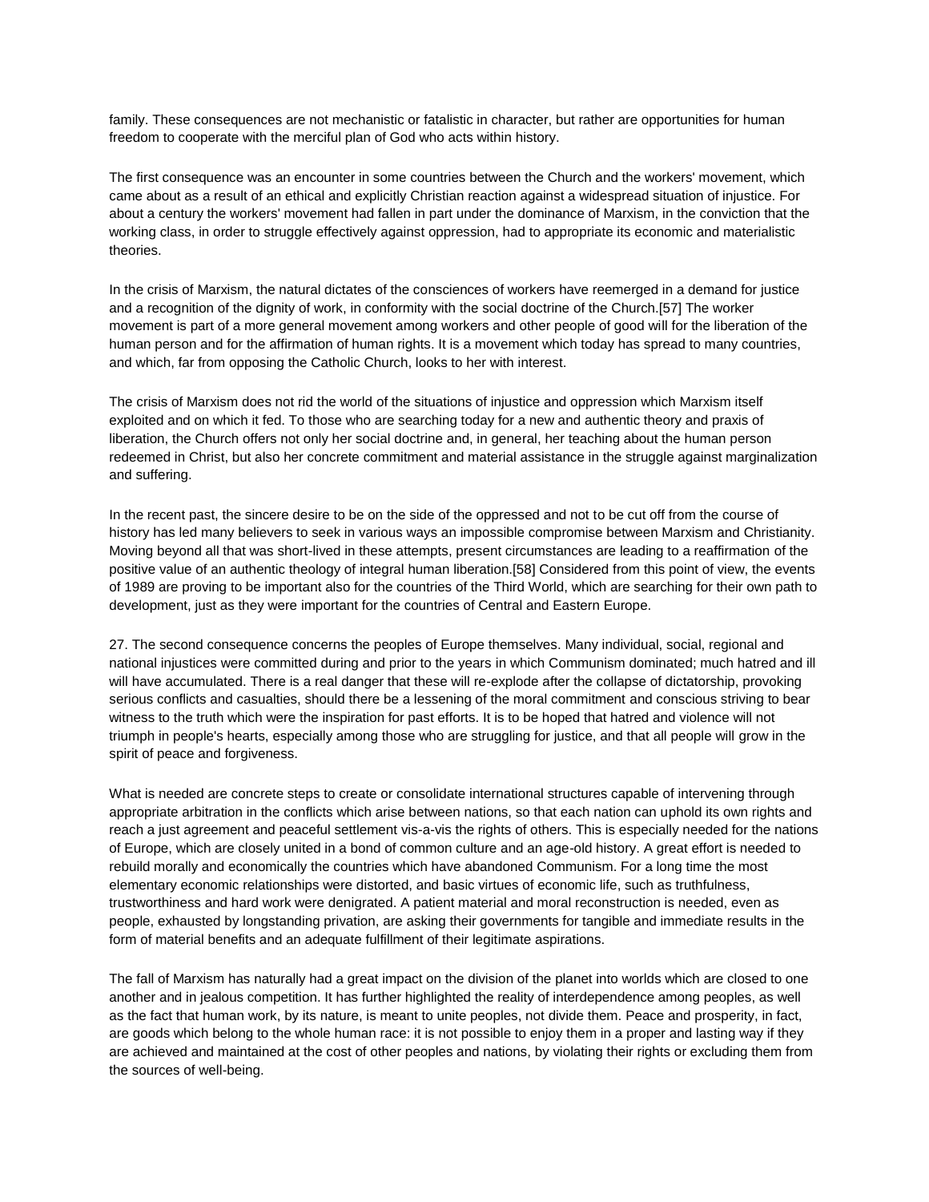family. These consequences are not mechanistic or fatalistic in character, but rather are opportunities for human freedom to cooperate with the merciful plan of God who acts within history.

The first consequence was an encounter in some countries between the Church and the workers' movement, which came about as a result of an ethical and explicitly Christian reaction against a widespread situation of injustice. For about a century the workers' movement had fallen in part under the dominance of Marxism, in the conviction that the working class, in order to struggle effectively against oppression, had to appropriate its economic and materialistic theories.

In the crisis of Marxism, the natural dictates of the consciences of workers have reemerged in a demand for justice and a recognition of the dignity of work, in conformity with the social doctrine of the Church.[57] The worker movement is part of a more general movement among workers and other people of good will for the liberation of the human person and for the affirmation of human rights. It is a movement which today has spread to many countries, and which, far from opposing the Catholic Church, looks to her with interest.

The crisis of Marxism does not rid the world of the situations of injustice and oppression which Marxism itself exploited and on which it fed. To those who are searching today for a new and authentic theory and praxis of liberation, the Church offers not only her social doctrine and, in general, her teaching about the human person redeemed in Christ, but also her concrete commitment and material assistance in the struggle against marginalization and suffering.

In the recent past, the sincere desire to be on the side of the oppressed and not to be cut off from the course of history has led many believers to seek in various ways an impossible compromise between Marxism and Christianity. Moving beyond all that was short-lived in these attempts, present circumstances are leading to a reaffirmation of the positive value of an authentic theology of integral human liberation.[58] Considered from this point of view, the events of 1989 are proving to be important also for the countries of the Third World, which are searching for their own path to development, just as they were important for the countries of Central and Eastern Europe.

27. The second consequence concerns the peoples of Europe themselves. Many individual, social, regional and national injustices were committed during and prior to the years in which Communism dominated; much hatred and ill will have accumulated. There is a real danger that these will re-explode after the collapse of dictatorship, provoking serious conflicts and casualties, should there be a lessening of the moral commitment and conscious striving to bear witness to the truth which were the inspiration for past efforts. It is to be hoped that hatred and violence will not triumph in people's hearts, especially among those who are struggling for justice, and that all people will grow in the spirit of peace and forgiveness.

What is needed are concrete steps to create or consolidate international structures capable of intervening through appropriate arbitration in the conflicts which arise between nations, so that each nation can uphold its own rights and reach a just agreement and peaceful settlement vis-a-vis the rights of others. This is especially needed for the nations of Europe, which are closely united in a bond of common culture and an age-old history. A great effort is needed to rebuild morally and economically the countries which have abandoned Communism. For a long time the most elementary economic relationships were distorted, and basic virtues of economic life, such as truthfulness, trustworthiness and hard work were denigrated. A patient material and moral reconstruction is needed, even as people, exhausted by longstanding privation, are asking their governments for tangible and immediate results in the form of material benefits and an adequate fulfillment of their legitimate aspirations.

The fall of Marxism has naturally had a great impact on the division of the planet into worlds which are closed to one another and in jealous competition. It has further highlighted the reality of interdependence among peoples, as well as the fact that human work, by its nature, is meant to unite peoples, not divide them. Peace and prosperity, in fact, are goods which belong to the whole human race: it is not possible to enjoy them in a proper and lasting way if they are achieved and maintained at the cost of other peoples and nations, by violating their rights or excluding them from the sources of well-being.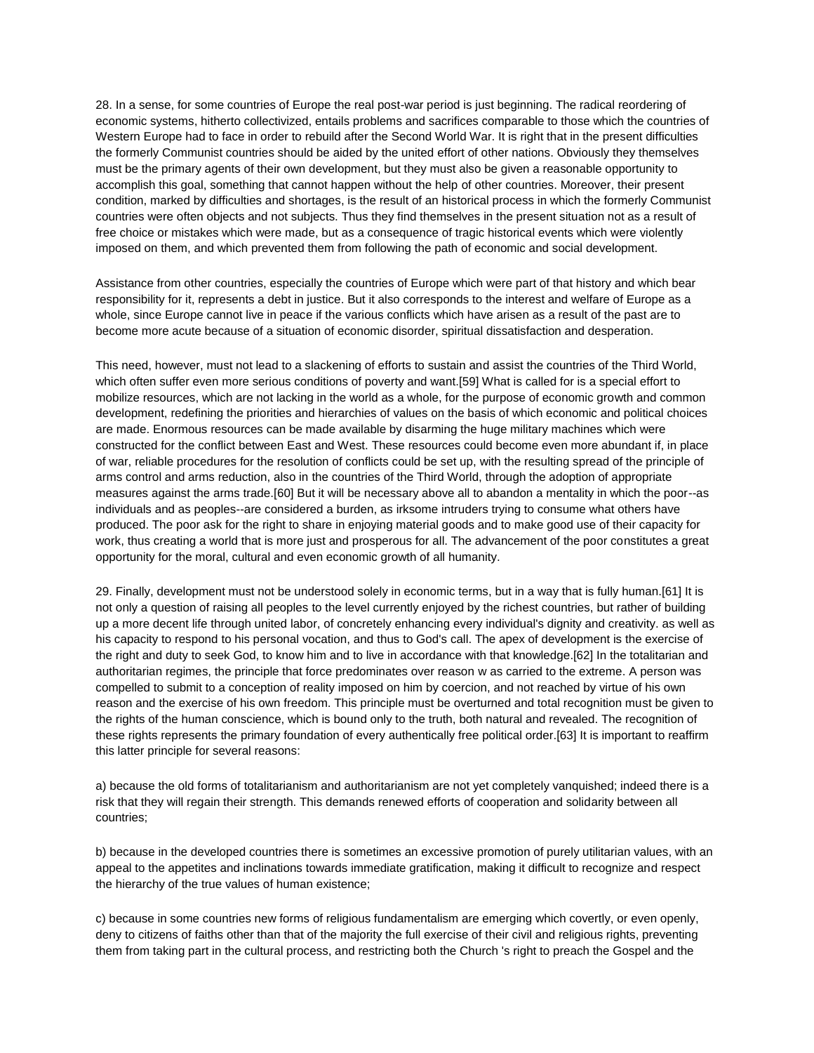28. In a sense, for some countries of Europe the real post-war period is just beginning. The radical reordering of economic systems, hitherto collectivized, entails problems and sacrifices comparable to those which the countries of Western Europe had to face in order to rebuild after the Second World War. It is right that in the present difficulties the formerly Communist countries should be aided by the united effort of other nations. Obviously they themselves must be the primary agents of their own development, but they must also be given a reasonable opportunity to accomplish this goal, something that cannot happen without the help of other countries. Moreover, their present condition, marked by difficulties and shortages, is the result of an historical process in which the formerly Communist countries were often objects and not subjects. Thus they find themselves in the present situation not as a result of free choice or mistakes which were made, but as a consequence of tragic historical events which were violently imposed on them, and which prevented them from following the path of economic and social development.

Assistance from other countries, especially the countries of Europe which were part of that history and which bear responsibility for it, represents a debt in justice. But it also corresponds to the interest and welfare of Europe as a whole, since Europe cannot live in peace if the various conflicts which have arisen as a result of the past are to become more acute because of a situation of economic disorder, spiritual dissatisfaction and desperation.

This need, however, must not lead to a slackening of efforts to sustain and assist the countries of the Third World, which often suffer even more serious conditions of poverty and want.[59] What is called for is a special effort to mobilize resources, which are not lacking in the world as a whole, for the purpose of economic growth and common development, redefining the priorities and hierarchies of values on the basis of which economic and political choices are made. Enormous resources can be made available by disarming the huge military machines which were constructed for the conflict between East and West. These resources could become even more abundant if, in place of war, reliable procedures for the resolution of conflicts could be set up, with the resulting spread of the principle of arms control and arms reduction, also in the countries of the Third World, through the adoption of appropriate measures against the arms trade.[60] But it will be necessary above all to abandon a mentality in which the poor--as individuals and as peoples--are considered a burden, as irksome intruders trying to consume what others have produced. The poor ask for the right to share in enjoying material goods and to make good use of their capacity for work, thus creating a world that is more just and prosperous for all. The advancement of the poor constitutes a great opportunity for the moral, cultural and even economic growth of all humanity.

29. Finally, development must not be understood solely in economic terms, but in a way that is fully human.[61] It is not only a question of raising all peoples to the level currently enjoyed by the richest countries, but rather of building up a more decent life through united labor, of concretely enhancing every individual's dignity and creativity. as well as his capacity to respond to his personal vocation, and thus to God's call. The apex of development is the exercise of the right and duty to seek God, to know him and to live in accordance with that knowledge.[62] In the totalitarian and authoritarian regimes, the principle that force predominates over reason w as carried to the extreme. A person was compelled to submit to a conception of reality imposed on him by coercion, and not reached by virtue of his own reason and the exercise of his own freedom. This principle must be overturned and total recognition must be given to the rights of the human conscience, which is bound only to the truth, both natural and revealed. The recognition of these rights represents the primary foundation of every authentically free political order.[63] It is important to reaffirm this latter principle for several reasons:

a) because the old forms of totalitarianism and authoritarianism are not yet completely vanquished; indeed there is a risk that they will regain their strength. This demands renewed efforts of cooperation and solidarity between all countries;

b) because in the developed countries there is sometimes an excessive promotion of purely utilitarian values, with an appeal to the appetites and inclinations towards immediate gratification, making it difficult to recognize and respect the hierarchy of the true values of human existence;

c) because in some countries new forms of religious fundamentalism are emerging which covertly, or even openly, deny to citizens of faiths other than that of the majority the full exercise of their civil and religious rights, preventing them from taking part in the cultural process, and restricting both the Church 's right to preach the Gospel and the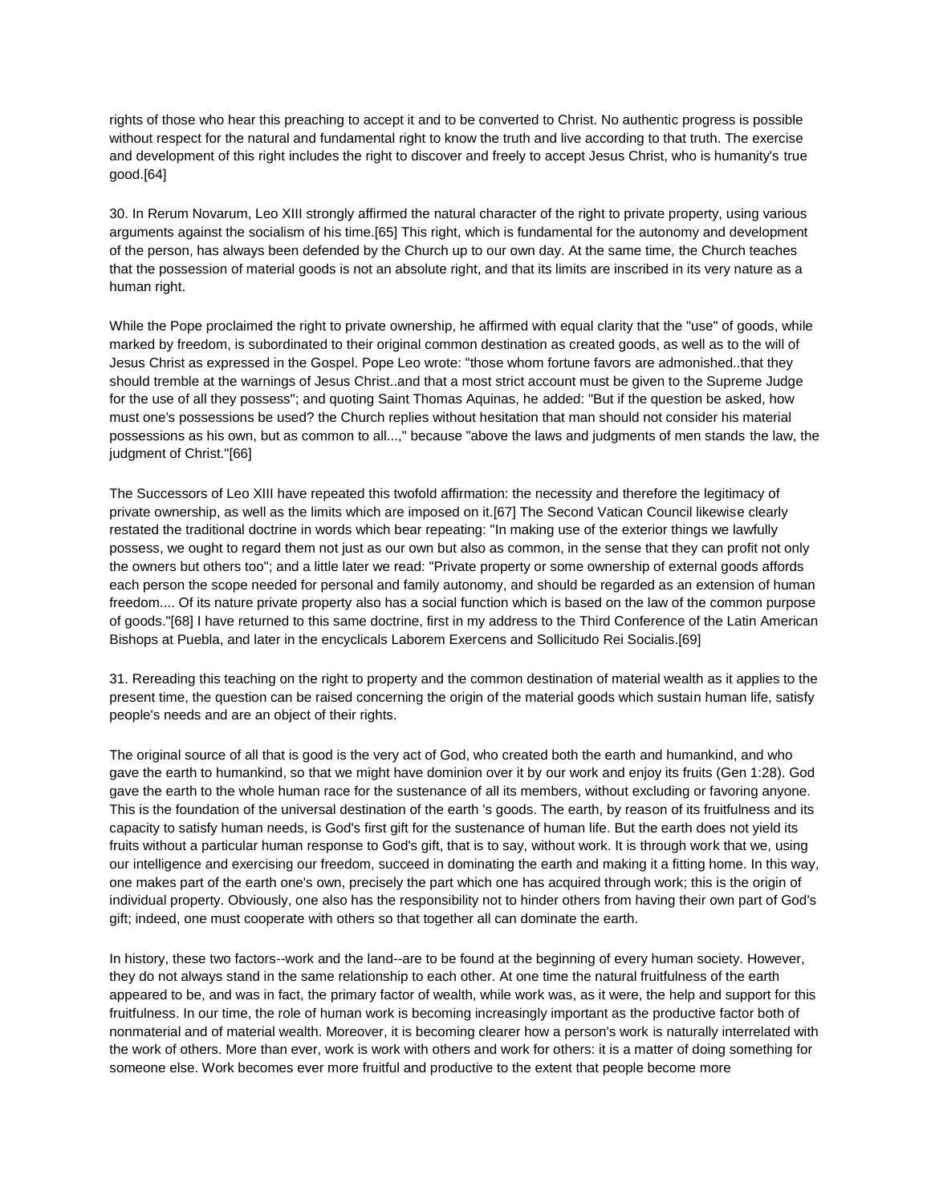rights of those who hear this preaching to accept it and to be converted to Christ. No authentic progress is possible without respect for the natural and fundamental right to know the truth and live according to that truth. The exercise and development of this right includes the right to discover and freely to accept Jesus Christ, who is humanity's true good.[64]

30. In Rerum Novarum, Leo XIII strongly affirmed the natural character of the right to private property, using various arguments against the socialism of his time.[65] This right, which is fundamental for the autonomy and development of the person, has always been defended by the Church up to our own day. At the same time, the Church teaches that the possession of material goods is not an absolute right, and that its limits are inscribed in its very nature as a human right.

While the Pope proclaimed the right to private ownership, he affirmed with equal clarity that the "use" of goods, while marked by freedom, is subordinated to their original common destination as created goods, as well as to the will of Jesus Christ as expressed in the Gospel. Pope Leo wrote: "those whom fortune favors are admonished..that they should tremble at the warnings of Jesus Christ..and that a most strict account must be given to the Supreme Judge for the use of all they possess"; and quoting Saint Thomas Aquinas, he added: "But if the question be asked, how must one's possessions be used? the Church replies without hesitation that man should not consider his material possessions as his own, but as common to all...," because "above the laws and judgments of men stands the law, the judgment of Christ."[66]

The Successors of Leo XIII have repeated this twofold affirmation: the necessity and therefore the legitimacy of private ownership, as well as the limits which are imposed on it.[67] The Second Vatican Council likewise clearly restated the traditional doctrine in words which bear repeating: "In making use of the exterior things we lawfully possess, we ought to regard them not just as our own but also as common, in the sense that they can profit not only the owners but others too"; and a little later we read: "Private property or some ownership of external goods affords each person the scope needed for personal and family autonomy, and should be regarded as an extension of human freedom.... Of its nature private property also has a social function which is based on the law of the common purpose of goods."[68] I have returned to this same doctrine, first in my address to the Third Conference of the Latin American Bishops at Puebla, and later in the encyclicals Laborem Exercens and Sollicitudo Rei Socialis.[69]

31. Rereading this teaching on the right to property and the common destination of material wealth as it applies to the present time, the question can be raised concerning the origin of the material goods which sustain human life, satisfy people's needs and are an object of their rights.

The original source of all that is good is the very act of God, who created both the earth and humankind, and who gave the earth to humankind, so that we might have dominion over it by our work and enjoy its fruits (Gen 1:28). God gave the earth to the whole human race for the sustenance of all its members, without excluding or favoring anyone. This is the foundation of the universal destination of the earth 's goods. The earth, by reason of its fruitfulness and its capacity to satisfy human needs, is God's first gift for the sustenance of human life. But the earth does not yield its fruits without a particular human response to God's gift, that is to say, without work. It is through work that we, using our intelligence and exercising our freedom, succeed in dominating the earth and making it a fitting home. In this way, one makes part of the earth one's own, precisely the part which one has acquired through work; this is the origin of individual property. Obviously, one also has the responsibility not to hinder others from having their own part of God's gift; indeed, one must cooperate with others so that together all can dominate the earth.

In history, these two factors--work and the land--are to be found at the beginning of every human society. However, they do not always stand in the same relationship to each other. At one time the natural fruitfulness of the earth appeared to be, and was in fact, the primary factor of wealth, while work was, as it were, the help and support for this fruitfulness. In our time, the role of human work is becoming increasingly important as the productive factor both of nonmaterial and of material wealth. Moreover, it is becoming clearer how a person's work is naturally interrelated with the work of others. More than ever, work is work with others and work for others: it is a matter of doing something for someone else. Work becomes ever more fruitful and productive to the extent that people become more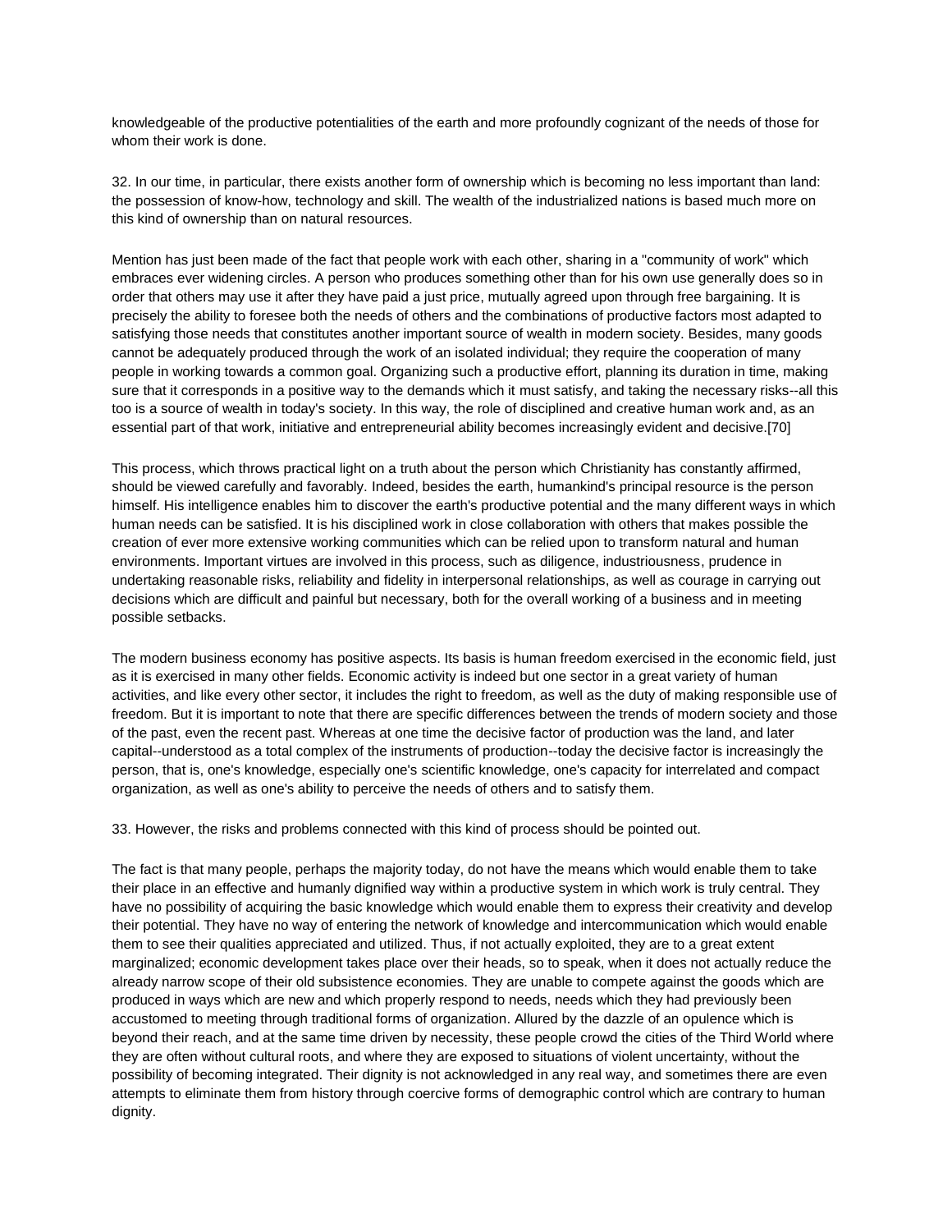knowledgeable of the productive potentialities of the earth and more profoundly cognizant of the needs of those for whom their work is done.

32. In our time, in particular, there exists another form of ownership which is becoming no less important than land: the possession of know-how, technology and skill. The wealth of the industrialized nations is based much more on this kind of ownership than on natural resources.

Mention has just been made of the fact that people work with each other, sharing in a "community of work" which embraces ever widening circles. A person who produces something other than for his own use generally does so in order that others may use it after they have paid a just price, mutually agreed upon through free bargaining. It is precisely the ability to foresee both the needs of others and the combinations of productive factors most adapted to satisfying those needs that constitutes another important source of wealth in modern society. Besides, many goods cannot be adequately produced through the work of an isolated individual; they require the cooperation of many people in working towards a common goal. Organizing such a productive effort, planning its duration in time, making sure that it corresponds in a positive way to the demands which it must satisfy, and taking the necessary risks--all this too is a source of wealth in today's society. In this way, the role of disciplined and creative human work and, as an essential part of that work, initiative and entrepreneurial ability becomes increasingly evident and decisive.[70]

This process, which throws practical light on a truth about the person which Christianity has constantly affirmed, should be viewed carefully and favorably. Indeed, besides the earth, humankind's principal resource is the person himself. His intelligence enables him to discover the earth's productive potential and the many different ways in which human needs can be satisfied. It is his disciplined work in close collaboration with others that makes possible the creation of ever more extensive working communities which can be relied upon to transform natural and human environments. Important virtues are involved in this process, such as diligence, industriousness, prudence in undertaking reasonable risks, reliability and fidelity in interpersonal relationships, as well as courage in carrying out decisions which are difficult and painful but necessary, both for the overall working of a business and in meeting possible setbacks.

The modern business economy has positive aspects. Its basis is human freedom exercised in the economic field, just as it is exercised in many other fields. Economic activity is indeed but one sector in a great variety of human activities, and like every other sector, it includes the right to freedom, as well as the duty of making responsible use of freedom. But it is important to note that there are specific differences between the trends of modern society and those of the past, even the recent past. Whereas at one time the decisive factor of production was the land, and later capital--understood as a total complex of the instruments of production--today the decisive factor is increasingly the person, that is, one's knowledge, especially one's scientific knowledge, one's capacity for interrelated and compact organization, as well as one's ability to perceive the needs of others and to satisfy them.

33. However, the risks and problems connected with this kind of process should be pointed out.

The fact is that many people, perhaps the majority today, do not have the means which would enable them to take their place in an effective and humanly dignified way within a productive system in which work is truly central. They have no possibility of acquiring the basic knowledge which would enable them to express their creativity and develop their potential. They have no way of entering the network of knowledge and intercommunication which would enable them to see their qualities appreciated and utilized. Thus, if not actually exploited, they are to a great extent marginalized; economic development takes place over their heads, so to speak, when it does not actually reduce the already narrow scope of their old subsistence economies. They are unable to compete against the goods which are produced in ways which are new and which properly respond to needs, needs which they had previously been accustomed to meeting through traditional forms of organization. Allured by the dazzle of an opulence which is beyond their reach, and at the same time driven by necessity, these people crowd the cities of the Third World where they are often without cultural roots, and where they are exposed to situations of violent uncertainty, without the possibility of becoming integrated. Their dignity is not acknowledged in any real way, and sometimes there are even attempts to eliminate them from history through coercive forms of demographic control which are contrary to human dignity.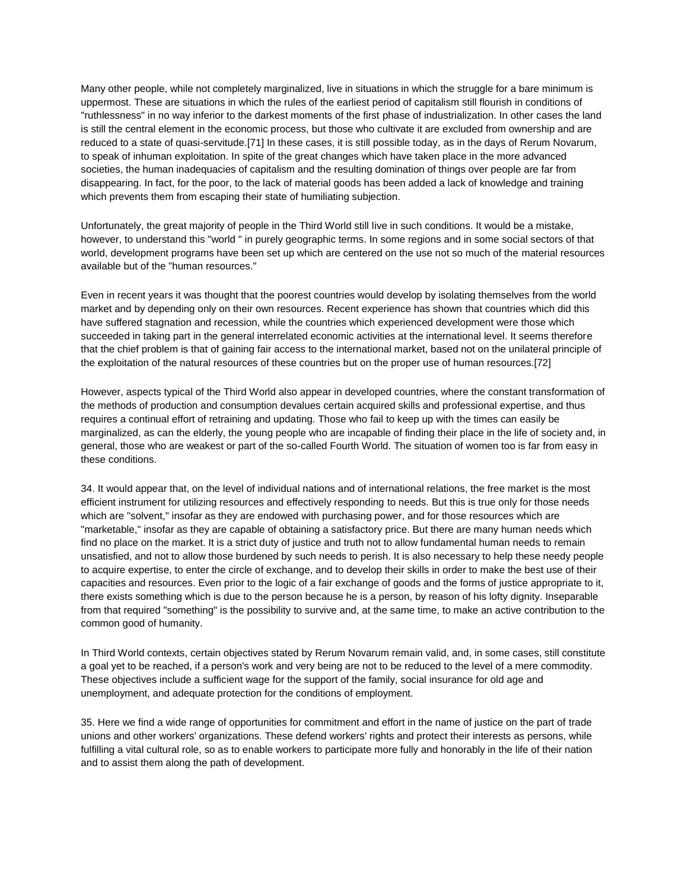Many other people, while not completely marginalized, live in situations in which the struggle for a bare minimum is uppermost. These are situations in which the rules of the earliest period of capitalism still flourish in conditions of "ruthlessness" in no way inferior to the darkest moments of the first phase of industrialization. In other cases the land is still the central element in the economic process, but those who cultivate it are excluded from ownership and are reduced to a state of quasi-servitude.[71] In these cases, it is still possible today, as in the days of Rerum Novarum, to speak of inhuman exploitation. In spite of the great changes which have taken place in the more advanced societies, the human inadequacies of capitalism and the resulting domination of things over people are far from disappearing. In fact, for the poor, to the lack of material goods has been added a lack of knowledge and training which prevents them from escaping their state of humiliating subjection.

Unfortunately, the great majority of people in the Third World still live in such conditions. It would be a mistake, however, to understand this "world " in purely geographic terms. In some regions and in some social sectors of that world, development programs have been set up which are centered on the use not so much of the material resources available but of the "human resources."

Even in recent years it was thought that the poorest countries would develop by isolating themselves from the world market and by depending only on their own resources. Recent experience has shown that countries which did this have suffered stagnation and recession, while the countries which experienced development were those which succeeded in taking part in the general interrelated economic activities at the international level. It seems therefore that the chief problem is that of gaining fair access to the international market, based not on the unilateral principle of the exploitation of the natural resources of these countries but on the proper use of human resources.[72]

However, aspects typical of the Third World also appear in developed countries, where the constant transformation of the methods of production and consumption devalues certain acquired skills and professional expertise, and thus requires a continual effort of retraining and updating. Those who fail to keep up with the times can easily be marginalized, as can the elderly, the young people who are incapable of finding their place in the life of society and, in general, those who are weakest or part of the so-called Fourth World. The situation of women too is far from easy in these conditions.

34. It would appear that, on the level of individual nations and of international relations, the free market is the most efficient instrument for utilizing resources and effectively responding to needs. But this is true only for those needs which are "solvent," insofar as they are endowed with purchasing power, and for those resources which are "marketable," insofar as they are capable of obtaining a satisfactory price. But there are many human needs which find no place on the market. It is a strict duty of justice and truth not to allow fundamental human needs to remain unsatisfied, and not to allow those burdened by such needs to perish. It is also necessary to help these needy people to acquire expertise, to enter the circle of exchange, and to develop their skills in order to make the best use of their capacities and resources. Even prior to the logic of a fair exchange of goods and the forms of justice appropriate to it, there exists something which is due to the person because he is a person, by reason of his lofty dignity. Inseparable from that required "something" is the possibility to survive and, at the same time, to make an active contribution to the common good of humanity.

In Third World contexts, certain objectives stated by Rerum Novarum remain valid, and, in some cases, still constitute a goal yet to be reached, if a person's work and very being are not to be reduced to the level of a mere commodity. These objectives include a sufficient wage for the support of the family, social insurance for old age and unemployment, and adequate protection for the conditions of employment.

35. Here we find a wide range of opportunities for commitment and effort in the name of justice on the part of trade unions and other workers' organizations. These defend workers' rights and protect their interests as persons, while fulfilling a vital cultural role, so as to enable workers to participate more fully and honorably in the life of their nation and to assist them along the path of development.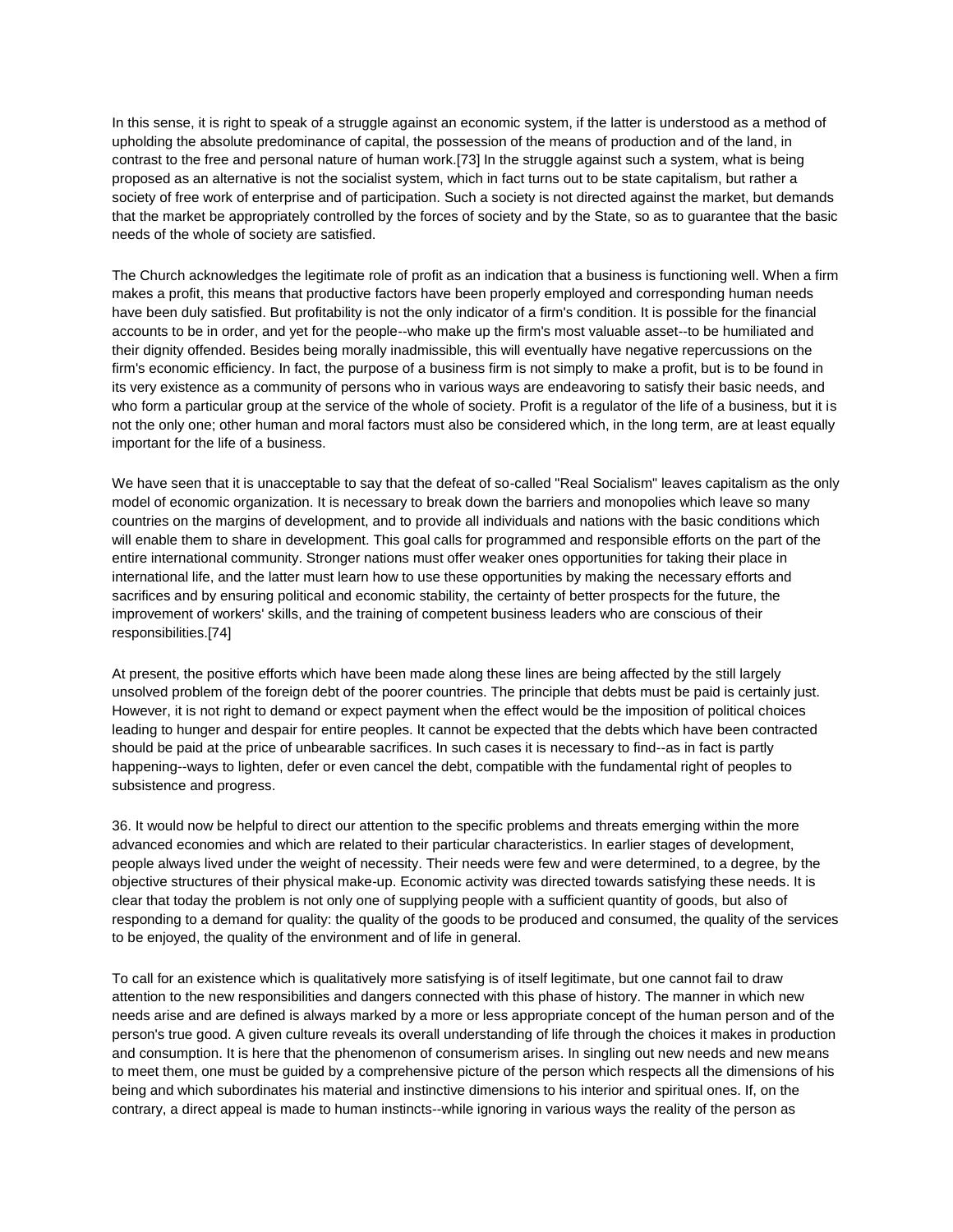In this sense, it is right to speak of a struggle against an economic system, if the latter is understood as a method of upholding the absolute predominance of capital, the possession of the means of production and of the land, in contrast to the free and personal nature of human work.[73] In the struggle against such a system, what is being proposed as an alternative is not the socialist system, which in fact turns out to be state capitalism, but rather a society of free work of enterprise and of participation. Such a society is not directed against the market, but demands that the market be appropriately controlled by the forces of society and by the State, so as to guarantee that the basic needs of the whole of society are satisfied.

The Church acknowledges the legitimate role of profit as an indication that a business is functioning well. When a firm makes a profit, this means that productive factors have been properly employed and corresponding human needs have been duly satisfied. But profitability is not the only indicator of a firm's condition. It is possible for the financial accounts to be in order, and yet for the people--who make up the firm's most valuable asset--to be humiliated and their dignity offended. Besides being morally inadmissible, this will eventually have negative repercussions on the firm's economic efficiency. In fact, the purpose of a business firm is not simply to make a profit, but is to be found in its very existence as a community of persons who in various ways are endeavoring to satisfy their basic needs, and who form a particular group at the service of the whole of society. Profit is a regulator of the life of a business, but it is not the only one; other human and moral factors must also be considered which, in the long term, are at least equally important for the life of a business.

We have seen that it is unacceptable to say that the defeat of so-called "Real Socialism" leaves capitalism as the only model of economic organization. It is necessary to break down the barriers and monopolies which leave so many countries on the margins of development, and to provide all individuals and nations with the basic conditions which will enable them to share in development. This goal calls for programmed and responsible efforts on the part of the entire international community. Stronger nations must offer weaker ones opportunities for taking their place in international life, and the latter must learn how to use these opportunities by making the necessary efforts and sacrifices and by ensuring political and economic stability, the certainty of better prospects for the future, the improvement of workers' skills, and the training of competent business leaders who are conscious of their responsibilities.[74]

At present, the positive efforts which have been made along these lines are being affected by the still largely unsolved problem of the foreign debt of the poorer countries. The principle that debts must be paid is certainly just. However, it is not right to demand or expect payment when the effect would be the imposition of political choices leading to hunger and despair for entire peoples. It cannot be expected that the debts which have been contracted should be paid at the price of unbearable sacrifices. In such cases it is necessary to find--as in fact is partly happening--ways to lighten, defer or even cancel the debt, compatible with the fundamental right of peoples to subsistence and progress.

36. It would now be helpful to direct our attention to the specific problems and threats emerging within the more advanced economies and which are related to their particular characteristics. In earlier stages of development, people always lived under the weight of necessity. Their needs were few and were determined, to a degree, by the objective structures of their physical make-up. Economic activity was directed towards satisfying these needs. It is clear that today the problem is not only one of supplying people with a sufficient quantity of goods, but also of responding to a demand for quality: the quality of the goods to be produced and consumed, the quality of the services to be enjoyed, the quality of the environment and of life in general.

To call for an existence which is qualitatively more satisfying is of itself legitimate, but one cannot fail to draw attention to the new responsibilities and dangers connected with this phase of history. The manner in which new needs arise and are defined is always marked by a more or less appropriate concept of the human person and of the person's true good. A given culture reveals its overall understanding of life through the choices it makes in production and consumption. It is here that the phenomenon of consumerism arises. In singling out new needs and new means to meet them, one must be guided by a comprehensive picture of the person which respects all the dimensions of his being and which subordinates his material and instinctive dimensions to his interior and spiritual ones. If, on the contrary, a direct appeal is made to human instincts--while ignoring in various ways the reality of the person as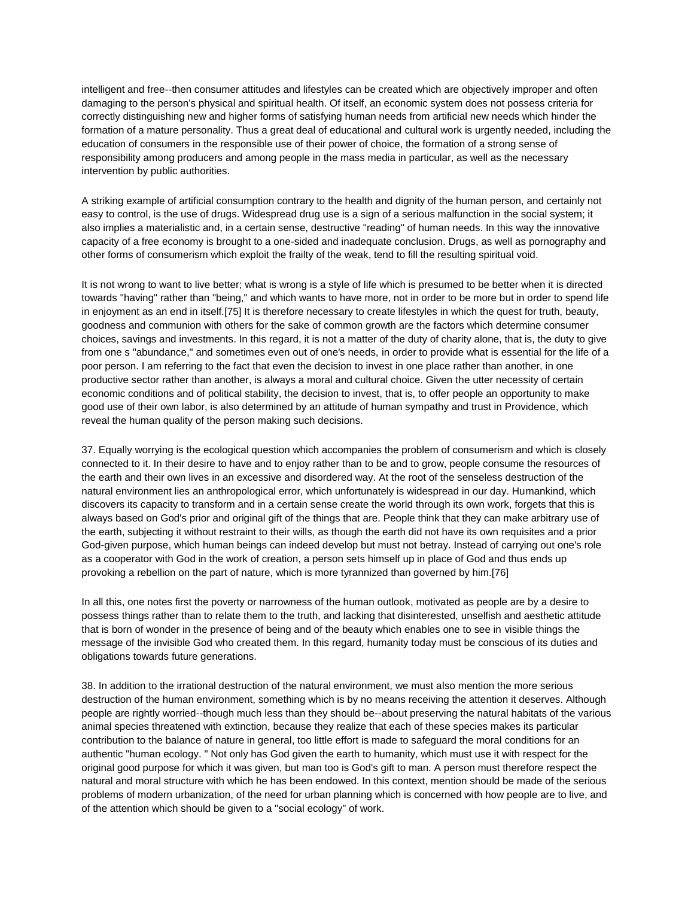intelligent and free--then consumer attitudes and lifestyles can be created which are objectively improper and often damaging to the person's physical and spiritual health. Of itself, an economic system does not possess criteria for correctly distinguishing new and higher forms of satisfying human needs from artificial new needs which hinder the formation of a mature personality. Thus a great deal of educational and cultural work is urgently needed, including the education of consumers in the responsible use of their power of choice, the formation of a strong sense of responsibility among producers and among people in the mass media in particular, as well as the necessary intervention by public authorities.

A striking example of artificial consumption contrary to the health and dignity of the human person, and certainly not easy to control, is the use of drugs. Widespread drug use is a sign of a serious malfunction in the social system; it also implies a materialistic and, in a certain sense, destructive "reading" of human needs. In this way the innovative capacity of a free economy is brought to a one-sided and inadequate conclusion. Drugs, as well as pornography and other forms of consumerism which exploit the frailty of the weak, tend to fill the resulting spiritual void.

It is not wrong to want to live better; what is wrong is a style of life which is presumed to be better when it is directed towards "having" rather than "being," and which wants to have more, not in order to be more but in order to spend life in enjoyment as an end in itself.[75] It is therefore necessary to create lifestyles in which the quest for truth, beauty, goodness and communion with others for the sake of common growth are the factors which determine consumer choices, savings and investments. In this regard, it is not a matter of the duty of charity alone, that is, the duty to give from one s "abundance," and sometimes even out of one's needs, in order to provide what is essential for the life of a poor person. I am referring to the fact that even the decision to invest in one place rather than another, in one productive sector rather than another, is always a moral and cultural choice. Given the utter necessity of certain economic conditions and of political stability, the decision to invest, that is, to offer people an opportunity to make good use of their own labor, is also determined by an attitude of human sympathy and trust in Providence, which reveal the human quality of the person making such decisions.

37. Equally worrying is the ecological question which accompanies the problem of consumerism and which is closely connected to it. In their desire to have and to enjoy rather than to be and to grow, people consume the resources of the earth and their own lives in an excessive and disordered way. At the root of the senseless destruction of the natural environment lies an anthropological error, which unfortunately is widespread in our day. Humankind, which discovers its capacity to transform and in a certain sense create the world through its own work, forgets that this is always based on God's prior and original gift of the things that are. People think that they can make arbitrary use of the earth, subjecting it without restraint to their wills, as though the earth did not have its own requisites and a prior God-given purpose, which human beings can indeed develop but must not betray. Instead of carrying out one's role as a cooperator with God in the work of creation, a person sets himself up in place of God and thus ends up provoking a rebellion on the part of nature, which is more tyrannized than governed by him.[76]

In all this, one notes first the poverty or narrowness of the human outlook, motivated as people are by a desire to possess things rather than to relate them to the truth, and lacking that disinterested, unselfish and aesthetic attitude that is born of wonder in the presence of being and of the beauty which enables one to see in visible things the message of the invisible God who created them. In this regard, humanity today must be conscious of its duties and obligations towards future generations.

38. In addition to the irrational destruction of the natural environment, we must also mention the more serious destruction of the human environment, something which is by no means receiving the attention it deserves. Although people are rightly worried--though much less than they should be--about preserving the natural habitats of the various animal species threatened with extinction, because they realize that each of these species makes its particular contribution to the balance of nature in general, too little effort is made to safeguard the moral conditions for an authentic "human ecology. " Not only has God given the earth to humanity, which must use it with respect for the original good purpose for which it was given, but man too is God's gift to man. A person must therefore respect the natural and moral structure with which he has been endowed. In this context, mention should be made of the serious problems of modern urbanization, of the need for urban planning which is concerned with how people are to live, and of the attention which should be given to a "social ecology" of work.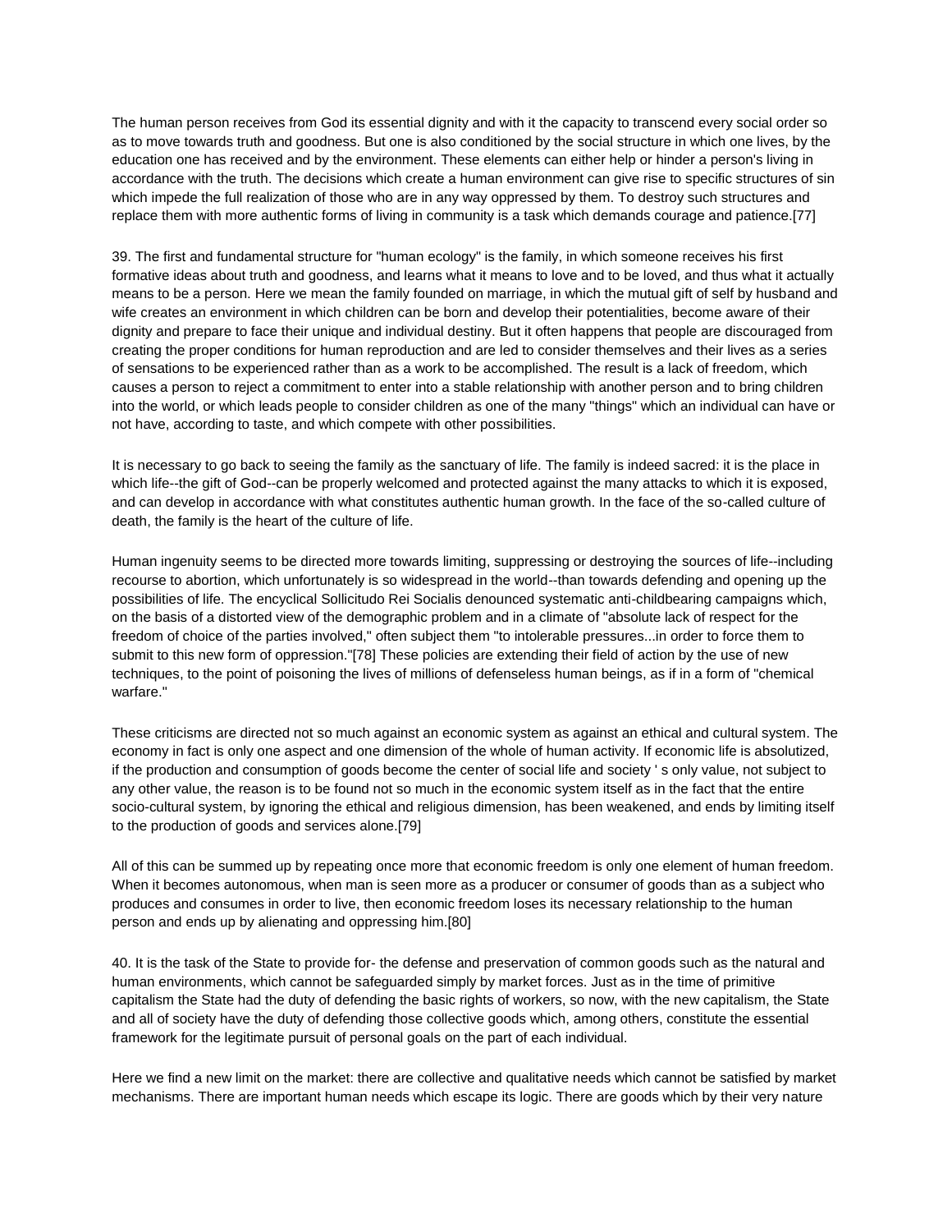The human person receives from God its essential dignity and with it the capacity to transcend every social order so as to move towards truth and goodness. But one is also conditioned by the social structure in which one lives, by the education one has received and by the environment. These elements can either help or hinder a person's living in accordance with the truth. The decisions which create a human environment can give rise to specific structures of sin which impede the full realization of those who are in any way oppressed by them. To destroy such structures and replace them with more authentic forms of living in community is a task which demands courage and patience.[77]

39. The first and fundamental structure for "human ecology" is the family, in which someone receives his first formative ideas about truth and goodness, and learns what it means to love and to be loved, and thus what it actually means to be a person. Here we mean the family founded on marriage, in which the mutual gift of self by husband and wife creates an environment in which children can be born and develop their potentialities, become aware of their dignity and prepare to face their unique and individual destiny. But it often happens that people are discouraged from creating the proper conditions for human reproduction and are led to consider themselves and their lives as a series of sensations to be experienced rather than as a work to be accomplished. The result is a lack of freedom, which causes a person to reject a commitment to enter into a stable relationship with another person and to bring children into the world, or which leads people to consider children as one of the many "things" which an individual can have or not have, according to taste, and which compete with other possibilities.

It is necessary to go back to seeing the family as the sanctuary of life. The family is indeed sacred: it is the place in which life--the gift of God--can be properly welcomed and protected against the many attacks to which it is exposed, and can develop in accordance with what constitutes authentic human growth. In the face of the so-called culture of death, the family is the heart of the culture of life.

Human ingenuity seems to be directed more towards limiting, suppressing or destroying the sources of life--including recourse to abortion, which unfortunately is so widespread in the world--than towards defending and opening up the possibilities of life. The encyclical Sollicitudo Rei Socialis denounced systematic anti-childbearing campaigns which, on the basis of a distorted view of the demographic problem and in a climate of "absolute lack of respect for the freedom of choice of the parties involved," often subject them "to intolerable pressures...in order to force them to submit to this new form of oppression."[78] These policies are extending their field of action by the use of new techniques, to the point of poisoning the lives of millions of defenseless human beings, as if in a form of "chemical warfare."

These criticisms are directed not so much against an economic system as against an ethical and cultural system. The economy in fact is only one aspect and one dimension of the whole of human activity. If economic life is absolutized, if the production and consumption of goods become the center of social life and society ' s only value, not subject to any other value, the reason is to be found not so much in the economic system itself as in the fact that the entire socio-cultural system, by ignoring the ethical and religious dimension, has been weakened, and ends by limiting itself to the production of goods and services alone.[79]

All of this can be summed up by repeating once more that economic freedom is only one element of human freedom. When it becomes autonomous, when man is seen more as a producer or consumer of goods than as a subject who produces and consumes in order to live, then economic freedom loses its necessary relationship to the human person and ends up by alienating and oppressing him.[80]

40. It is the task of the State to provide for- the defense and preservation of common goods such as the natural and human environments, which cannot be safeguarded simply by market forces. Just as in the time of primitive capitalism the State had the duty of defending the basic rights of workers, so now, with the new capitalism, the State and all of society have the duty of defending those collective goods which, among others, constitute the essential framework for the legitimate pursuit of personal goals on the part of each individual.

Here we find a new limit on the market: there are collective and qualitative needs which cannot be satisfied by market mechanisms. There are important human needs which escape its logic. There are goods which by their very nature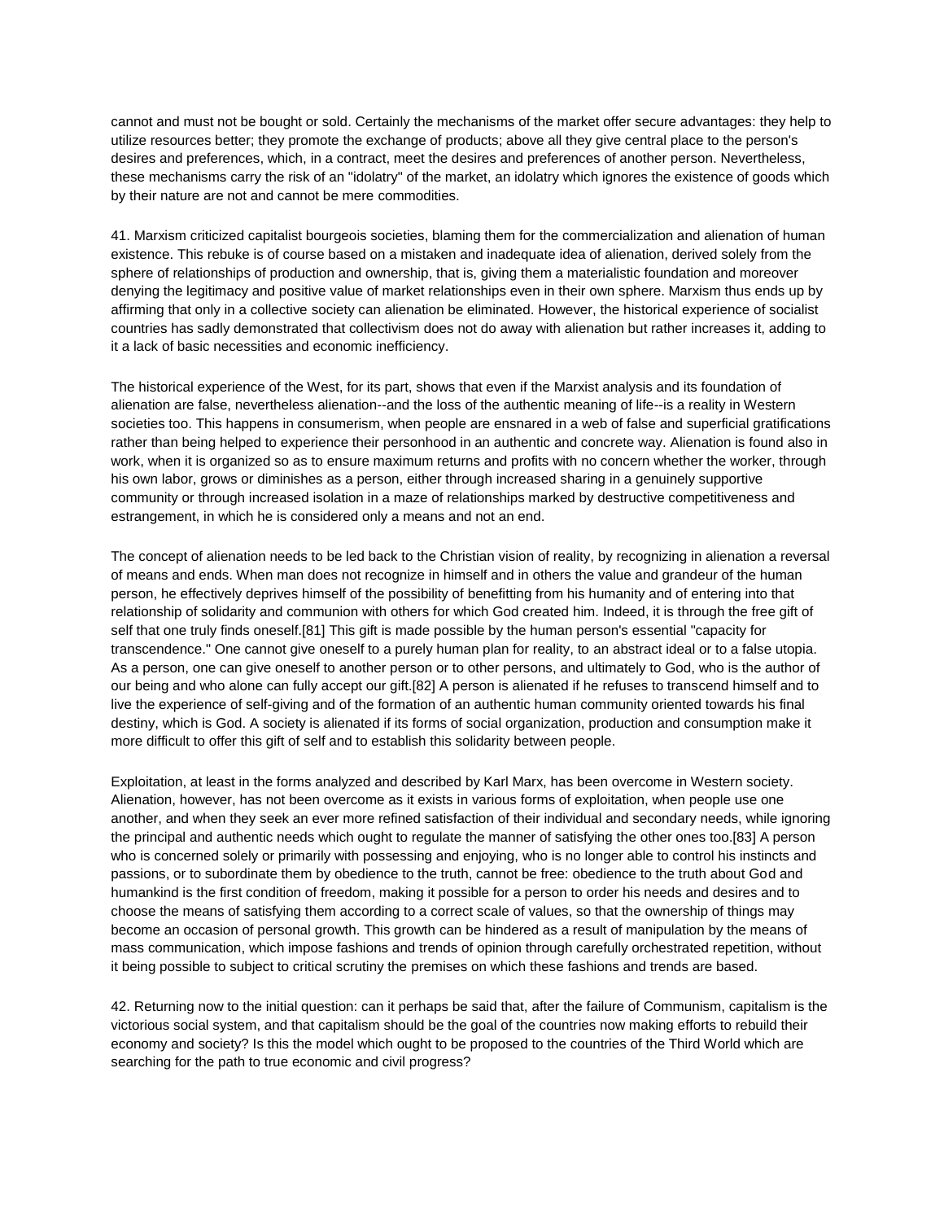cannot and must not be bought or sold. Certainly the mechanisms of the market offer secure advantages: they help to utilize resources better; they promote the exchange of products; above all they give central place to the person's desires and preferences, which, in a contract, meet the desires and preferences of another person. Nevertheless, these mechanisms carry the risk of an "idolatry" of the market, an idolatry which ignores the existence of goods which by their nature are not and cannot be mere commodities.

41. Marxism criticized capitalist bourgeois societies, blaming them for the commercialization and alienation of human existence. This rebuke is of course based on a mistaken and inadequate idea of alienation, derived solely from the sphere of relationships of production and ownership, that is, giving them a materialistic foundation and moreover denying the legitimacy and positive value of market relationships even in their own sphere. Marxism thus ends up by affirming that only in a collective society can alienation be eliminated. However, the historical experience of socialist countries has sadly demonstrated that collectivism does not do away with alienation but rather increases it, adding to it a lack of basic necessities and economic inefficiency.

The historical experience of the West, for its part, shows that even if the Marxist analysis and its foundation of alienation are false, nevertheless alienation--and the loss of the authentic meaning of life--is a reality in Western societies too. This happens in consumerism, when people are ensnared in a web of false and superficial gratifications rather than being helped to experience their personhood in an authentic and concrete way. Alienation is found also in work, when it is organized so as to ensure maximum returns and profits with no concern whether the worker, through his own labor, grows or diminishes as a person, either through increased sharing in a genuinely supportive community or through increased isolation in a maze of relationships marked by destructive competitiveness and estrangement, in which he is considered only a means and not an end.

The concept of alienation needs to be led back to the Christian vision of reality, by recognizing in alienation a reversal of means and ends. When man does not recognize in himself and in others the value and grandeur of the human person, he effectively deprives himself of the possibility of benefitting from his humanity and of entering into that relationship of solidarity and communion with others for which God created him. Indeed, it is through the free gift of self that one truly finds oneself.[81] This gift is made possible by the human person's essential "capacity for transcendence." One cannot give oneself to a purely human plan for reality, to an abstract ideal or to a false utopia. As a person, one can give oneself to another person or to other persons, and ultimately to God, who is the author of our being and who alone can fully accept our gift.[82] A person is alienated if he refuses to transcend himself and to live the experience of self-giving and of the formation of an authentic human community oriented towards his final destiny, which is God. A society is alienated if its forms of social organization, production and consumption make it more difficult to offer this gift of self and to establish this solidarity between people.

Exploitation, at least in the forms analyzed and described by Karl Marx, has been overcome in Western society. Alienation, however, has not been overcome as it exists in various forms of exploitation, when people use one another, and when they seek an ever more refined satisfaction of their individual and secondary needs, while ignoring the principal and authentic needs which ought to regulate the manner of satisfying the other ones too.[83] A person who is concerned solely or primarily with possessing and enjoying, who is no longer able to control his instincts and passions, or to subordinate them by obedience to the truth, cannot be free: obedience to the truth about God and humankind is the first condition of freedom, making it possible for a person to order his needs and desires and to choose the means of satisfying them according to a correct scale of values, so that the ownership of things may become an occasion of personal growth. This growth can be hindered as a result of manipulation by the means of mass communication, which impose fashions and trends of opinion through carefully orchestrated repetition, without it being possible to subject to critical scrutiny the premises on which these fashions and trends are based.

42. Returning now to the initial question: can it perhaps be said that, after the failure of Communism, capitalism is the victorious social system, and that capitalism should be the goal of the countries now making efforts to rebuild their economy and society? Is this the model which ought to be proposed to the countries of the Third World which are searching for the path to true economic and civil progress?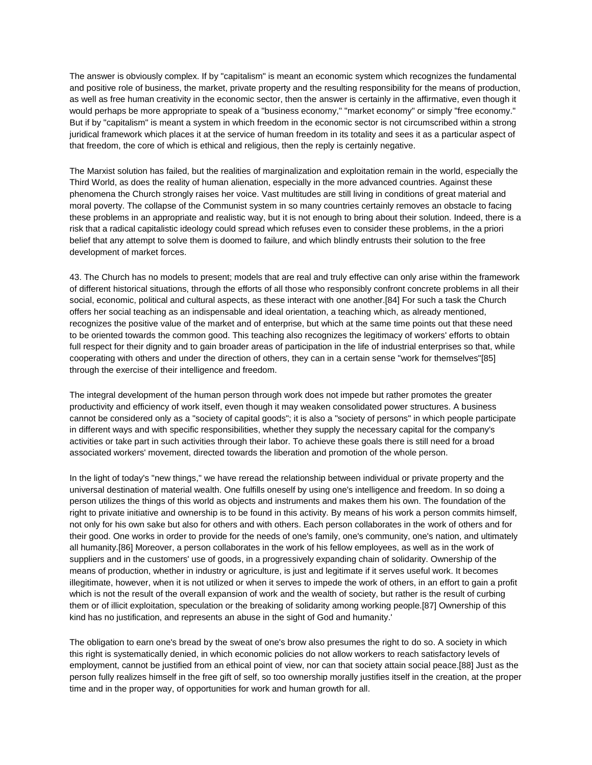The answer is obviously complex. If by "capitalism" is meant an economic system which recognizes the fundamental and positive role of business, the market, private property and the resulting responsibility for the means of production, as well as free human creativity in the economic sector, then the answer is certainly in the affirmative, even though it would perhaps be more appropriate to speak of a "business economy," "market economy" or simply "free economy." But if by "capitalism" is meant a system in which freedom in the economic sector is not circumscribed within a strong juridical framework which places it at the service of human freedom in its totality and sees it as a particular aspect of that freedom, the core of which is ethical and religious, then the reply is certainly negative.

The Marxist solution has failed, but the realities of marginalization and exploitation remain in the world, especially the Third World, as does the reality of human alienation, especially in the more advanced countries. Against these phenomena the Church strongly raises her voice. Vast multitudes are still living in conditions of great material and moral poverty. The collapse of the Communist system in so many countries certainly removes an obstacle to facing these problems in an appropriate and realistic way, but it is not enough to bring about their solution. Indeed, there is a risk that a radical capitalistic ideology could spread which refuses even to consider these problems, in the a priori belief that any attempt to solve them is doomed to failure, and which blindly entrusts their solution to the free development of market forces.

43. The Church has no models to present; models that are real and truly effective can only arise within the framework of different historical situations, through the efforts of all those who responsibly confront concrete problems in all their social, economic, political and cultural aspects, as these interact with one another.[84] For such a task the Church offers her social teaching as an indispensable and ideal orientation, a teaching which, as already mentioned, recognizes the positive value of the market and of enterprise, but which at the same time points out that these need to be oriented towards the common good. This teaching also recognizes the legitimacy of workers' efforts to obtain full respect for their dignity and to gain broader areas of participation in the life of industrial enterprises so that, while cooperating with others and under the direction of others, they can in a certain sense "work for themselves"[85] through the exercise of their intelligence and freedom.

The integral development of the human person through work does not impede but rather promotes the greater productivity and efficiency of work itself, even though it may weaken consolidated power structures. A business cannot be considered only as a "society of capital goods"; it is also a "society of persons" in which people participate in different ways and with specific responsibilities, whether they supply the necessary capital for the company's activities or take part in such activities through their labor. To achieve these goals there is still need for a broad associated workers' movement, directed towards the liberation and promotion of the whole person.

In the light of today's "new things," we have reread the relationship between individual or private property and the universal destination of material wealth. One fulfills oneself by using one's intelligence and freedom. In so doing a person utilizes the things of this world as objects and instruments and makes them his own. The foundation of the right to private initiative and ownership is to be found in this activity. By means of his work a person commits himself, not only for his own sake but also for others and with others. Each person collaborates in the work of others and for their good. One works in order to provide for the needs of one's family, one's community, one's nation, and ultimately all humanity.[86] Moreover, a person collaborates in the work of his fellow employees, as well as in the work of suppliers and in the customers' use of goods, in a progressively expanding chain of solidarity. Ownership of the means of production, whether in industry or agriculture, is just and legitimate if it serves useful work. It becomes illegitimate, however, when it is not utilized or when it serves to impede the work of others, in an effort to gain a profit which is not the result of the overall expansion of work and the wealth of society, but rather is the result of curbing them or of illicit exploitation, speculation or the breaking of solidarity among working people.[87] Ownership of this kind has no justification, and represents an abuse in the sight of God and humanity.'

The obligation to earn one's bread by the sweat of one's brow also presumes the right to do so. A society in which this right is systematically denied, in which economic policies do not allow workers to reach satisfactory levels of employment, cannot be justified from an ethical point of view, nor can that society attain social peace.[88] Just as the person fully realizes himself in the free gift of self, so too ownership morally justifies itself in the creation, at the proper time and in the proper way, of opportunities for work and human growth for all.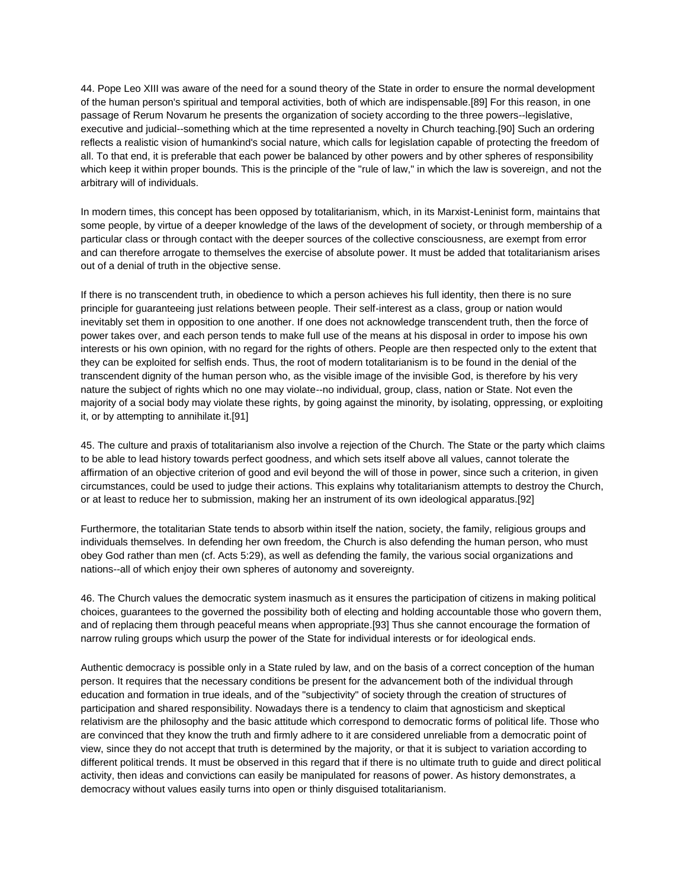44. Pope Leo XIII was aware of the need for a sound theory of the State in order to ensure the normal development of the human person's spiritual and temporal activities, both of which are indispensable.[89] For this reason, in one passage of Rerum Novarum he presents the organization of society according to the three powers--legislative, executive and judicial--something which at the time represented a novelty in Church teaching.[90] Such an ordering reflects a realistic vision of humankind's social nature, which calls for legislation capable of protecting the freedom of all. To that end, it is preferable that each power be balanced by other powers and by other spheres of responsibility which keep it within proper bounds. This is the principle of the "rule of law," in which the law is sovereign, and not the arbitrary will of individuals.

In modern times, this concept has been opposed by totalitarianism, which, in its Marxist-Leninist form, maintains that some people, by virtue of a deeper knowledge of the laws of the development of society, or through membership of a particular class or through contact with the deeper sources of the collective consciousness, are exempt from error and can therefore arrogate to themselves the exercise of absolute power. It must be added that totalitarianism arises out of a denial of truth in the objective sense.

If there is no transcendent truth, in obedience to which a person achieves his full identity, then there is no sure principle for guaranteeing just relations between people. Their self-interest as a class, group or nation would inevitably set them in opposition to one another. If one does not acknowledge transcendent truth, then the force of power takes over, and each person tends to make full use of the means at his disposal in order to impose his own interests or his own opinion, with no regard for the rights of others. People are then respected only to the extent that they can be exploited for selfish ends. Thus, the root of modern totalitarianism is to be found in the denial of the transcendent dignity of the human person who, as the visible image of the invisible God, is therefore by his very nature the subject of rights which no one may violate--no individual, group, class, nation or State. Not even the majority of a social body may violate these rights, by going against the minority, by isolating, oppressing, or exploiting it, or by attempting to annihilate it.[91]

45. The culture and praxis of totalitarianism also involve a rejection of the Church. The State or the party which claims to be able to lead history towards perfect goodness, and which sets itself above all values, cannot tolerate the affirmation of an objective criterion of good and evil beyond the will of those in power, since such a criterion, in given circumstances, could be used to judge their actions. This explains why totalitarianism attempts to destroy the Church, or at least to reduce her to submission, making her an instrument of its own ideological apparatus.[92]

Furthermore, the totalitarian State tends to absorb within itself the nation, society, the family, religious groups and individuals themselves. In defending her own freedom, the Church is also defending the human person, who must obey God rather than men (cf. Acts 5:29), as well as defending the family, the various social organizations and nations--all of which enjoy their own spheres of autonomy and sovereignty.

46. The Church values the democratic system inasmuch as it ensures the participation of citizens in making political choices, guarantees to the governed the possibility both of electing and holding accountable those who govern them, and of replacing them through peaceful means when appropriate.[93] Thus she cannot encourage the formation of narrow ruling groups which usurp the power of the State for individual interests or for ideological ends.

Authentic democracy is possible only in a State ruled by law, and on the basis of a correct conception of the human person. It requires that the necessary conditions be present for the advancement both of the individual through education and formation in true ideals, and of the "subjectivity" of society through the creation of structures of participation and shared responsibility. Nowadays there is a tendency to claim that agnosticism and skeptical relativism are the philosophy and the basic attitude which correspond to democratic forms of political life. Those who are convinced that they know the truth and firmly adhere to it are considered unreliable from a democratic point of view, since they do not accept that truth is determined by the majority, or that it is subject to variation according to different political trends. It must be observed in this regard that if there is no ultimate truth to guide and direct political activity, then ideas and convictions can easily be manipulated for reasons of power. As history demonstrates, a democracy without values easily turns into open or thinly disguised totalitarianism.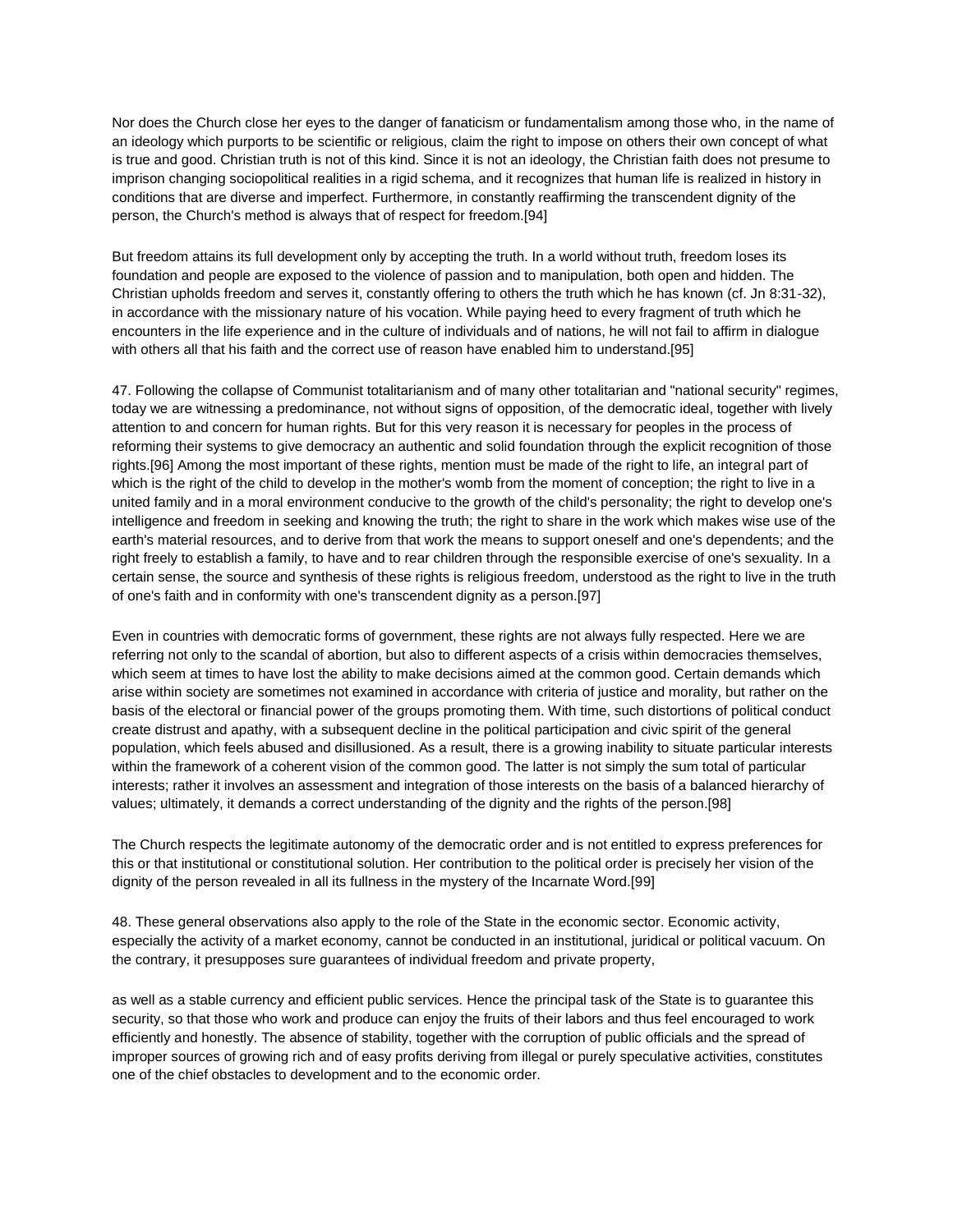Nor does the Church close her eyes to the danger of fanaticism or fundamentalism among those who, in the name of an ideology which purports to be scientific or religious, claim the right to impose on others their own concept of what is true and good. Christian truth is not of this kind. Since it is not an ideology, the Christian faith does not presume to imprison changing sociopolitical realities in a rigid schema, and it recognizes that human life is realized in history in conditions that are diverse and imperfect. Furthermore, in constantly reaffirming the transcendent dignity of the person, the Church's method is always that of respect for freedom.[94]

But freedom attains its full development only by accepting the truth. In a world without truth, freedom loses its foundation and people are exposed to the violence of passion and to manipulation, both open and hidden. The Christian upholds freedom and serves it, constantly offering to others the truth which he has known (cf. Jn 8:31-32), in accordance with the missionary nature of his vocation. While paying heed to every fragment of truth which he encounters in the life experience and in the culture of individuals and of nations, he will not fail to affirm in dialogue with others all that his faith and the correct use of reason have enabled him to understand.[95]

47. Following the collapse of Communist totalitarianism and of many other totalitarian and "national security" regimes, today we are witnessing a predominance, not without signs of opposition, of the democratic ideal, together with lively attention to and concern for human rights. But for this very reason it is necessary for peoples in the process of reforming their systems to give democracy an authentic and solid foundation through the explicit recognition of those rights.[96] Among the most important of these rights, mention must be made of the right to life, an integral part of which is the right of the child to develop in the mother's womb from the moment of conception; the right to live in a united family and in a moral environment conducive to the growth of the child's personality; the right to develop one's intelligence and freedom in seeking and knowing the truth; the right to share in the work which makes wise use of the earth's material resources, and to derive from that work the means to support oneself and one's dependents; and the right freely to establish a family, to have and to rear children through the responsible exercise of one's sexuality. In a certain sense, the source and synthesis of these rights is religious freedom, understood as the right to live in the truth of one's faith and in conformity with one's transcendent dignity as a person.[97]

Even in countries with democratic forms of government, these rights are not always fully respected. Here we are referring not only to the scandal of abortion, but also to different aspects of a crisis within democracies themselves, which seem at times to have lost the ability to make decisions aimed at the common good. Certain demands which arise within society are sometimes not examined in accordance with criteria of justice and morality, but rather on the basis of the electoral or financial power of the groups promoting them. With time, such distortions of political conduct create distrust and apathy, with a subsequent decline in the political participation and civic spirit of the general population, which feels abused and disillusioned. As a result, there is a growing inability to situate particular interests within the framework of a coherent vision of the common good. The latter is not simply the sum total of particular interests; rather it involves an assessment and integration of those interests on the basis of a balanced hierarchy of values; ultimately, it demands a correct understanding of the dignity and the rights of the person.[98]

The Church respects the legitimate autonomy of the democratic order and is not entitled to express preferences for this or that institutional or constitutional solution. Her contribution to the political order is precisely her vision of the dignity of the person revealed in all its fullness in the mystery of the Incarnate Word.[99]

48. These general observations also apply to the role of the State in the economic sector. Economic activity, especially the activity of a market economy, cannot be conducted in an institutional, juridical or political vacuum. On the contrary, it presupposes sure guarantees of individual freedom and private property, as well as a stable currency and efficient public services. Hence the principal task of the State is to guarantee this security, so that those who work and produce can enjoy the fruits of their labors and thus feel encouraged to work efficiently and honestly. The absence of stability, together with the corruption of public officials and the spread of improper sources of growing rich and of easy profits deriving from illegal or purely speculative activities, constitutes one of the chief obstacles to development and to the economic order.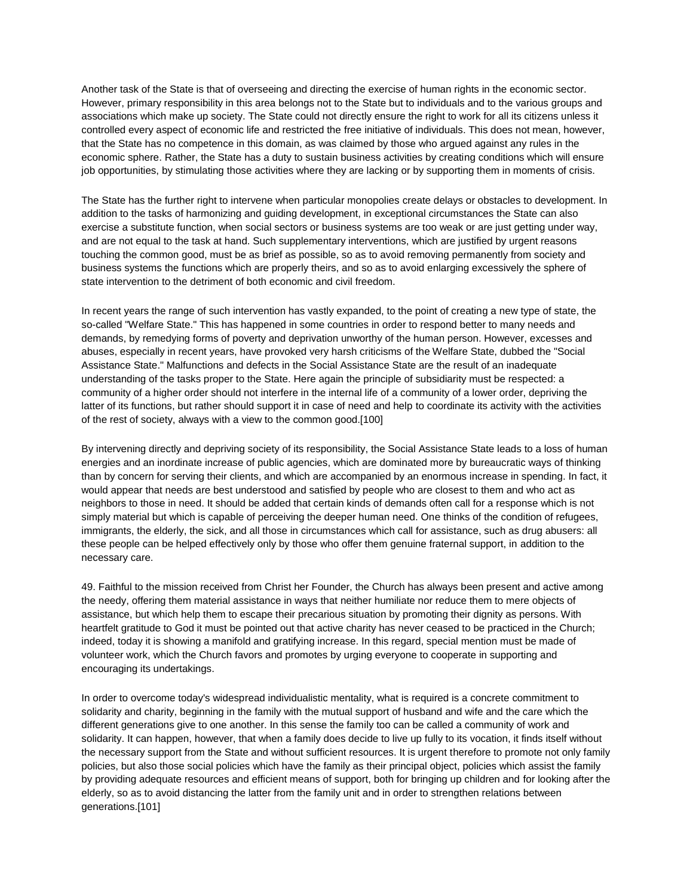Another task of the State is that of overseeing and directing the exercise of human rights in the economic sector. However, primary responsibility in this area belongs not to the State but to individuals and to the various groups and associations which make up society. The State could not directly ensure the right to work for all its citizens unless it controlled every aspect of economic life and restricted the free initiative of individuals. This does not mean, however, that the State has no competence in this domain, as was claimed by those who argued against any rules in the economic sphere. Rather, the State has a duty to sustain business activities by creating conditions which will ensure job opportunities, by stimulating those activities where they are lacking or by supporting them in moments of crisis.

The State has the further right to intervene when particular monopolies create delays or obstacles to development. In addition to the tasks of harmonizing and guiding development, in exceptional circumstances the State can also exercise a substitute function, when social sectors or business systems are too weak or are just getting under way, and are not equal to the task at hand. Such supplementary interventions, which are justified by urgent reasons touching the common good, must be as brief as possible, so as to avoid removing permanently from society and business systems the functions which are properly theirs, and so as to avoid enlarging excessively the sphere of state intervention to the detriment of both economic and civil freedom.

In recent years the range of such intervention has vastly expanded, to the point of creating a new type of state, the so-called "Welfare State." This has happened in some countries in order to respond better to many needs and demands, by remedying forms of poverty and deprivation unworthy of the human person. However, excesses and abuses, especially in recent years, have provoked very harsh criticisms of the Welfare State, dubbed the "Social Assistance State." Malfunctions and defects in the Social Assistance State are the result of an inadequate understanding of the tasks proper to the State. Here again the principle of subsidiarity must be respected: a community of a higher order should not interfere in the internal life of a community of a lower order, depriving the latter of its functions, but rather should support it in case of need and help to coordinate its activity with the activities of the rest of society, always with a view to the common good.[100]

By intervening directly and depriving society of its responsibility, the Social Assistance State leads to a loss of human energies and an inordinate increase of public agencies, which are dominated more by bureaucratic ways of thinking than by concern for serving their clients, and which are accompanied by an enormous increase in spending. In fact, it would appear that needs are best understood and satisfied by people who are closest to them and who act as neighbors to those in need. It should be added that certain kinds of demands often call for a response which is not simply material but which is capable of perceiving the deeper human need. One thinks of the condition of refugees, immigrants, the elderly, the sick, and all those in circumstances which call for assistance, such as drug abusers: all these people can be helped effectively only by those who offer them genuine fraternal support, in addition to the necessary care.

49. Faithful to the mission received from Christ her Founder, the Church has always been present and active among the needy, offering them material assistance in ways that neither humiliate nor reduce them to mere objects of assistance, but which help them to escape their precarious situation by promoting their dignity as persons. With heartfelt gratitude to God it must be pointed out that active charity has never ceased to be practiced in the Church; indeed, today it is showing a manifold and gratifying increase. In this regard, special mention must be made of volunteer work, which the Church favors and promotes by urging everyone to cooperate in supporting and encouraging its undertakings.

In order to overcome today's widespread individualistic mentality, what is required is a concrete commitment to solidarity and charity, beginning in the family with the mutual support of husband and wife and the care which the different generations give to one another. In this sense the family too can be called a community of work and solidarity. It can happen, however, that when a family does decide to live up fully to its vocation, it finds itself without the necessary support from the State and without sufficient resources. It is urgent therefore to promote not only family policies, but also those social policies which have the family as their principal object, policies which assist the family by providing adequate resources and efficient means of support, both for bringing up children and for looking after the elderly, so as to avoid distancing the latter from the family unit and in order to strengthen relations between generations.[101]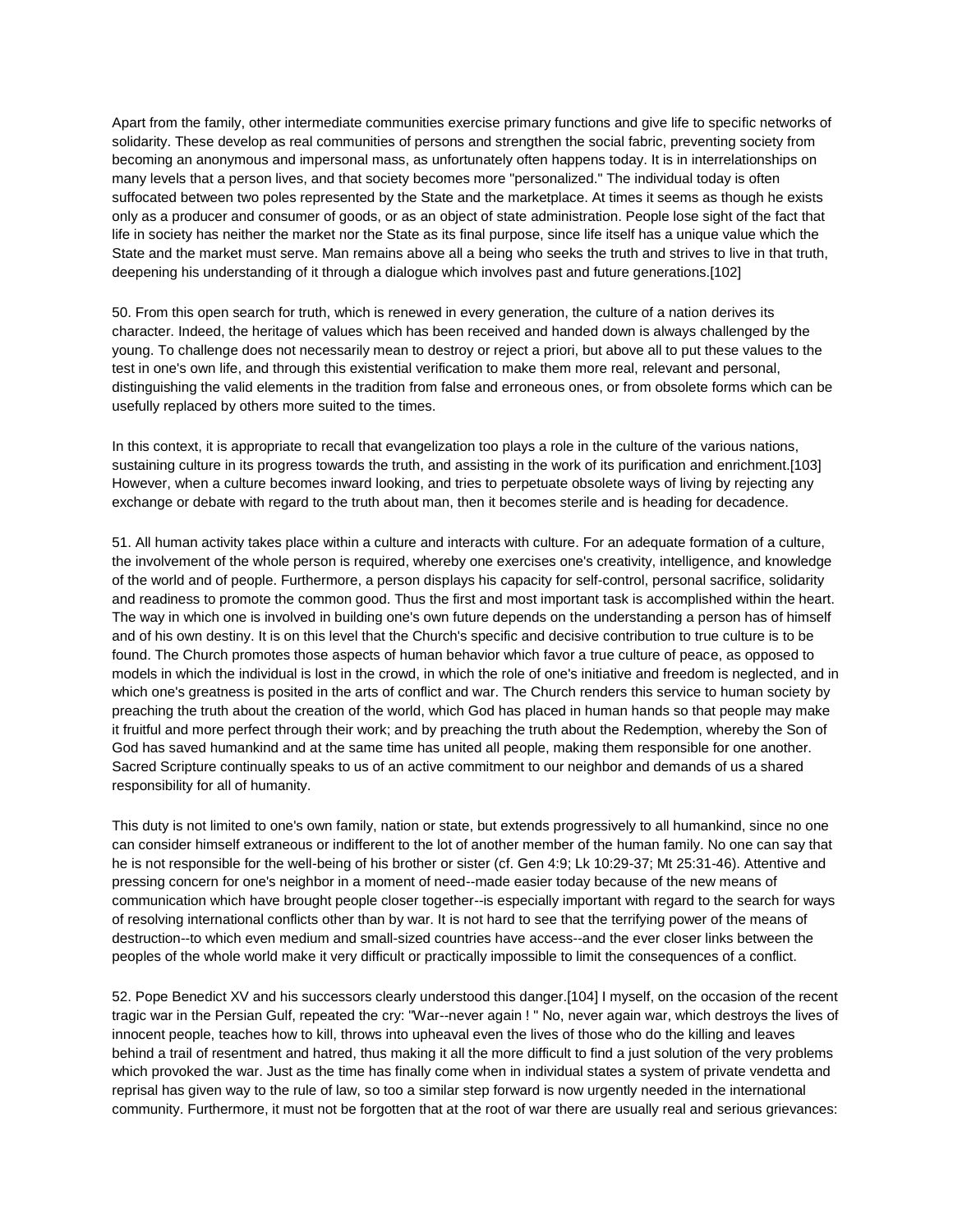Apart from the family, other intermediate communities exercise primary functions and give life to specific networks of solidarity. These develop as real communities of persons and strengthen the social fabric, preventing society from becoming an anonymous and impersonal mass, as unfortunately often happens today. It is in interrelationships on many levels that a person lives, and that society becomes more "personalized." The individual today is often suffocated between two poles represented by the State and the marketplace. At times it seems as though he exists only as a producer and consumer of goods, or as an object of state administration. People lose sight of the fact that life in society has neither the market nor the State as its final purpose, since life itself has a unique value which the State and the market must serve. Man remains above all a being who seeks the truth and strives to live in that truth, deepening his understanding of it through a dialogue which involves past and future generations.[102]

50. From this open search for truth, which is renewed in every generation, the culture of a nation derives its character. Indeed, the heritage of values which has been received and handed down is always challenged by the young. To challenge does not necessarily mean to destroy or reject a priori, but above all to put these values to the test in one's own life, and through this existential verification to make them more real, relevant and personal, distinguishing the valid elements in the tradition from false and erroneous ones, or from obsolete forms which can be usefully replaced by others more suited to the times.

In this context, it is appropriate to recall that evangelization too plays a role in the culture of the various nations, sustaining culture in its progress towards the truth, and assisting in the work of its purification and enrichment.[103] However, when a culture becomes inward looking, and tries to perpetuate obsolete ways of living by rejecting any exchange or debate with regard to the truth about man, then it becomes sterile and is heading for decadence.

51. All human activity takes place within a culture and interacts with culture. For an adequate formation of a culture, the involvement of the whole person is required, whereby one exercises one's creativity, intelligence, and knowledge of the world and of people. Furthermore, a person displays his capacity for self-control, personal sacrifice, solidarity and readiness to promote the common good. Thus the first and most important task is accomplished within the heart. The way in which one is involved in building one's own future depends on the understanding a person has of himself and of his own destiny. It is on this level that the Church's specific and decisive contribution to true culture is to be found. The Church promotes those aspects of human behavior which favor a true culture of peace, as opposed to models in which the individual is lost in the crowd, in which the role of one's initiative and freedom is neglected, and in which one's greatness is posited in the arts of conflict and war. The Church renders this service to human society by preaching the truth about the creation of the world, which God has placed in human hands so that people may make it fruitful and more perfect through their work; and by preaching the truth about the Redemption, whereby the Son of God has saved humankind and at the same time has united all people, making them responsible for one another. Sacred Scripture continually speaks to us of an active commitment to our neighbor and demands of us a shared responsibility for all of humanity.

This duty is not limited to one's own family, nation or state, but extends progressively to all humankind, since no one can consider himself extraneous or indifferent to the lot of another member of the human family. No one can say that he is not responsible for the well-being of his brother or sister (cf. Gen 4:9; Lk 10:29-37; Mt 25:31-46). Attentive and pressing concern for one's neighbor in a moment of need--made easier today because of the new means of communication which have brought people closer together--is especially important with regard to the search for ways of resolving international conflicts other than by war. It is not hard to see that the terrifying power of the means of destruction--to which even medium and small-sized countries have access--and the ever closer links between the peoples of the whole world make it very difficult or practically impossible to limit the consequences of a conflict.

52. Pope Benedict XV and his successors clearly understood this danger.[104] I myself, on the occasion of the recent tragic war in the Persian Gulf, repeated the cry: "War--never again ! " No, never again war, which destroys the lives of innocent people, teaches how to kill, throws into upheaval even the lives of those who do the killing and leaves behind a trail of resentment and hatred, thus making it all the more difficult to find a just solution of the very problems which provoked the war. Just as the time has finally come when in individual states a system of private vendetta and reprisal has given way to the rule of law, so too a similar step forward is now urgently needed in the international community. Furthermore, it must not be forgotten that at the root of war there are usually real and serious grievances: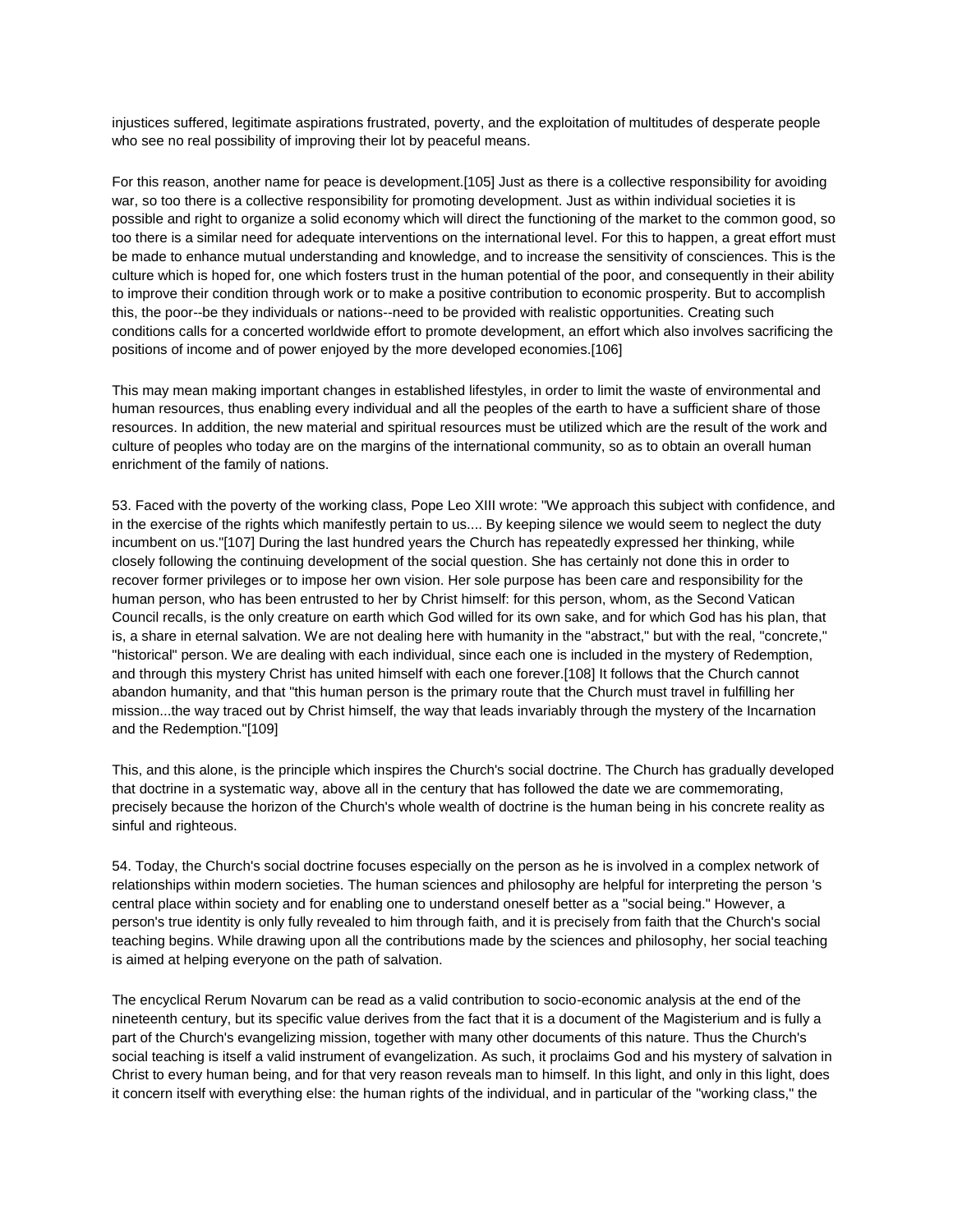injustices suffered, legitimate aspirations frustrated, poverty, and the exploitation of multitudes of desperate people who see no real possibility of improving their lot by peaceful means.

For this reason, another name for peace is development.[105] Just as there is a collective responsibility for avoiding war, so too there is a collective responsibility for promoting development. Just as within individual societies it is possible and right to organize a solid economy which will direct the functioning of the market to the common good, so too there is a similar need for adequate interventions on the international level. For this to happen, a great effort must be made to enhance mutual understanding and knowledge, and to increase the sensitivity of consciences. This is the culture which is hoped for, one which fosters trust in the human potential of the poor, and consequently in their ability to improve their condition through work or to make a positive contribution to economic prosperity. But to accomplish this, the poor--be they individuals or nations--need to be provided with realistic opportunities. Creating such conditions calls for a concerted worldwide effort to promote development, an effort which also involves sacrificing the positions of income and of power enjoyed by the more developed economies.[106]

This may mean making important changes in established lifestyles, in order to limit the waste of environmental and human resources, thus enabling every individual and all the peoples of the earth to have a sufficient share of those resources. In addition, the new material and spiritual resources must be utilized which are the result of the work and culture of peoples who today are on the margins of the international community, so as to obtain an overall human enrichment of the family of nations.

53. Faced with the poverty of the working class, Pope Leo XIII wrote: "We approach this subject with confidence, and in the exercise of the rights which manifestly pertain to us.... By keeping silence we would seem to neglect the duty incumbent on us."[107] During the last hundred years the Church has repeatedly expressed her thinking, while closely following the continuing development of the social question. She has certainly not done this in order to recover former privileges or to impose her own vision. Her sole purpose has been care and responsibility for the human person, who has been entrusted to her by Christ himself: for this person, whom, as the Second Vatican Council recalls, is the only creature on earth which God willed for its own sake, and for which God has his plan, that is, a share in eternal salvation. We are not dealing here with humanity in the "abstract," but with the real, "concrete," "historical" person. We are dealing with each individual, since each one is included in the mystery of Redemption, and through this mystery Christ has united himself with each one forever.[108] It follows that the Church cannot abandon humanity, and that "this human person is the primary route that the Church must travel in fulfilling her mission...the way traced out by Christ himself, the way that leads invariably through the mystery of the Incarnation and the Redemption."[109]

This, and this alone, is the principle which inspires the Church's social doctrine. The Church has gradually developed that doctrine in a systematic way, above all in the century that has followed the date we are commemorating, precisely because the horizon of the Church's whole wealth of doctrine is the human being in his concrete reality as sinful and righteous.

54. Today, the Church's social doctrine focuses especially on the person as he is involved in a complex network of relationships within modern societies. The human sciences and philosophy are helpful for interpreting the person 's central place within society and for enabling one to understand oneself better as a "social being." However, a person's true identity is only fully revealed to him through faith, and it is precisely from faith that the Church's social teaching begins. While drawing upon all the contributions made by the sciences and philosophy, her social teaching is aimed at helping everyone on the path of salvation.

The encyclical Rerum Novarum can be read as a valid contribution to socio-economic analysis at the end of the nineteenth century, but its specific value derives from the fact that it is a document of the Magisterium and is fully a part of the Church's evangelizing mission, together with many other documents of this nature. Thus the Church's social teaching is itself a valid instrument of evangelization. As such, it proclaims God and his mystery of salvation in Christ to every human being, and for that very reason reveals man to himself. In this light, and only in this light, does it concern itself with everything else: the human rights of the individual, and in particular of the "working class," the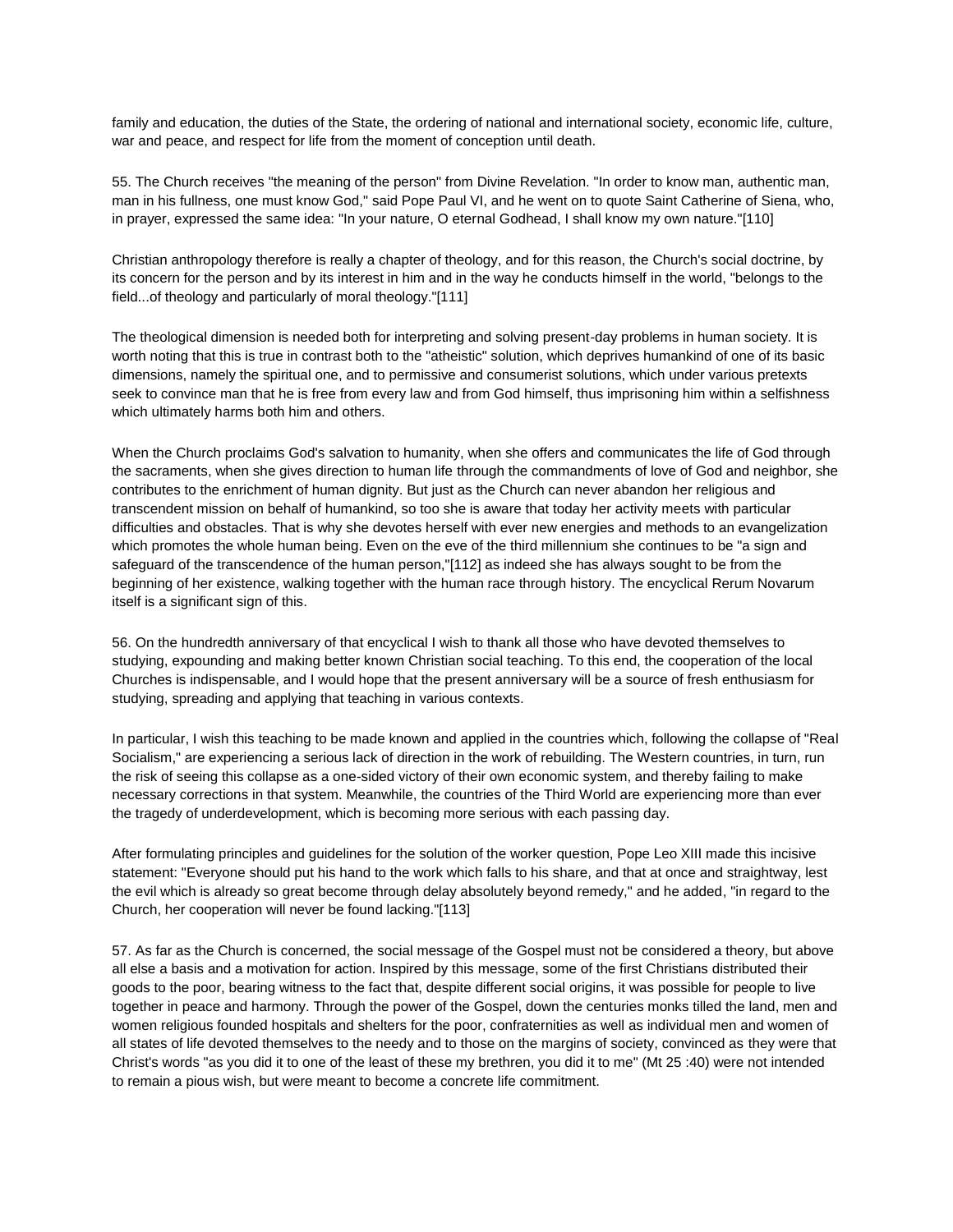family and education, the duties of the State, the ordering of national and international society, economic life, culture, war and peace, and respect for life from the moment of conception until death.

55. The Church receives "the meaning of the person" from Divine Revelation. "In order to know man, authentic man, man in his fullness, one must know God," said Pope Paul VI, and he went on to quote Saint Catherine of Siena, who, in prayer, expressed the same idea: "In your nature, O eternal Godhead, I shall know my own nature."[110]

Christian anthropology therefore is really a chapter of theology, and for this reason, the Church's social doctrine, by its concern for the person and by its interest in him and in the way he conducts himself in the world, "belongs to the field...of theology and particularly of moral theology."[111]

The theological dimension is needed both for interpreting and solving present-day problems in human society. It is worth noting that this is true in contrast both to the "atheistic" solution, which deprives humankind of one of its basic dimensions, namely the spiritual one, and to permissive and consumerist solutions, which under various pretexts seek to convince man that he is free from every law and from God himself, thus imprisoning him within a selfishness which ultimately harms both him and others.

When the Church proclaims God's salvation to humanity, when she offers and communicates the life of God through the sacraments, when she gives direction to human life through the commandments of love of God and neighbor, she contributes to the enrichment of human dignity. But just as the Church can never abandon her religious and transcendent mission on behalf of humankind, so too she is aware that today her activity meets with particular difficulties and obstacles. That is why she devotes herself with ever new energies and methods to an evangelization which promotes the whole human being. Even on the eve of the third millennium she continues to be "a sign and safeguard of the transcendence of the human person,"[112] as indeed she has always sought to be from the beginning of her existence, walking together with the human race through history. The encyclical Rerum Novarum itself is a significant sign of this.

56. On the hundredth anniversary of that encyclical I wish to thank all those who have devoted themselves to studying, expounding and making better known Christian social teaching. To this end, the cooperation of the local Churches is indispensable, and I would hope that the present anniversary will be a source of fresh enthusiasm for studying, spreading and applying that teaching in various contexts.

In particular, I wish this teaching to be made known and applied in the countries which, following the collapse of "Real Socialism," are experiencing a serious lack of direction in the work of rebuilding. The Western countries, in turn, run the risk of seeing this collapse as a one-sided victory of their own economic system, and thereby failing to make necessary corrections in that system. Meanwhile, the countries of the Third World are experiencing more than ever the tragedy of underdevelopment, which is becoming more serious with each passing day.

After formulating principles and guidelines for the solution of the worker question, Pope Leo XIII made this incisive statement: "Everyone should put his hand to the work which falls to his share, and that at once and straightway, lest the evil which is already so great become through delay absolutely beyond remedy," and he added, "in regard to the Church, her cooperation will never be found lacking."[113]

57. As far as the Church is concerned, the social message of the Gospel must not be considered a theory, but above all else a basis and a motivation for action. Inspired by this message, some of the first Christians distributed their goods to the poor, bearing witness to the fact that, despite different social origins, it was possible for people to live together in peace and harmony. Through the power of the Gospel, down the centuries monks tilled the land, men and women religious founded hospitals and shelters for the poor, confraternities as well as individual men and women of all states of life devoted themselves to the needy and to those on the margins of society, convinced as they were that Christ's words "as you did it to one of the least of these my brethren, you did it to me" (Mt 25 :40) were not intended to remain a pious wish, but were meant to become a concrete life commitment.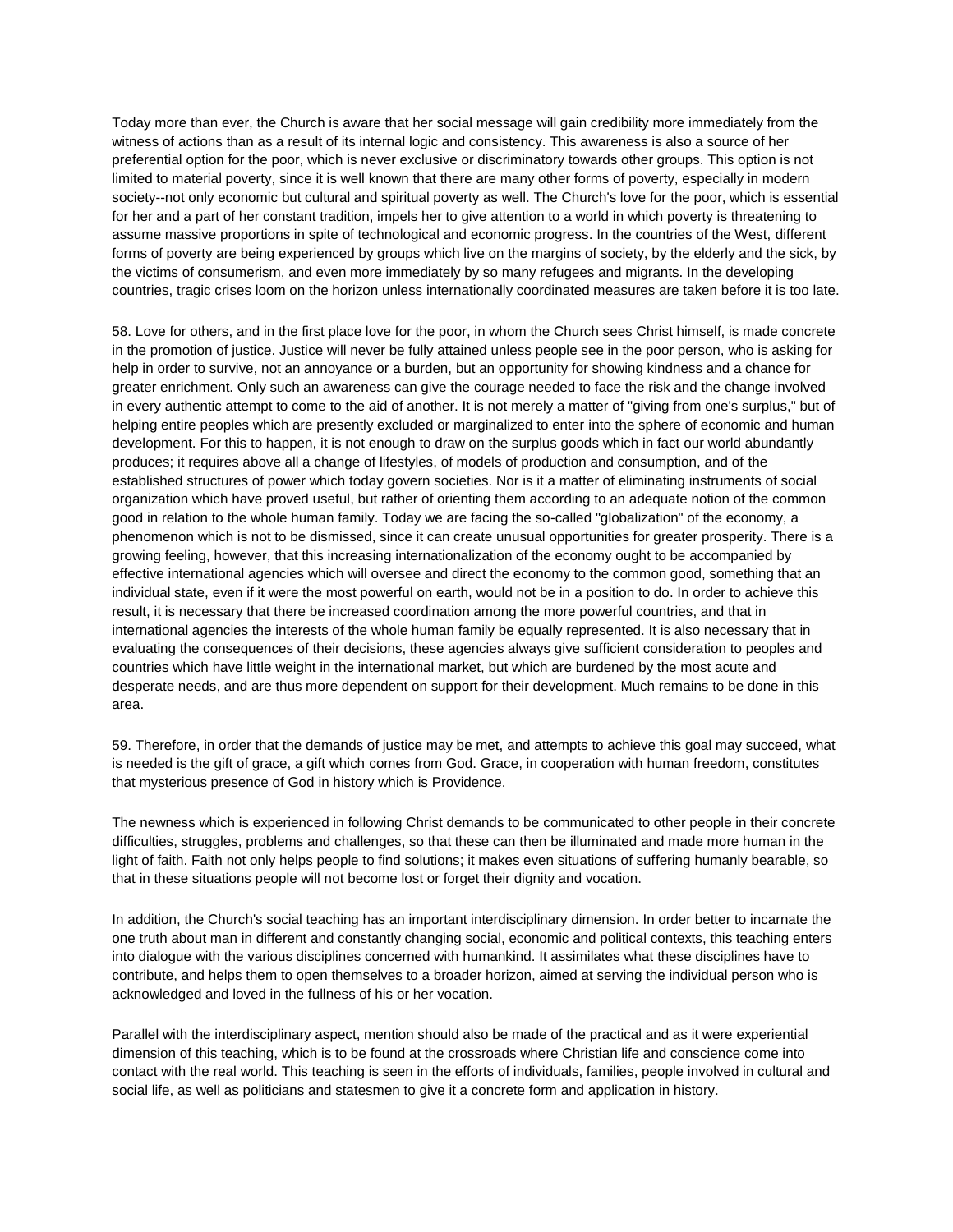Today more than ever, the Church is aware that her social message will gain credibility more immediately from the witness of actions than as a result of its internal logic and consistency. This awareness is also a source of her preferential option for the poor, which is never exclusive or discriminatory towards other groups. This option is not limited to material poverty, since it is well known that there are many other forms of poverty, especially in modern society--not only economic but cultural and spiritual poverty as well. The Church's love for the poor, which is essential for her and a part of her constant tradition, impels her to give attention to a world in which poverty is threatening to assume massive proportions in spite of technological and economic progress. In the countries of the West, different forms of poverty are being experienced by groups which live on the margins of society, by the elderly and the sick, by the victims of consumerism, and even more immediately by so many refugees and migrants. In the developing countries, tragic crises loom on the horizon unless internationally coordinated measures are taken before it is too late.

58. Love for others, and in the first place love for the poor, in whom the Church sees Christ himself, is made concrete in the promotion of justice. Justice will never be fully attained unless people see in the poor person, who is asking for help in order to survive, not an annoyance or a burden, but an opportunity for showing kindness and a chance for greater enrichment. Only such an awareness can give the courage needed to face the risk and the change involved in every authentic attempt to come to the aid of another. It is not merely a matter of "giving from one's surplus," but of helping entire peoples which are presently excluded or marginalized to enter into the sphere of economic and human development. For this to happen, it is not enough to draw on the surplus goods which in fact our world abundantly produces; it requires above all a change of lifestyles, of models of production and consumption, and of the established structures of power which today govern societies. Nor is it a matter of eliminating instruments of social organization which have proved useful, but rather of orienting them according to an adequate notion of the common good in relation to the whole human family. Today we are facing the so-called "globalization" of the economy, a phenomenon which is not to be dismissed, since it can create unusual opportunities for greater prosperity. There is a growing feeling, however, that this increasing internationalization of the economy ought to be accompanied by effective international agencies which will oversee and direct the economy to the common good, something that an individual state, even if it were the most powerful on earth, would not be in a position to do. In order to achieve this result, it is necessary that there be increased coordination among the more powerful countries, and that in international agencies the interests of the whole human family be equally represented. It is also necessary that in evaluating the consequences of their decisions, these agencies always give sufficient consideration to peoples and countries which have little weight in the international market, but which are burdened by the most acute and desperate needs, and are thus more dependent on support for their development. Much remains to be done in this area.

59. Therefore, in order that the demands of justice may be met, and attempts to achieve this goal may succeed, what is needed is the gift of grace, a gift which comes from God. Grace, in cooperation with human freedom, constitutes that mysterious presence of God in history which is Providence.

The newness which is experienced in following Christ demands to be communicated to other people in their concrete difficulties, struggles, problems and challenges, so that these can then be illuminated and made more human in the light of faith. Faith not only helps people to find solutions; it makes even situations of suffering humanly bearable, so that in these situations people will not become lost or forget their dignity and vocation.

In addition, the Church's social teaching has an important interdisciplinary dimension. In order better to incarnate the one truth about man in different and constantly changing social, economic and political contexts, this teaching enters into dialogue with the various disciplines concerned with humankind. It assimilates what these disciplines have to contribute, and helps them to open themselves to a broader horizon, aimed at serving the individual person who is acknowledged and loved in the fullness of his or her vocation.

Parallel with the interdisciplinary aspect, mention should also be made of the practical and as it were experiential dimension of this teaching, which is to be found at the crossroads where Christian life and conscience come into contact with the real world. This teaching is seen in the efforts of individuals, families, people involved in cultural and social life, as well as politicians and statesmen to give it a concrete form and application in history.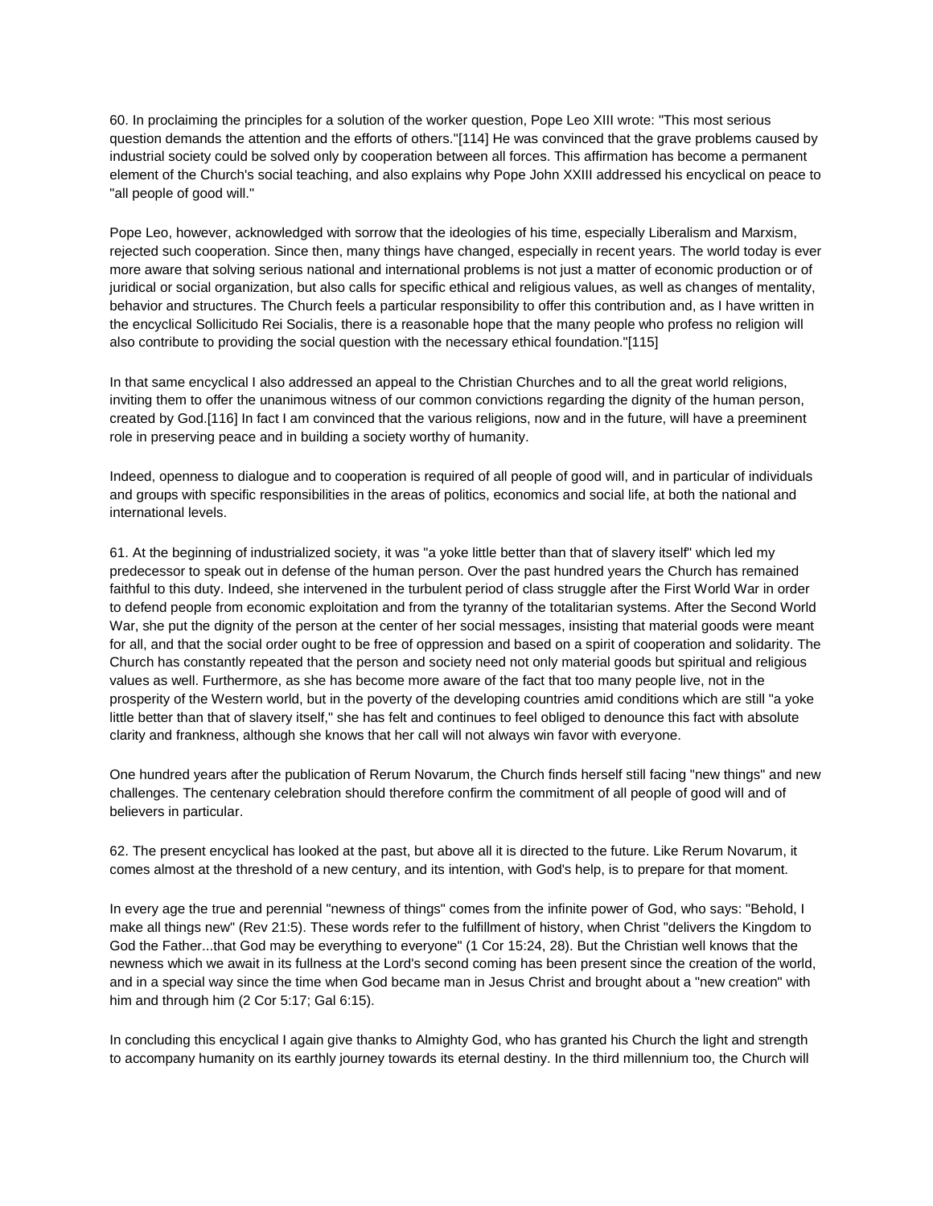60. In proclaiming the principles for a solution of the worker question, Pope Leo XIII wrote: "This most serious question demands the attention and the efforts of others."[114] He was convinced that the grave problems caused by industrial society could be solved only by cooperation between all forces. This affirmation has become a permanent element of the Church's social teaching, and also explains why Pope John XXIII addressed his encyclical on peace to "all people of good will."

Pope Leo, however, acknowledged with sorrow that the ideologies of his time, especially Liberalism and Marxism, rejected such cooperation. Since then, many things have changed, especially in recent years. The world today is ever more aware that solving serious national and international problems is not just a matter of economic production or of juridical or social organization, but also calls for specific ethical and religious values, as well as changes of mentality, behavior and structures. The Church feels a particular responsibility to offer this contribution and, as I have written in the encyclical Sollicitudo Rei Socialis, there is a reasonable hope that the many people who profess no religion will also contribute to providing the social question with the necessary ethical foundation."[115]

In that same encyclical I also addressed an appeal to the Christian Churches and to all the great world religions, inviting them to offer the unanimous witness of our common convictions regarding the dignity of the human person, created by God.[116] In fact I am convinced that the various religions, now and in the future, will have a preeminent role in preserving peace and in building a society worthy of humanity.

Indeed, openness to dialogue and to cooperation is required of all people of good will, and in particular of individuals and groups with specific responsibilities in the areas of politics, economics and social life, at both the national and international levels.

61. At the beginning of industrialized society, it was "a yoke little better than that of slavery itself" which led my predecessor to speak out in defense of the human person. Over the past hundred years the Church has remained faithful to this duty. Indeed, she intervened in the turbulent period of class struggle after the First World War in order to defend people from economic exploitation and from the tyranny of the totalitarian systems. After the Second World War, she put the dignity of the person at the center of her social messages, insisting that material goods were meant for all, and that the social order ought to be free of oppression and based on a spirit of cooperation and solidarity. The Church has constantly repeated that the person and society need not only material goods but spiritual and religious values as well. Furthermore, as she has become more aware of the fact that too many people live, not in the prosperity of the Western world, but in the poverty of the developing countries amid conditions which are still "a yoke little better than that of slavery itself," she has felt and continues to feel obliged to denounce this fact with absolute clarity and frankness, although she knows that her call will not always win favor with everyone.

One hundred years after the publication of Rerum Novarum, the Church finds herself still facing "new things" and new challenges. The centenary celebration should therefore confirm the commitment of all people of good will and of believers in particular.

62. The present encyclical has looked at the past, but above all it is directed to the future. Like Rerum Novarum, it comes almost at the threshold of a new century, and its intention, with God's help, is to prepare for that moment.

In every age the true and perennial "newness of things" comes from the infinite power of God, who says: "Behold, I make all things new" (Rev 21:5). These words refer to the fulfillment of history, when Christ "delivers the Kingdom to God the Father...that God may be everything to everyone" (1 Cor 15:24, 28). But the Christian well knows that the newness which we await in its fullness at the Lord's second coming has been present since the creation of the world, and in a special way since the time when God became man in Jesus Christ and brought about a "new creation" with him and through him (2 Cor 5:17; Gal 6:15).

In concluding this encyclical I again give thanks to Almighty God, who has granted his Church the light and strength to accompany humanity on its earthly journey towards its eternal destiny. In the third millennium too, the Church will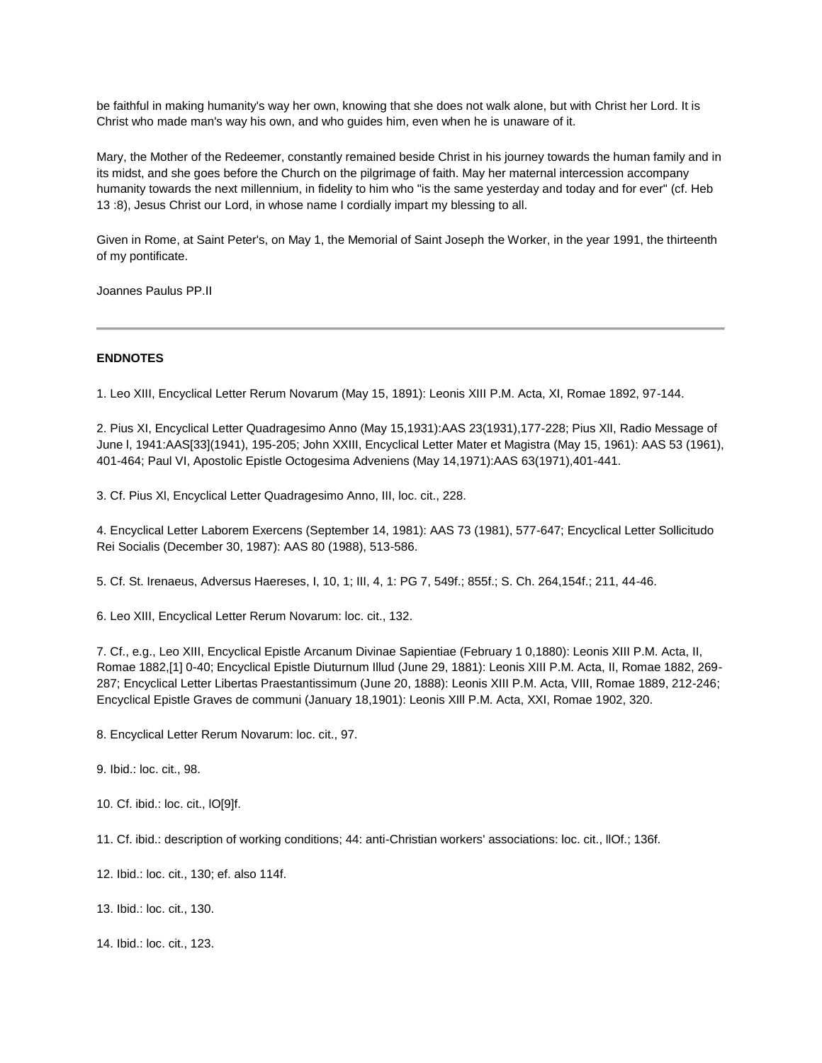be faithful in making humanity's way her own, knowing that she does not walk alone, but with Christ her Lord. It is Christ who made man's way his own, and who guides him, even when he is unaware of it.

Mary, the Mother of the Redeemer, constantly remained beside Christ in his journey towards the human family and in its midst, and she goes before the Church on the pilgrimage of faith. May her maternal intercession accompany humanity towards the next millennium, in fidelity to him who "is the same yesterday and today and for ever" (cf. Heb 13 :8), Jesus Christ our Lord, in whose name I cordially impart my blessing to all.

Given in Rome, at Saint Peter's, on May 1, the Memorial of Saint Joseph the Worker, in the year 1991, the thirteenth of my pontificate.

Joannes Paulus PP.II

---

**ENDNOTES**

1. Leo XIII, Encyclical Letter Rerum Novarum (May 15, 1891): Leonis XIII P.M. Acta, XI, Romae 1892, 97-144.

2. Pius XI, Encyclical Letter Quadragesimo Anno (May 15,1931):AAS 23(1931),177-228; Pius XII, Radio Message of June l, 1941:AAS[33](1941), 195-205; John XXIII, Encyclical Letter Mater et Magistra (May 15, 1961): AAS 53 (1961), 401-464; Paul VI, Apostolic Epistle Octogesima Adveniens (May 14,1971):AAS 63(1971),401-441.

3. Cf. Pius Xl, Encyclical Letter Quadragesimo Anno, III, loc. cit., 228.

4. Encyclical Letter Laborem Exercens (September 14, 1981): AAS 73 (1981), 577-647; Encyclical Letter Sollicitudo Rei Socialis (December 30, 1987): AAS 80 (1988), 513-586.

5. Cf. St. Irenaeus, Adversus Haereses, I, 10, 1; III, 4, 1: PG 7, 549f.; 855f.; S. Ch. 264,154f.; 211, 44-46.

6. Leo XIII, Encyclical Letter Rerum Novarum: loc. cit., 132.

7. Cf., e.g., Leo XIII, Encyclical Epistle Arcanum Divinae Sapientiae (February 1 0,1880): Leonis XIII P.M. Acta, II, Romae 1882,[1] 0-40; Encyclical Epistle Diuturnum Illud (June 29, 1881): Leonis XIII P.M. Acta, II, Romae 1882, 269-287; Encyclical Letter Libertas Praestantissimum (June 20, 1888): Leonis XIII P.M. Acta, VIII, Romae 1889, 212-246; Encyclical Epistle Graves de communi (January 18,1901): Leonis XIll P.M. Acta, XXI, Romae 1902, 320.

8. Encyclical Letter Rerum Novarum: loc. cit., 97.

9. Ibid.: loc. cit., 98.

10. Cf. ibid.: loc. cit., lO[9]f.

11. Cf. ibid.: description of working conditions; 44: anti-Christian workers' associations: loc. cit., llOf.; 136f.

12. Ibid.: loc. cit., 130; ef. also 114f.

13. Ibid.: loc. cit., 130.

14. Ibid.: loc. cit., 123.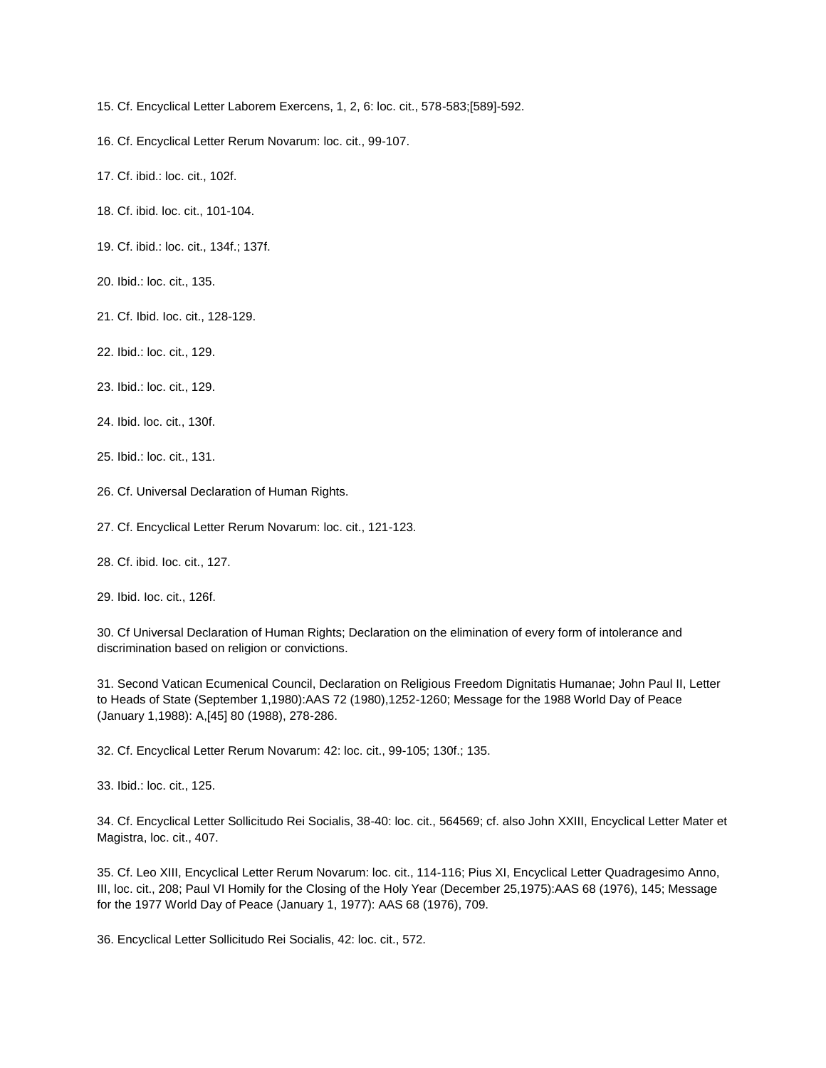15. Cf. Encyclical Letter Laborem Exercens, 1, 2, 6: loc. cit., 578-583;[589]-592.

16. Cf. Encyclical Letter Rerum Novarum: loc. cit., 99-107.

17. Cf. ibid.: loc. cit., 102f.

18. Cf. ibid. loc. cit., 101-104.

19. Cf. ibid.: loc. cit., 134f.; 137f.

20. Ibid.: loc. cit., 135.

21. Cf. Ibid. Ioc. cit., 128-129.

22. Ibid.: loc. cit., 129.

23. Ibid.: loc. cit., 129.

24. Ibid. loc. cit., 130f.

25. Ibid.: loc. cit., 131.

26. Cf. Universal Declaration of Human Rights.

27. Cf. Encyclical Letter Rerum Novarum: loc. cit., 121-123.

28. Cf. ibid. Ioc. cit., 127.

29. Ibid. Ioc. cit., 126f.

30. Cf Universal Declaration of Human Rights; Declaration on the elimination of every form of intolerance and discrimination based on religion or convictions.

31. Second Vatican Ecumenical Council, Declaration on Religious Freedom Dignitatis Humanae; John Paul II, Letter to Heads of State (September 1,1980):AAS 72 (1980),1252-1260; Message for the 1988 World Day of Peace (January 1,1988): A,[45] 80 (1988), 278-286.

32. Cf. Encyclical Letter Rerum Novarum: 42: loc. cit., 99-105; 130f.; 135.

33. Ibid.: loc. cit., 125.

34. Cf. Encyclical Letter Sollicitudo Rei Socialis, 38-40: loc. cit., 564569; cf. also John XXIII, Encyclical Letter Mater et Magistra, loc. cit., 407.

35. Cf. Leo XIII, Encyclical Letter Rerum Novarum: loc. cit., 114-116; Pius XI, Encyclical Letter Quadragesimo Anno, III, loc. cit., 208; Paul VI Homily for the Closing of the Holy Year (December 25,1975):AAS 68 (1976), 145; Message for the 1977 World Day of Peace (January 1, 1977): AAS 68 (1976), 709.

36. Encyclical Letter Sollicitudo Rei Socialis, 42: loc. cit., 572.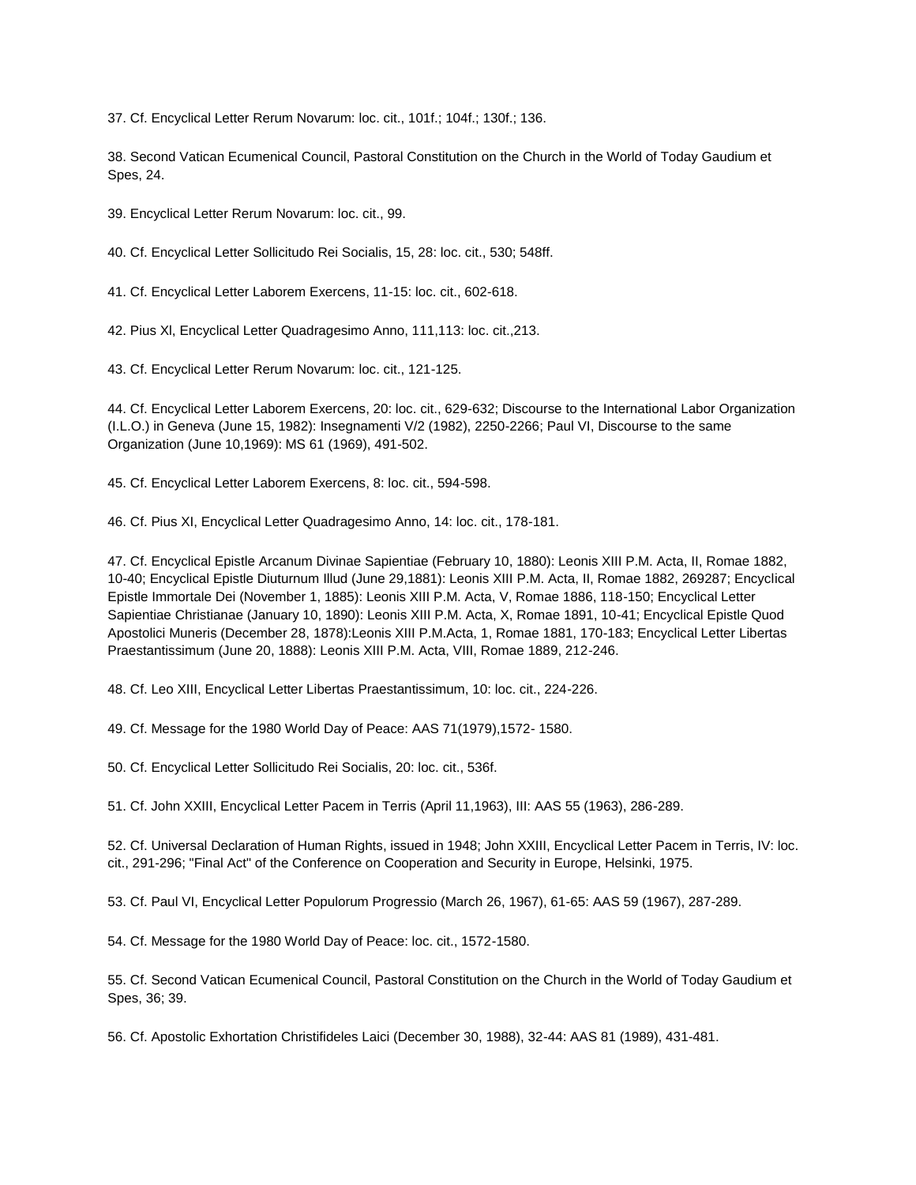37. Cf. Encyclical Letter Rerum Novarum: loc. cit., 101f.; 104f.; 130f.; 136.

38. Second Vatican Ecumenical Council, Pastoral Constitution on the Church in the World of Today Gaudium et Spes, 24.

39. Encyclical Letter Rerum Novarum: loc. cit., 99.

40. Cf. Encyclical Letter Sollicitudo Rei Socialis, 15, 28: loc. cit., 530; 548ff.

41. Cf. Encyclical Letter Laborem Exercens, 11-15: loc. cit., 602-618.

42. Pius Xl, Encyclical Letter Quadragesimo Anno, 111,113: loc. cit.,213.

43. Cf. Encyclical Letter Rerum Novarum: loc. cit., 121-125.

44. Cf. Encyclical Letter Laborem Exercens, 20: loc. cit., 629-632; Discourse to the International Labor Organization (I.L.O.) in Geneva (June 15, 1982): Insegnamenti V/2 (1982), 2250-2266; Paul VI, Discourse to the same Organization (June 10,1969): MS 61 (1969), 491-502.

45. Cf. Encyclical Letter Laborem Exercens, 8: loc. cit., 594-598.

46. Cf. Pius XI, Encyclical Letter Quadragesimo Anno, 14: loc. cit., 178-181.

47. Cf. Encyclical Epistle Arcanum Divinae Sapientiae (February 10, 1880): Leonis XIII P.M. Acta, II, Romae 1882, 10-40; Encyclical Epistle Diuturnum Illud (June 29,1881): Leonis XIII P.M. Acta, II, Romae 1882, 269287; Encyclical Epistle Immortale Dei (November 1, 1885): Leonis XIII P.M. Acta, V, Romae 1886, 118-150; Encyclical Letter Sapientiae Christianae (January 10, 1890): Leonis XIII P.M. Acta, X, Romae 1891, 10-41; Encyclical Epistle Quod Apostolici Muneris (December 28, 1878):Leonis XIII P.M.Acta, 1, Romae 1881, 170-183; Encyclical Letter Libertas Praestantissimum (June 20, 1888): Leonis XIII P.M. Acta, VIII, Romae 1889, 212-246.

48. Cf. Leo XIII, Encyclical Letter Libertas Praestantissimum, 10: loc. cit., 224-226.

49. Cf. Message for the 1980 World Day of Peace: AAS 71(1979),1572- 1580.

50. Cf. Encyclical Letter Sollicitudo Rei Socialis, 20: loc. cit., 536f.

51. Cf. John XXIII, Encyclical Letter Pacem in Terris (April 11,1963), III: AAS 55 (1963), 286-289.

52. Cf. Universal Declaration of Human Rights, issued in 1948; John XXIII, Encyclical Letter Pacem in Terris, IV: loc. cit., 291-296; "Final Act" of the Conference on Cooperation and Security in Europe, Helsinki, 1975.

53. Cf. Paul VI, Encyclical Letter Populorum Progressio (March 26, 1967), 61-65: AAS 59 (1967), 287-289.

54. Cf. Message for the 1980 World Day of Peace: loc. cit., 1572-1580.

55. Cf. Second Vatican Ecumenical Council, Pastoral Constitution on the Church in the World of Today Gaudium et Spes, 36; 39.

56. Cf. Apostolic Exhortation Christifideles Laici (December 30, 1988), 32-44: AAS 81 (1989), 431-481.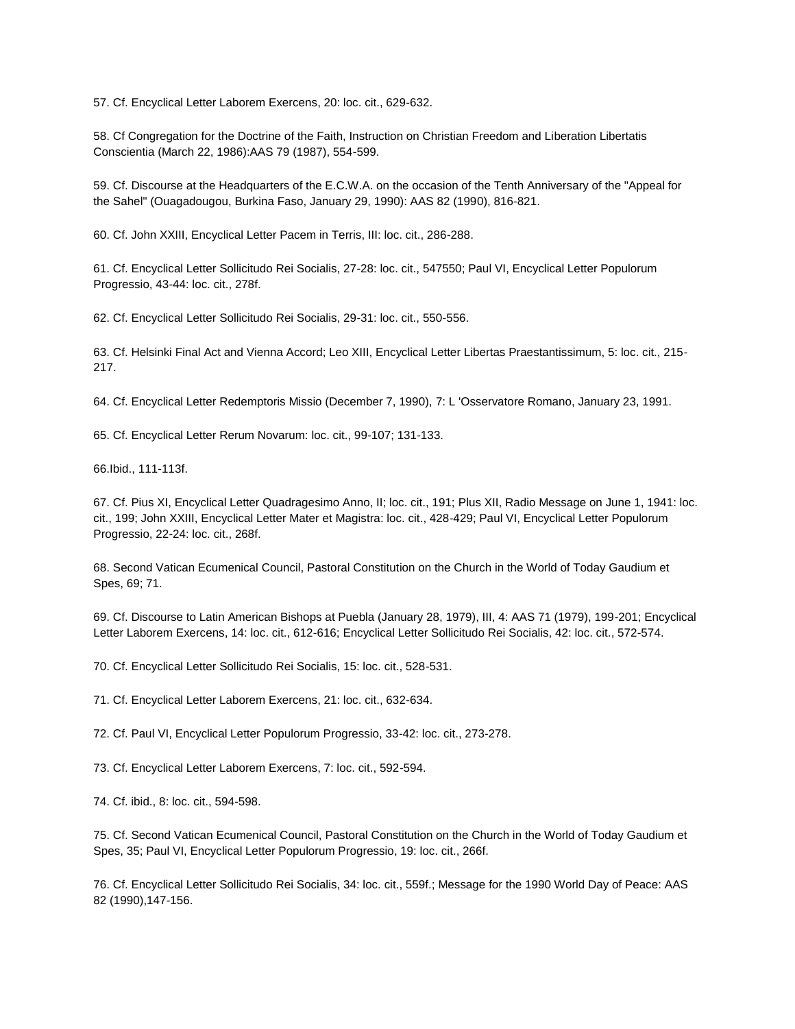57. Cf. Encyclical Letter Laborem Exercens, 20: loc. cit., 629-632.

58. Cf Congregation for the Doctrine of the Faith, Instruction on Christian Freedom and Liberation Libertatis Conscientia (March 22, 1986):AAS 79 (1987), 554-599.

59. Cf. Discourse at the Headquarters of the E.C.W.A. on the occasion of the Tenth Anniversary of the "Appeal for the Sahel" (Ouagadougou, Burkina Faso, January 29, 1990): AAS 82 (1990), 816-821.

60. Cf. John XXIII, Encyclical Letter Pacem in Terris, III: loc. cit., 286-288.

61. Cf. Encyclical Letter Sollicitudo Rei Socialis, 27-28: loc. cit., 547550; Paul VI, Encyclical Letter Populorum Progressio, 43-44: loc. cit., 278f.

62. Cf. Encyclical Letter Sollicitudo Rei Socialis, 29-31: loc. cit., 550-556.

63. Cf. Helsinki Final Act and Vienna Accord; Leo XIII, Encyclical Letter Libertas Praestantissimum, 5: loc. cit., 215-217.

64. Cf. Encyclical Letter Redemptoris Missio (December 7, 1990), 7: L 'Osservatore Romano, January 23, 1991.

65. Cf. Encyclical Letter Rerum Novarum: loc. cit., 99-107; 131-133.

66.Ibid., 111-113f.

67. Cf. Pius XI, Encyclical Letter Quadragesimo Anno, II; loc. cit., 191; Plus XII, Radio Message on June 1, 1941: loc. cit., 199; John XXIII, Encyclical Letter Mater et Magistra: loc. cit., 428-429; Paul VI, Encyclical Letter Populorum Progressio, 22-24: loc. cit., 268f.

68. Second Vatican Ecumenical Council, Pastoral Constitution on the Church in the World of Today Gaudium et Spes, 69; 71.

69. Cf. Discourse to Latin American Bishops at Puebla (January 28, 1979), III, 4: AAS 71 (1979), 199-201; Encyclical Letter Laborem Exercens, 14: loc. cit., 612-616; Encyclical Letter Sollicitudo Rei Socialis, 42: loc. cit., 572-574.

70. Cf. Encyclical Letter Sollicitudo Rei Socialis, 15: loc. cit., 528-531.

71. Cf. Encyclical Letter Laborem Exercens, 21: loc. cit., 632-634.

72. Cf. Paul VI, Encyclical Letter Populorum Progressio, 33-42: loc. cit., 273-278.

73. Cf. Encyclical Letter Laborem Exercens, 7: loc. cit., 592-594.

74. Cf. ibid., 8: loc. cit., 594-598.

75. Cf. Second Vatican Ecumenical Council, Pastoral Constitution on the Church in the World of Today Gaudium et Spes, 35; Paul VI, Encyclical Letter Populorum Progressio, 19: loc. cit., 266f.

76. Cf. Encyclical Letter Sollicitudo Rei Socialis, 34: loc. cit., 559f.; Message for the 1990 World Day of Peace: AAS 82 (1990),147-156.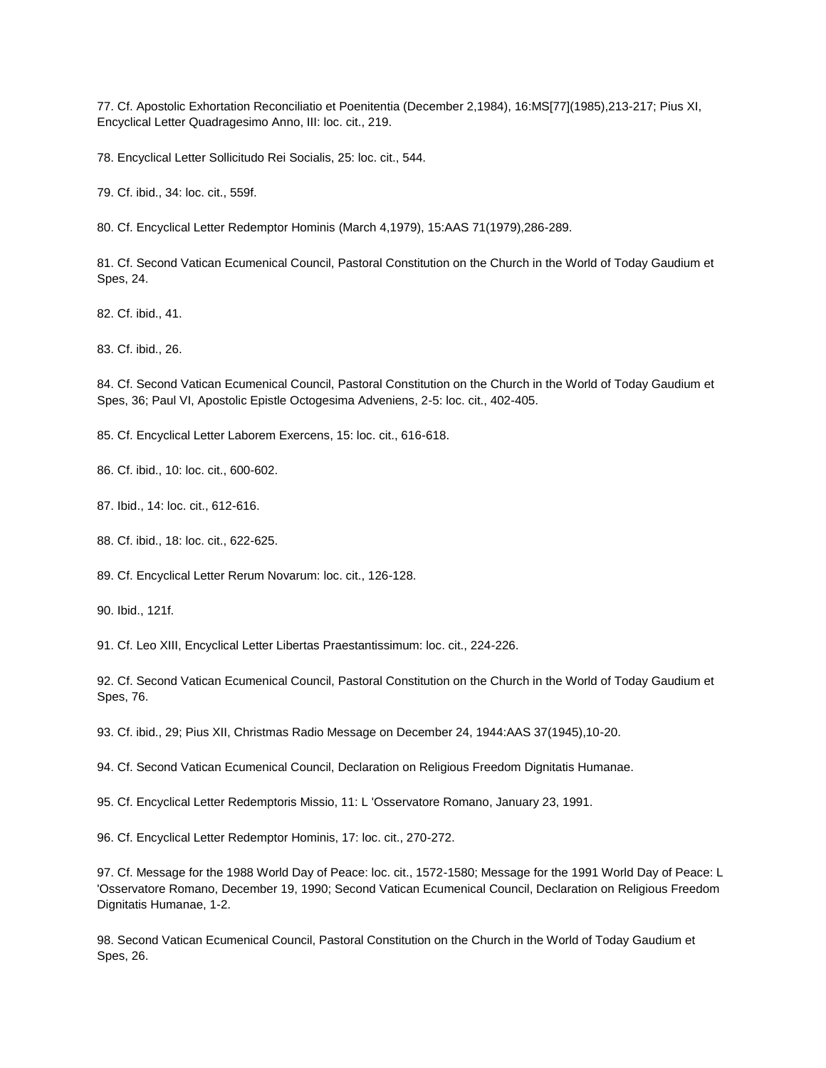77. Cf. Apostolic Exhortation Reconciliatio et Poenitentia (December 2,1984), 16:MS[77](1985),213-217; Pius XI, Encyclical Letter Quadragesimo Anno, III: loc. cit., 219.

78. Encyclical Letter Sollicitudo Rei Socialis, 25: loc. cit., 544.

79. Cf. ibid., 34: loc. cit., 559f.

80. Cf. Encyclical Letter Redemptor Hominis (March 4,1979), 15:AAS 71(1979),286-289.

81. Cf. Second Vatican Ecumenical Council, Pastoral Constitution on the Church in the World of Today Gaudium et Spes, 24.

82. Cf. ibid., 41.

83. Cf. ibid., 26.

84. Cf. Second Vatican Ecumenical Council, Pastoral Constitution on the Church in the World of Today Gaudium et Spes, 36; Paul VI, Apostolic Epistle Octogesima Adveniens, 2-5: loc. cit., 402-405.

85. Cf. Encyclical Letter Laborem Exercens, 15: loc. cit., 616-618.

86. Cf. ibid., 10: loc. cit., 600-602.

87. Ibid., 14: loc. cit., 612-616.

88. Cf. ibid., 18: loc. cit., 622-625.

89. Cf. Encyclical Letter Rerum Novarum: loc. cit., 126-128.

90. Ibid., 121f.

91. Cf. Leo XIII, Encyclical Letter Libertas Praestantissimum: loc. cit., 224-226.

92. Cf. Second Vatican Ecumenical Council, Pastoral Constitution on the Church in the World of Today Gaudium et Spes, 76.

93. Cf. ibid., 29; Pius XII, Christmas Radio Message on December 24, 1944:AAS 37(1945),10-20.

94. Cf. Second Vatican Ecumenical Council, Declaration on Religious Freedom Dignitatis Humanae.

95. Cf. Encyclical Letter Redemptoris Missio, 11: L 'Osservatore Romano, January 23, 1991.

96. Cf. Encyclical Letter Redemptor Hominis, 17: loc. cit., 270-272.

97. Cf. Message for the 1988 World Day of Peace: loc. cit., 1572-1580; Message for the 1991 World Day of Peace: L 'Osservatore Romano, December 19, 1990; Second Vatican Ecumenical Council, Declaration on Religious Freedom Dignitatis Humanae, 1-2.

98. Second Vatican Ecumenical Council, Pastoral Constitution on the Church in the World of Today Gaudium et Spes, 26.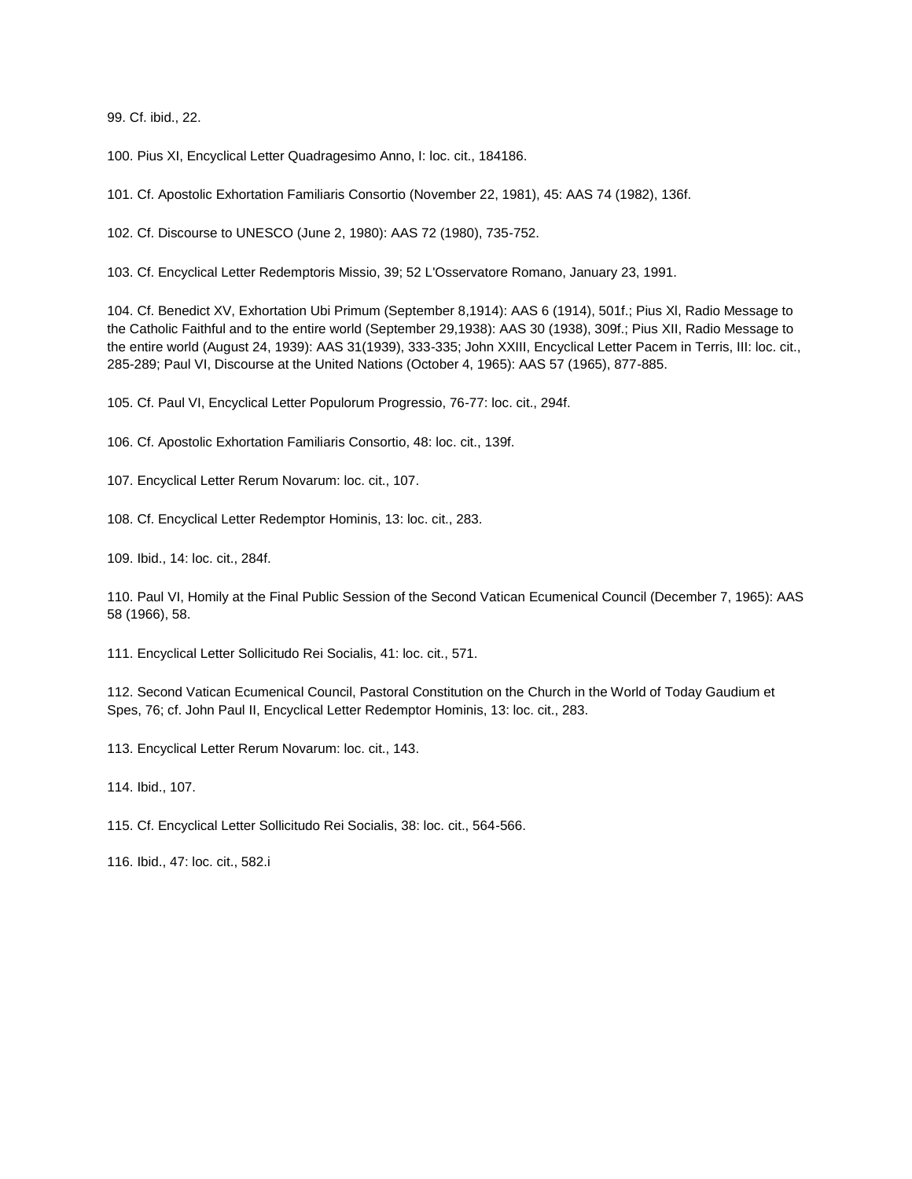99. Cf. ibid., 22.

100. Pius XI, Encyclical Letter Quadragesimo Anno, I: loc. cit., 184186.

101. Cf. Apostolic Exhortation Familiaris Consortio (November 22, 1981), 45: AAS 74 (1982), 136f.

102. Cf. Discourse to UNESCO (June 2, 1980): AAS 72 (1980), 735-752.

103. Cf. Encyclical Letter Redemptoris Missio, 39; 52 L'Osservatore Romano, January 23, 1991.

104. Cf. Benedict XV, Exhortation Ubi Primum (September 8,1914): AAS 6 (1914), 501f.; Pius Xl, Radio Message to the Catholic Faithful and to the entire world (September 29,1938): AAS 30 (1938), 309f.; Pius XII, Radio Message to the entire world (August 24, 1939): AAS 31(1939), 333-335; John XXIII, Encyclical Letter Pacem in Terris, III: loc. cit., 285-289; Paul VI, Discourse at the United Nations (October 4, 1965): AAS 57 (1965), 877-885.

105. Cf. Paul VI, Encyclical Letter Populorum Progressio, 76-77: loc. cit., 294f.

106. Cf. Apostolic Exhortation Familiaris Consortio, 48: loc. cit., 139f.

107. Encyclical Letter Rerum Novarum: loc. cit., 107.

108. Cf. Encyclical Letter Redemptor Hominis, 13: loc. cit., 283.

109. Ibid., 14: loc. cit., 284f.

110. Paul VI, Homily at the Final Public Session of the Second Vatican Ecumenical Council (December 7, 1965): AAS 58 (1966), 58.

111. Encyclical Letter Sollicitudo Rei Socialis, 41: loc. cit., 571.

112. Second Vatican Ecumenical Council, Pastoral Constitution on the Church in the World of Today Gaudium et Spes, 76; cf. John Paul II, Encyclical Letter Redemptor Hominis, 13: loc. cit., 283.

113. Encyclical Letter Rerum Novarum: loc. cit., 143.

114. Ibid., 107.

115. Cf. Encyclical Letter Sollicitudo Rei Socialis, 38: loc. cit., 564-566.

116. Ibid., 47: loc. cit., 582.i